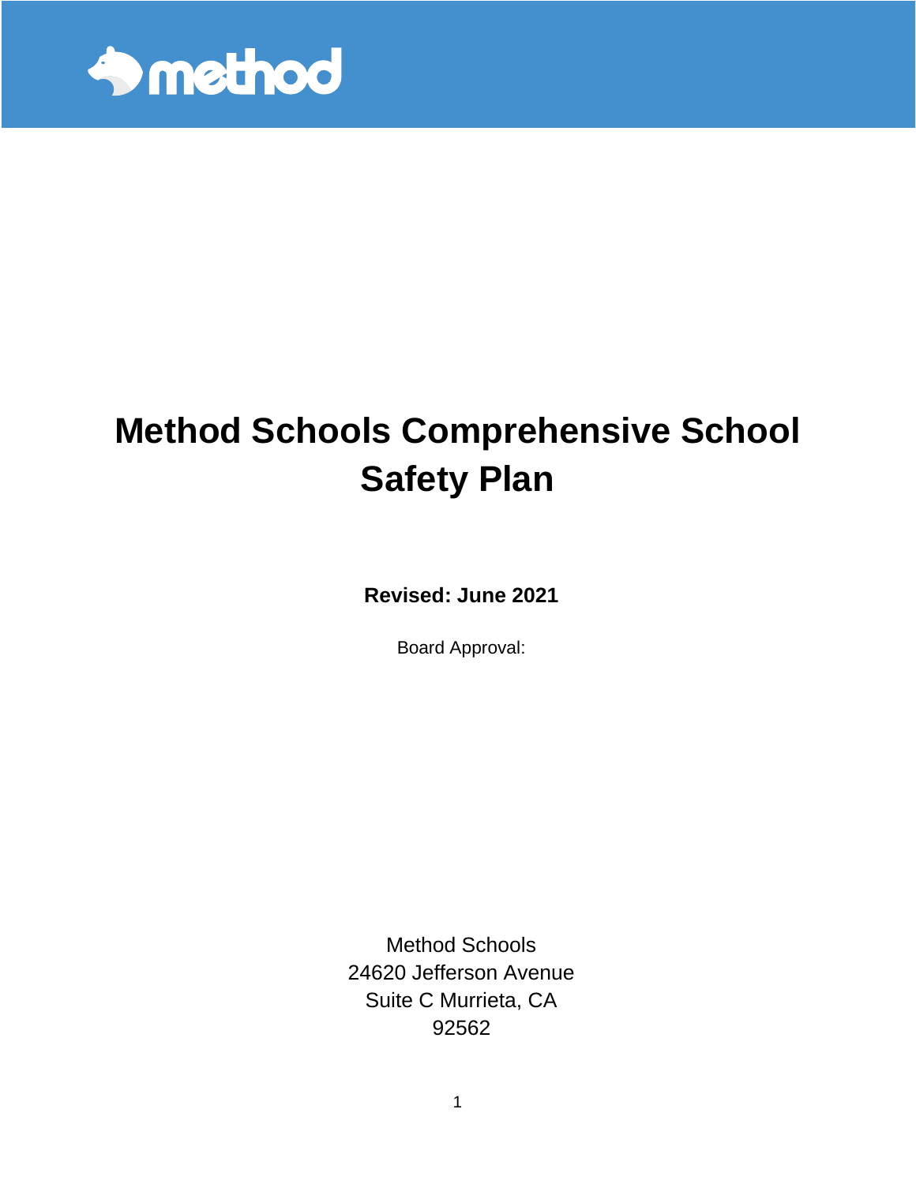method

# Method Schools Comprehensive School Safety Plan

**Revised: June 2021**

Board Approval:

Method Schools
24620 Jefferson Avenue
Suite C Murrieta, CA
92562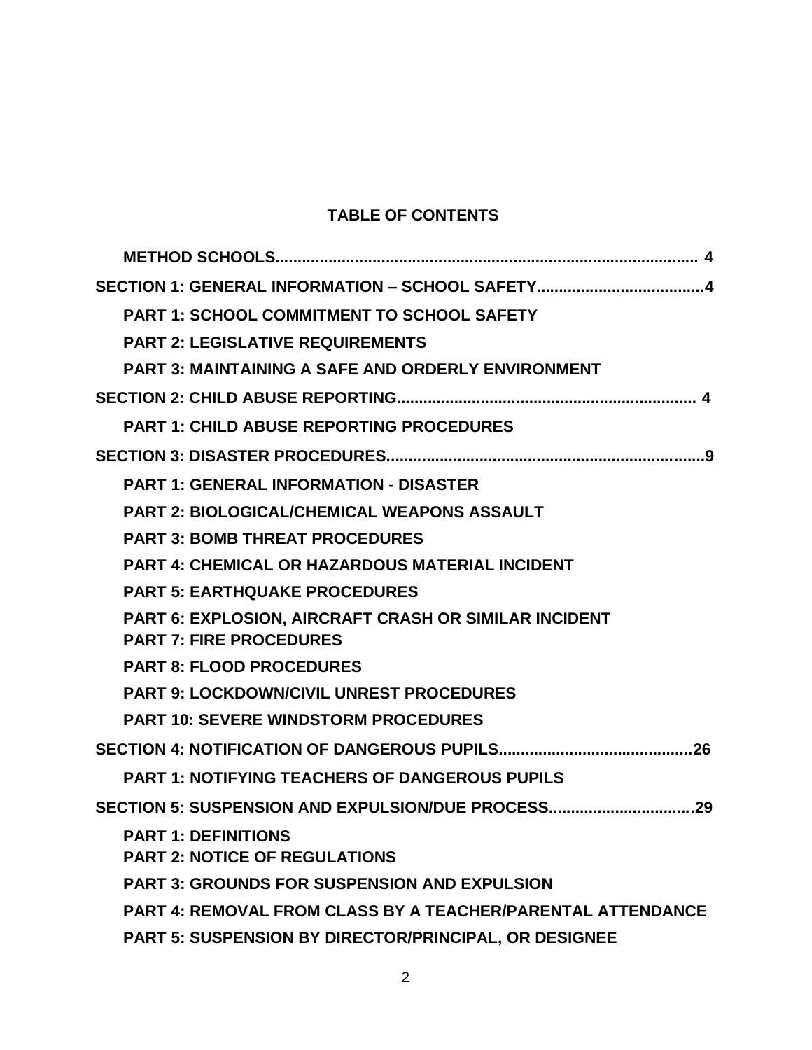## TABLE OF CONTENTS

**METHOD SCHOOLS................................................................................................ 4**

**SECTION 1: GENERAL INFORMATION – SCHOOL SAFETY......................................4**

**PART 1: SCHOOL COMMITMENT TO SCHOOL SAFETY**

**PART 2: LEGISLATIVE REQUIREMENTS**

**PART 3: MAINTAINING A SAFE AND ORDERLY ENVIRONMENT**

**SECTION 2: CHILD ABUSE REPORTING.................................................................... 4**

**PART 1: CHILD ABUSE REPORTING PROCEDURES**

**SECTION 3: DISASTER PROCEDURES.........................................................................9**

**PART 1: GENERAL INFORMATION - DISASTER**

**PART 2: BIOLOGICAL/CHEMICAL WEAPONS ASSAULT**

**PART 3: BOMB THREAT PROCEDURES**

**PART 4: CHEMICAL OR HAZARDOUS MATERIAL INCIDENT**

**PART 5: EARTHQUAKE PROCEDURES**

**PART 6: EXPLOSION, AIRCRAFT CRASH OR SIMILAR INCIDENT**

**PART 7: FIRE PROCEDURES**

**PART 8: FLOOD PROCEDURES**

**PART 9: LOCKDOWN/CIVIL UNREST PROCEDURES**

**PART 10: SEVERE WINDSTORM PROCEDURES**

**SECTION 4: NOTIFICATION OF DANGEROUS PUPILS............................................26**

**PART 1: NOTIFYING TEACHERS OF DANGEROUS PUPILS**

**SECTION 5: SUSPENSION AND EXPULSION/DUE PROCESS................................29**

**PART 1: DEFINITIONS**

**PART 2: NOTICE OF REGULATIONS**

**PART 3: GROUNDS FOR SUSPENSION AND EXPULSION**

**PART 4: REMOVAL FROM CLASS BY A TEACHER/PARENTAL ATTENDANCE**

**PART 5: SUSPENSION BY DIRECTOR/PRINCIPAL, OR DESIGNEE**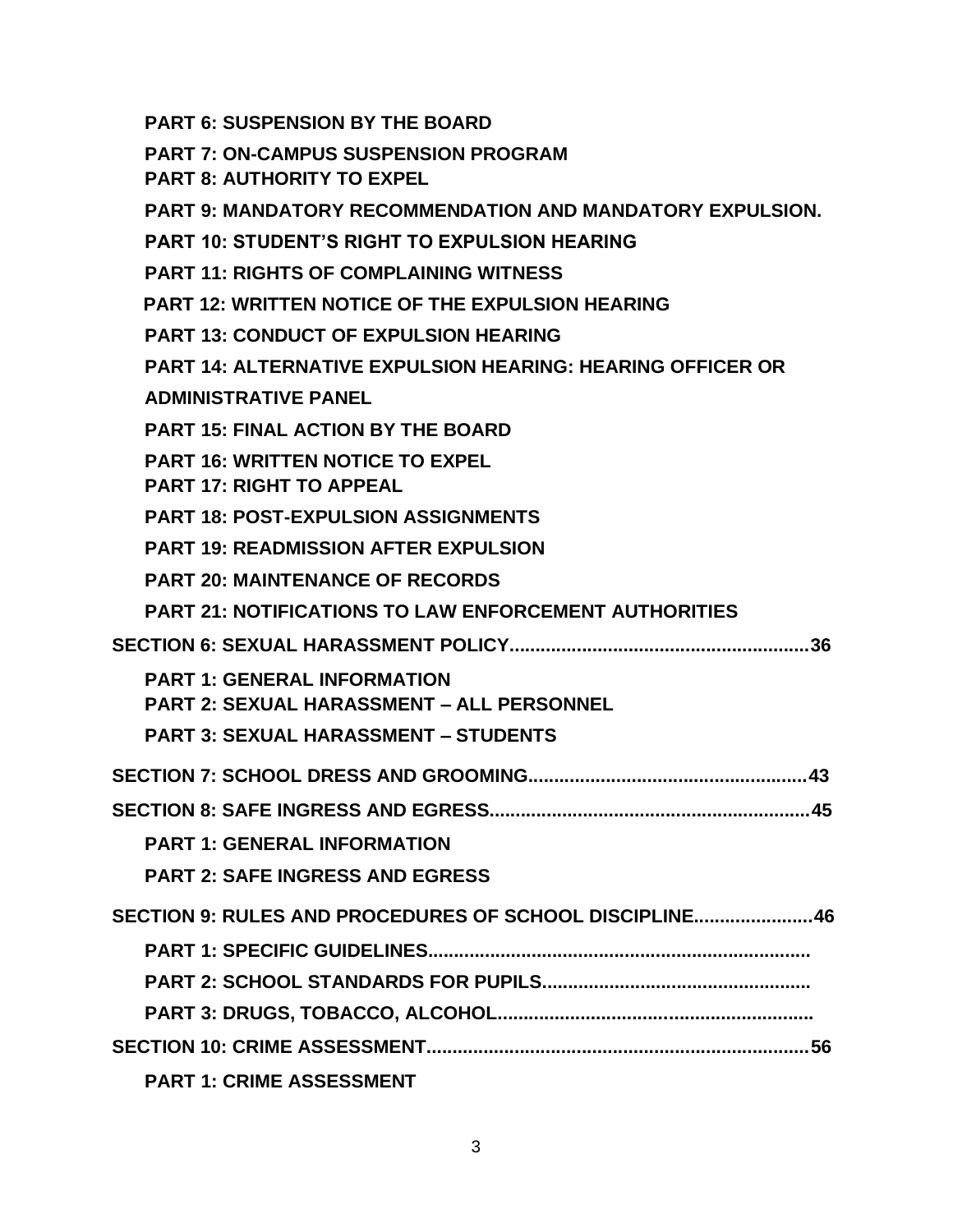PART 6: SUSPENSION BY THE BOARD

PART 7: ON-CAMPUS SUSPENSION PROGRAM

PART 8: AUTHORITY TO EXPEL

PART 9: MANDATORY RECOMMENDATION AND MANDATORY EXPULSION.

PART 10: STUDENT'S RIGHT TO EXPULSION HEARING

PART 11: RIGHTS OF COMPLAINING WITNESS

PART 12: WRITTEN NOTICE OF THE EXPULSION HEARING

PART 13: CONDUCT OF EXPULSION HEARING

PART 14: ALTERNATIVE EXPULSION HEARING: HEARING OFFICER OR ADMINISTRATIVE PANEL

PART 15: FINAL ACTION BY THE BOARD

PART 16: WRITTEN NOTICE TO EXPEL

PART 17: RIGHT TO APPEAL

PART 18: POST-EXPULSION ASSIGNMENTS

PART 19: READMISSION AFTER EXPULSION

PART 20: MAINTENANCE OF RECORDS

PART 21: NOTIFICATIONS TO LAW ENFORCEMENT AUTHORITIES

SECTION 6: SEXUAL HARASSMENT POLICY.........................................................36

PART 1: GENERAL INFORMATION

PART 2: SEXUAL HARASSMENT – ALL PERSONNEL

PART 3: SEXUAL HARASSMENT – STUDENTS

SECTION 7: SCHOOL DRESS AND GROOMING......................................................43

SECTION 8: SAFE INGRESS AND EGRESS..............................................................45

PART 1: GENERAL INFORMATION

PART 2: SAFE INGRESS AND EGRESS

SECTION 9: RULES AND PROCEDURES OF SCHOOL DISCIPLINE.......................46

PART 1: SPECIFIC GUIDELINES..........................................................................

PART 2: SCHOOL STANDARDS FOR PUPILS....................................................

PART 3: DRUGS, TOBACCO, ALCOHOL.............................................................

SECTION 10: CRIME ASSESSMENT..........................................................................56

PART 1: CRIME ASSESSMENT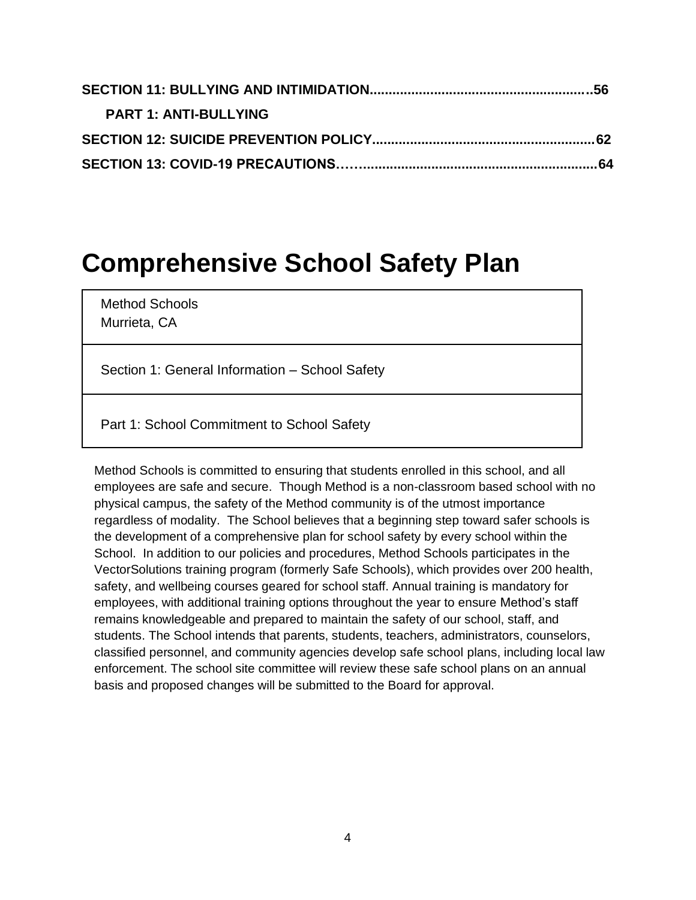**SECTION 11: BULLYING AND INTIMIDATION..........................................................56**

**PART 1: ANTI-BULLYING**

**SECTION 12: SUICIDE PREVENTION POLICY...........................................................62**

**SECTION 13: COVID-19 PRECAUTIONS……..............................................................64**

# Comprehensive School Safety Plan

| |
|---|
| Method Schools<br>Murrieta, CA |
| Section 1: General Information – School Safety |
| Part 1: School Commitment to School Safety |

Method Schools is committed to ensuring that students enrolled in this school, and all employees are safe and secure. Though Method is a non-classroom based school with no physical campus, the safety of the Method community is of the utmost importance regardless of modality. The School believes that a beginning step toward safer schools is the development of a comprehensive plan for school safety by every school within the School. In addition to our policies and procedures, Method Schools participates in the VectorSolutions training program (formerly Safe Schools), which provides over 200 health, safety, and wellbeing courses geared for school staff. Annual training is mandatory for employees, with additional training options throughout the year to ensure Method's staff remains knowledgeable and prepared to maintain the safety of our school, staff, and students. The School intends that parents, students, teachers, administrators, counselors, classified personnel, and community agencies develop safe school plans, including local law enforcement. The school site committee will review these safe school plans on an annual basis and proposed changes will be submitted to the Board for approval.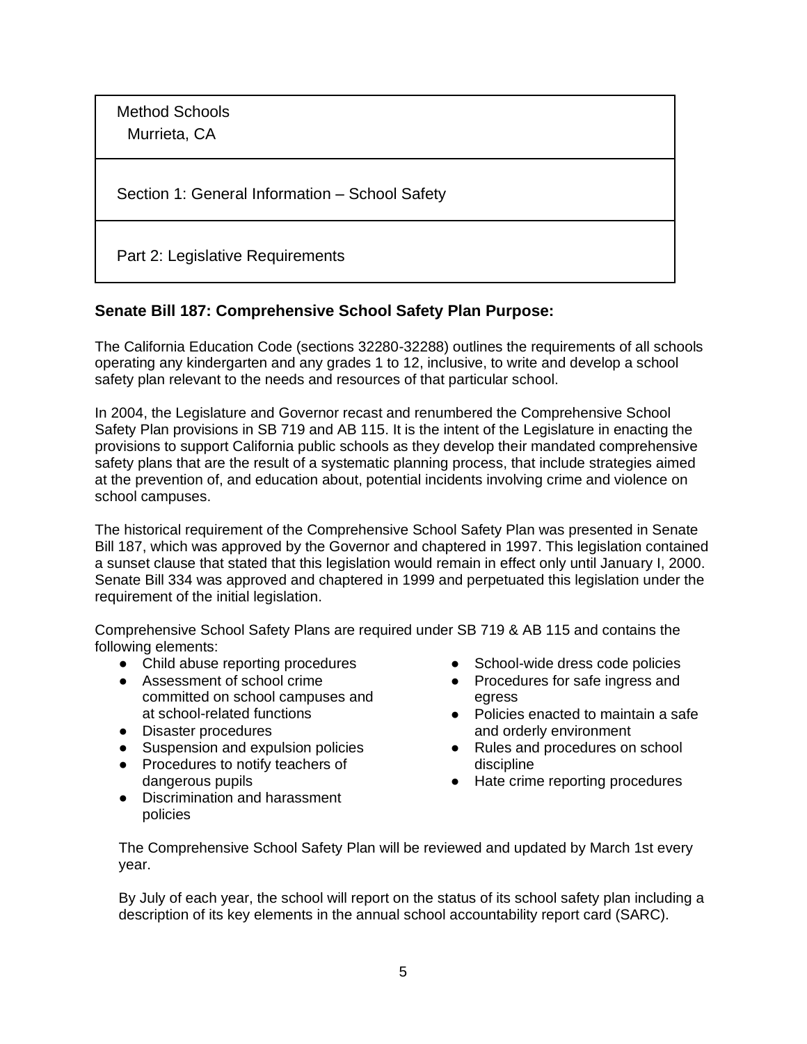| |
|---|
| Method Schools<br>Murrieta, CA |
| Section 1: General Information – School Safety |
| Part 2: Legislative Requirements |

## Senate Bill 187: Comprehensive School Safety Plan Purpose:

The California Education Code (sections 32280-32288) outlines the requirements of all schools operating any kindergarten and any grades 1 to 12, inclusive, to write and develop a school safety plan relevant to the needs and resources of that particular school.

In 2004, the Legislature and Governor recast and renumbered the Comprehensive School Safety Plan provisions in SB 719 and AB 115. It is the intent of the Legislature in enacting the provisions to support California public schools as they develop their mandated comprehensive safety plans that are the result of a systematic planning process, that include strategies aimed at the prevention of, and education about, potential incidents involving crime and violence on school campuses.

The historical requirement of the Comprehensive School Safety Plan was presented in Senate Bill 187, which was approved by the Governor and chaptered in 1997. This legislation contained a sunset clause that stated that this legislation would remain in effect only until January I, 2000. Senate Bill 334 was approved and chaptered in 1999 and perpetuated this legislation under the requirement of the initial legislation.

Comprehensive School Safety Plans are required under SB 719 & AB 115 and contains the following elements:

- Child abuse reporting procedures
- Assessment of school crime committed on school campuses and at school-related functions
- Disaster procedures
- Suspension and expulsion policies
- Procedures to notify teachers of dangerous pupils
- Discrimination and harassment policies
- School-wide dress code policies
- Procedures for safe ingress and egress
- Policies enacted to maintain a safe and orderly environment
- Rules and procedures on school discipline
- Hate crime reporting procedures

The Comprehensive School Safety Plan will be reviewed and updated by March 1st every year.

By July of each year, the school will report on the status of its school safety plan including a description of its key elements in the annual school accountability report card (SARC).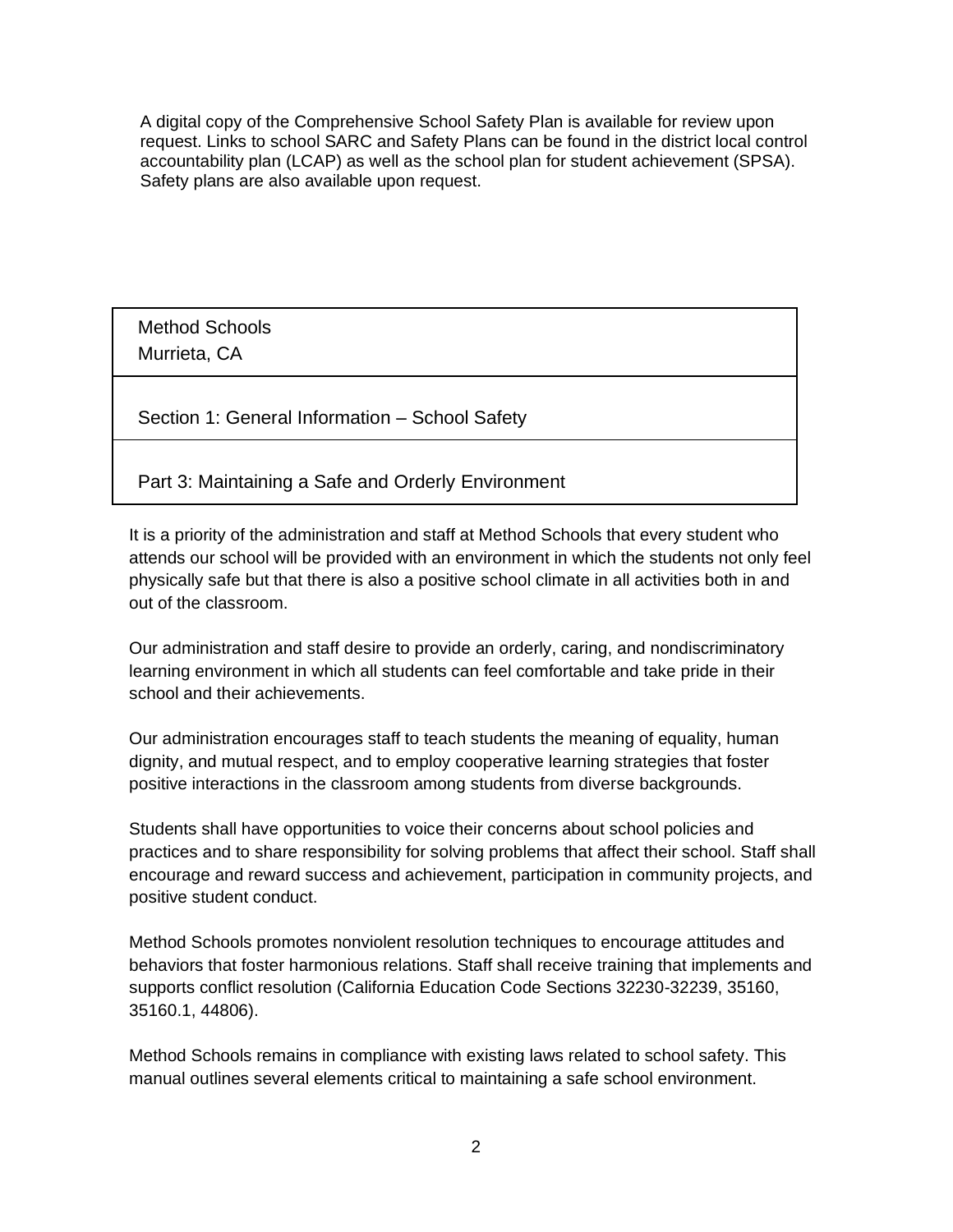A digital copy of the Comprehensive School Safety Plan is available for review upon request. Links to school SARC and Safety Plans can be found in the district local control accountability plan (LCAP) as well as the school plan for student achievement (SPSA). Safety plans are also available upon request.

| |
|---|
| Method Schools<br>Murrieta, CA |
| Section 1: General Information – School Safety |
| Part 3: Maintaining a Safe and Orderly Environment |

It is a priority of the administration and staff at Method Schools that every student who attends our school will be provided with an environment in which the students not only feel physically safe but that there is also a positive school climate in all activities both in and out of the classroom.

Our administration and staff desire to provide an orderly, caring, and nondiscriminatory learning environment in which all students can feel comfortable and take pride in their school and their achievements.

Our administration encourages staff to teach students the meaning of equality, human dignity, and mutual respect, and to employ cooperative learning strategies that foster positive interactions in the classroom among students from diverse backgrounds.

Students shall have opportunities to voice their concerns about school policies and practices and to share responsibility for solving problems that affect their school. Staff shall encourage and reward success and achievement, participation in community projects, and positive student conduct.

Method Schools promotes nonviolent resolution techniques to encourage attitudes and behaviors that foster harmonious relations. Staff shall receive training that implements and supports conflict resolution (California Education Code Sections 32230-32239, 35160, 35160.1, 44806).

Method Schools remains in compliance with existing laws related to school safety. This manual outlines several elements critical to maintaining a safe school environment.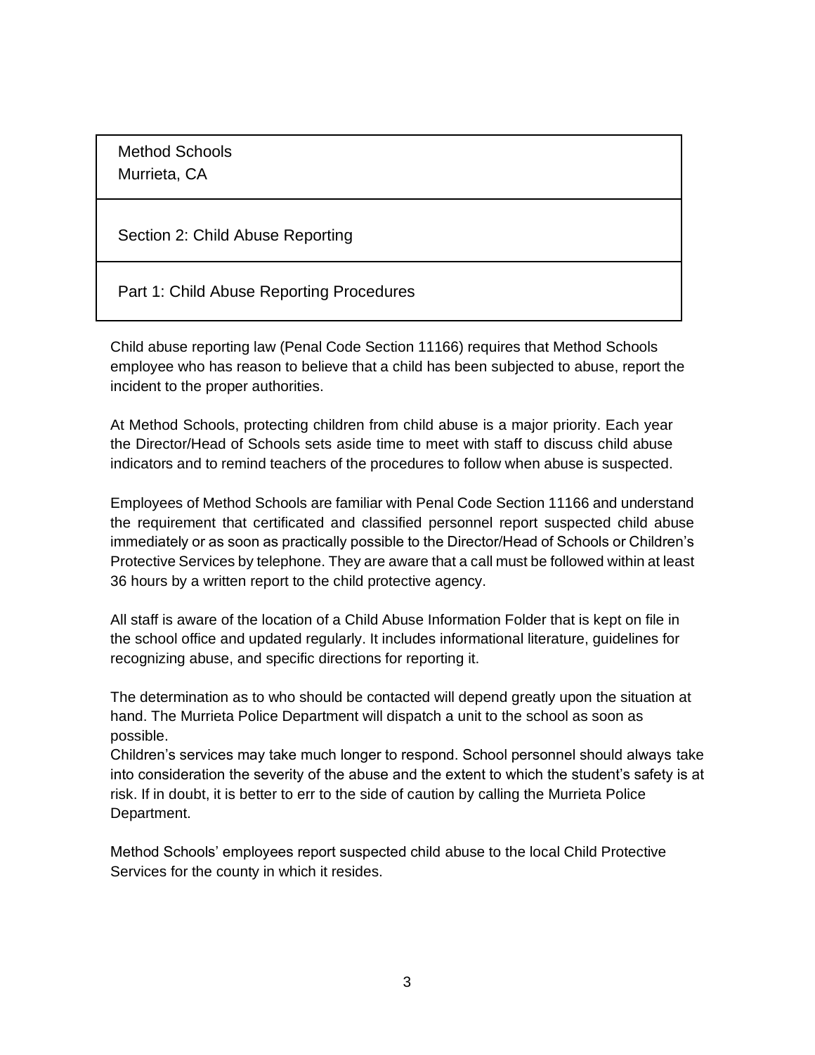| |
|---|
| Method Schools<br>Murrieta, CA |
| Section 2: Child Abuse Reporting |
| Part 1: Child Abuse Reporting Procedures |

Child abuse reporting law (Penal Code Section 11166) requires that Method Schools employee who has reason to believe that a child has been subjected to abuse, report the incident to the proper authorities.

At Method Schools, protecting children from child abuse is a major priority. Each year the Director/Head of Schools sets aside time to meet with staff to discuss child abuse indicators and to remind teachers of the procedures to follow when abuse is suspected.

Employees of Method Schools are familiar with Penal Code Section 11166 and understand the requirement that certificated and classified personnel report suspected child abuse immediately or as soon as practically possible to the Director/Head of Schools or Children's Protective Services by telephone. They are aware that a call must be followed within at least 36 hours by a written report to the child protective agency.

All staff is aware of the location of a Child Abuse Information Folder that is kept on file in the school office and updated regularly. It includes informational literature, guidelines for recognizing abuse, and specific directions for reporting it.

The determination as to who should be contacted will depend greatly upon the situation at hand. The Murrieta Police Department will dispatch a unit to the school as soon as possible.
Children's services may take much longer to respond. School personnel should always take into consideration the severity of the abuse and the extent to which the student's safety is at risk. If in doubt, it is better to err to the side of caution by calling the Murrieta Police Department.

Method Schools' employees report suspected child abuse to the local Child Protective Services for the county in which it resides.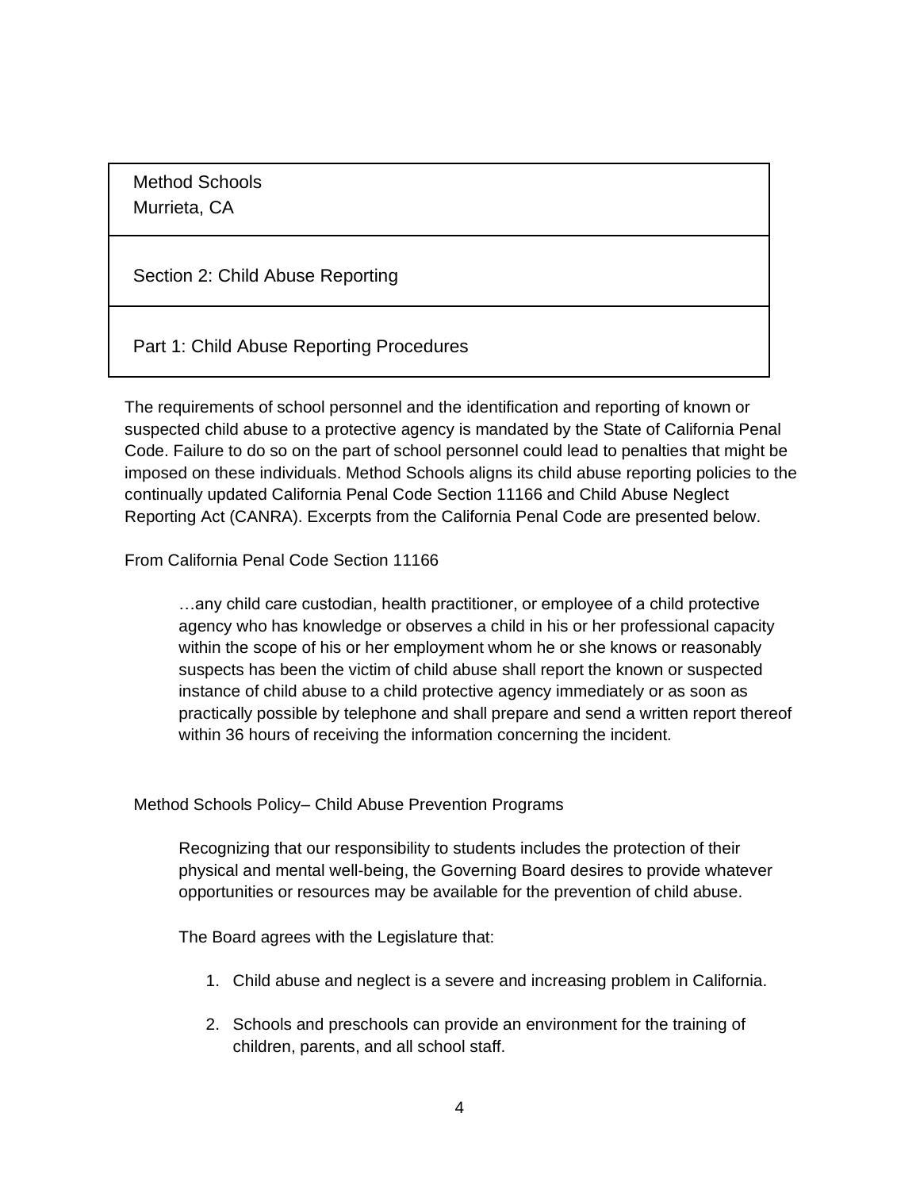Method Schools
Murrieta, CA

## Section 2: Child Abuse Reporting

### Part 1: Child Abuse Reporting Procedures

The requirements of school personnel and the identification and reporting of known or suspected child abuse to a protective agency is mandated by the State of California Penal Code. Failure to do so on the part of school personnel could lead to penalties that might be imposed on these individuals. Method Schools aligns its child abuse reporting policies to the continually updated California Penal Code Section 11166 and Child Abuse Neglect Reporting Act (CANRA). Excerpts from the California Penal Code are presented below.

From California Penal Code Section 11166

> …any child care custodian, health practitioner, or employee of a child protective agency who has knowledge or observes a child in his or her professional capacity within the scope of his or her employment whom he or she knows or reasonably suspects has been the victim of child abuse shall report the known or suspected instance of child abuse to a child protective agency immediately or as soon as practically possible by telephone and shall prepare and send a written report thereof within 36 hours of receiving the information concerning the incident*.*

Method Schools Policy– Child Abuse Prevention Programs

> Recognizing that our responsibility to students includes the protection of their physical and mental well-being, the Governing Board desires to provide whatever opportunities or resources may be available for the prevention of child abuse.
>
> The Board agrees with the Legislature that:
>
> 1. Child abuse and neglect is a severe and increasing problem in California.
> 2. Schools and preschools can provide an environment for the training of children, parents, and all school staff.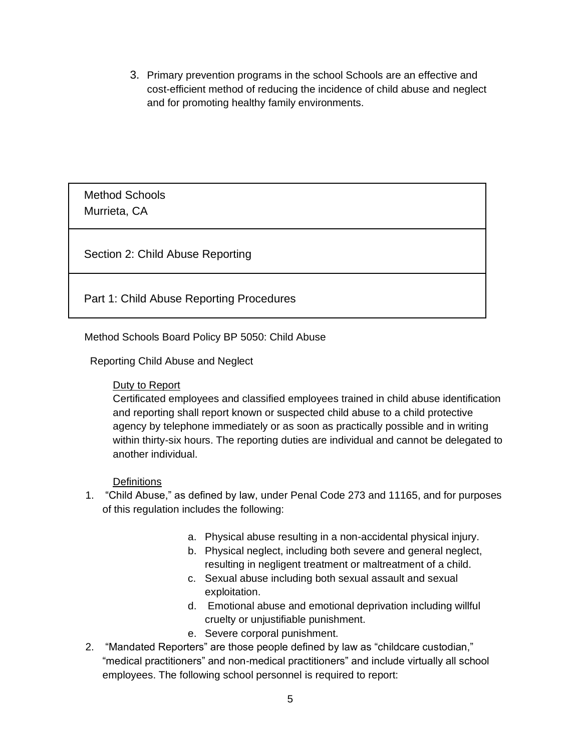3. Primary prevention programs in the school Schools are an effective and cost-efficient method of reducing the incidence of child abuse and neglect and for promoting healthy family environments.

| |
|---|
| Method Schools<br>Murrieta, CA |
| Section 2: Child Abuse Reporting |
| Part 1: Child Abuse Reporting Procedures |

Method Schools Board Policy BP 5050: Child Abuse

Reporting Child Abuse and Neglect

<u>Duty to Report</u>

Certificated employees and classified employees trained in child abuse identification and reporting shall report known or suspected child abuse to a child protective agency by telephone immediately or as soon as practically possible and in writing within thirty-six hours. The reporting duties are individual and cannot be delegated to another individual.

<u>Definitions</u>

1. "Child Abuse," as defined by law, under Penal Code 273 and 11165, and for purposes of this regulation includes the following:
   a. Physical abuse resulting in a non-accidental physical injury.
   b. Physical neglect, including both severe and general neglect, resulting in negligent treatment or maltreatment of a child.
   c. Sexual abuse including both sexual assault and sexual exploitation.
   d. Emotional abuse and emotional deprivation including willful cruelty or unjustifiable punishment.
   e. Severe corporal punishment.
2. "Mandated Reporters" are those people defined by law as "childcare custodian," "medical practitioners" and non-medical practitioners" and include virtually all school employees. The following school personnel is required to report: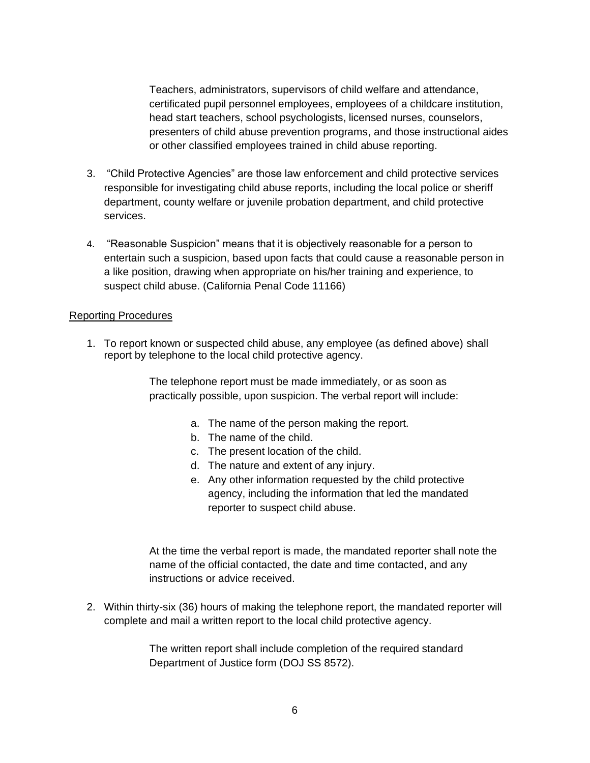Teachers, administrators, supervisors of child welfare and attendance, certificated pupil personnel employees, employees of a childcare institution, head start teachers, school psychologists, licensed nurses, counselors, presenters of child abuse prevention programs, and those instructional aides or other classified employees trained in child abuse reporting.

3. "Child Protective Agencies" are those law enforcement and child protective services responsible for investigating child abuse reports, including the local police or sheriff department, county welfare or juvenile probation department, and child protective services.

4. "Reasonable Suspicion" means that it is objectively reasonable for a person to entertain such a suspicion, based upon facts that could cause a reasonable person in a like position, drawing when appropriate on his/her training and experience, to suspect child abuse. (California Penal Code 11166)

<u>Reporting Procedures</u>

1. To report known or suspected child abuse, any employee (as defined above) shall report by telephone to the local child protective agency.

   The telephone report must be made immediately, or as soon as practically possible, upon suspicion. The verbal report will include:

   a. The name of the person making the report.
   b. The name of the child.
   c. The present location of the child.
   d. The nature and extent of any injury.
   e. Any other information requested by the child protective agency, including the information that led the mandated reporter to suspect child abuse.

   At the time the verbal report is made, the mandated reporter shall note the name of the official contacted, the date and time contacted, and any instructions or advice received.

2. Within thirty-six (36) hours of making the telephone report, the mandated reporter will complete and mail a written report to the local child protective agency.

   The written report shall include completion of the required standard Department of Justice form (DOJ SS 8572).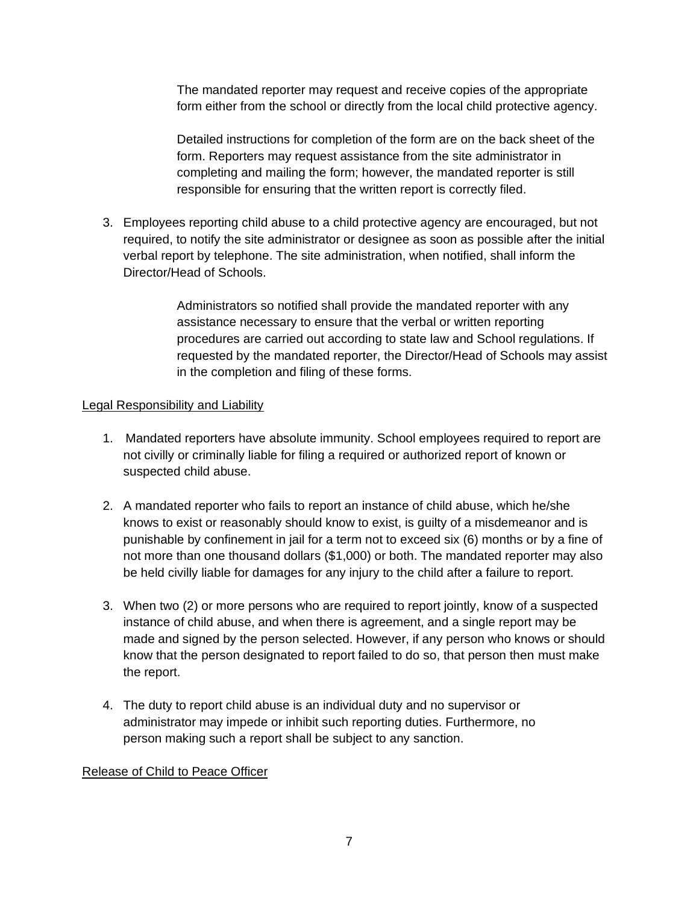The mandated reporter may request and receive copies of the appropriate form either from the school or directly from the local child protective agency.

Detailed instructions for completion of the form are on the back sheet of the form. Reporters may request assistance from the site administrator in completing and mailing the form; however, the mandated reporter is still responsible for ensuring that the written report is correctly filed.

3. Employees reporting child abuse to a child protective agency are encouraged, but not required, to notify the site administrator or designee as soon as possible after the initial verbal report by telephone. The site administration, when notified, shall inform the Director/Head of Schools.

   Administrators so notified shall provide the mandated reporter with any assistance necessary to ensure that the verbal or written reporting procedures are carried out according to state law and School regulations. If requested by the mandated reporter, the Director/Head of Schools may assist in the completion and filing of these forms.

Legal Responsibility and Liability

1. Mandated reporters have absolute immunity. School employees required to report are not civilly or criminally liable for filing a required or authorized report of known or suspected child abuse.

2. A mandated reporter who fails to report an instance of child abuse, which he/she knows to exist or reasonably should know to exist, is guilty of a misdemeanor and is punishable by confinement in jail for a term not to exceed six (6) months or by a fine of not more than one thousand dollars ($1,000) or both. The mandated reporter may also be held civilly liable for damages for any injury to the child after a failure to report.

3. When two (2) or more persons who are required to report jointly, know of a suspected instance of child abuse, and when there is agreement, and a single report may be made and signed by the person selected. However, if any person who knows or should know that the person designated to report failed to do so, that person then must make the report.

4. The duty to report child abuse is an individual duty and no supervisor or administrator may impede or inhibit such reporting duties. Furthermore, no person making such a report shall be subject to any sanction.

Release of Child to Peace Officer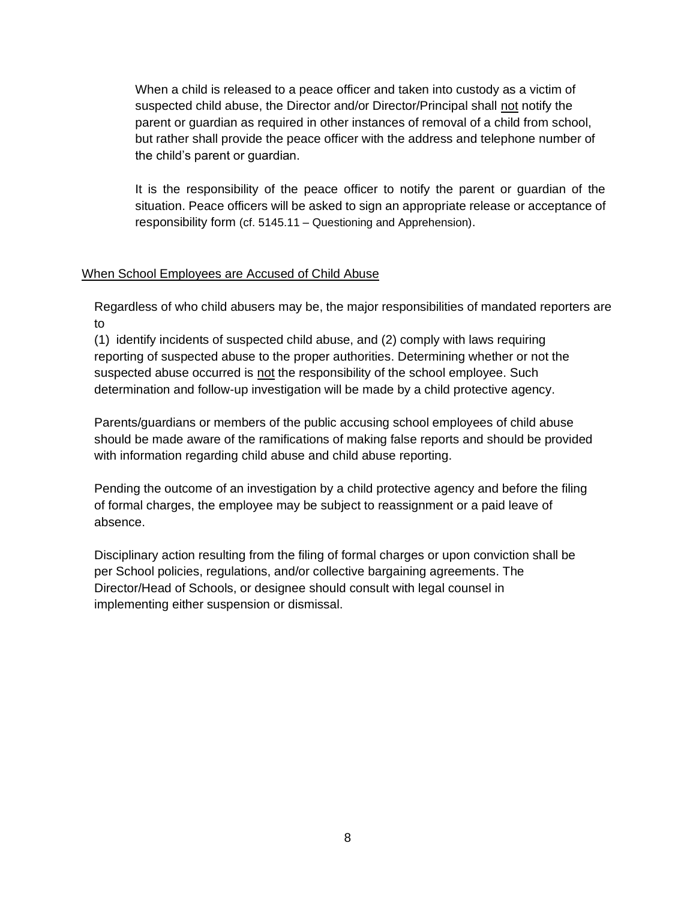When a child is released to a peace officer and taken into custody as a victim of suspected child abuse, the Director and/or Director/Principal shall <u>not</u> notify the parent or guardian as required in other instances of removal of a child from school, but rather shall provide the peace officer with the address and telephone number of the child's parent or guardian.

It is the responsibility of the peace officer to notify the parent or guardian of the situation. Peace officers will be asked to sign an appropriate release or acceptance of responsibility form (cf. 5145.11 – Questioning and Apprehension).

<u>When School Employees are Accused of Child Abuse</u>

Regardless of who child abusers may be, the major responsibilities of mandated reporters are to
(1) identify incidents of suspected child abuse, and (2) comply with laws requiring reporting of suspected abuse to the proper authorities. Determining whether or not the suspected abuse occurred is <u>not</u> the responsibility of the school employee. Such determination and follow-up investigation will be made by a child protective agency.

Parents/guardians or members of the public accusing school employees of child abuse should be made aware of the ramifications of making false reports and should be provided with information regarding child abuse and child abuse reporting.

Pending the outcome of an investigation by a child protective agency and before the filing of formal charges, the employee may be subject to reassignment or a paid leave of absence.

Disciplinary action resulting from the filing of formal charges or upon conviction shall be per School policies, regulations, and/or collective bargaining agreements. The Director/Head of Schools, or designee should consult with legal counsel in implementing either suspension or dismissal.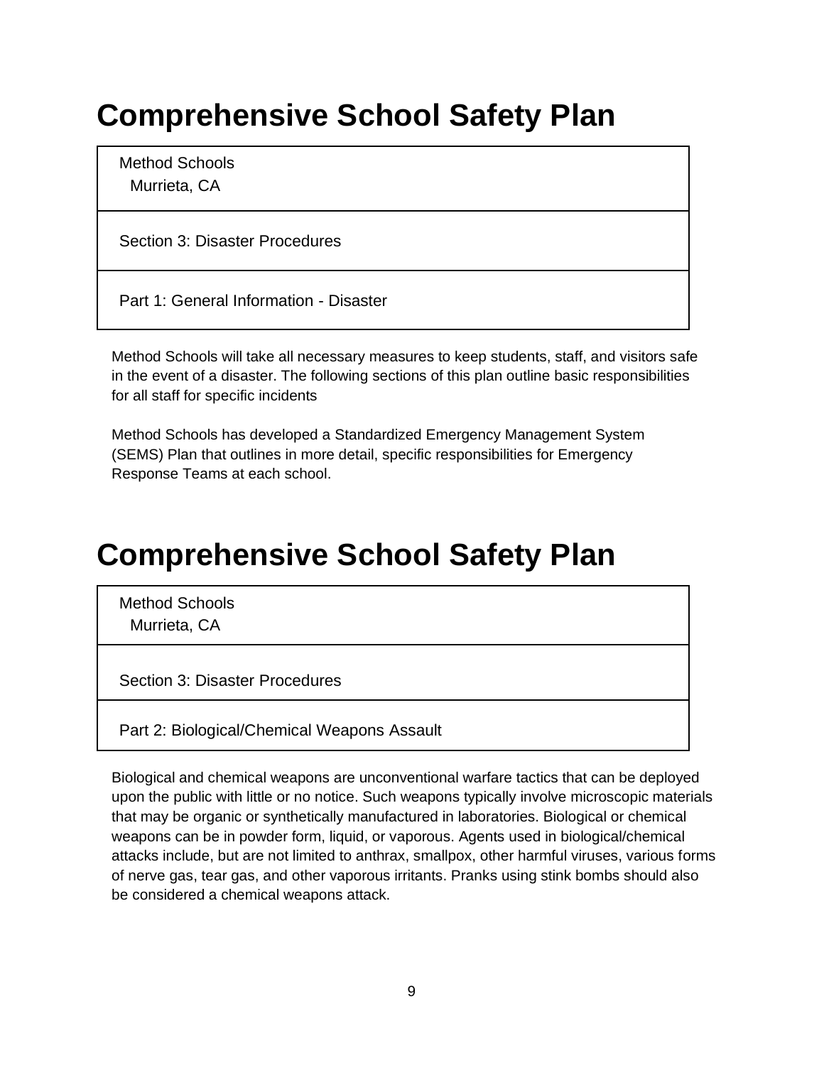# Comprehensive School Safety Plan

| |
|---|
| Method Schools<br>Murrieta, CA |
| Section 3: Disaster Procedures |
| Part 1: General Information - Disaster |

Method Schools will take all necessary measures to keep students, staff, and visitors safe in the event of a disaster. The following sections of this plan outline basic responsibilities for all staff for specific incidents

Method Schools has developed a Standardized Emergency Management System (SEMS) Plan that outlines in more detail, specific responsibilities for Emergency Response Teams at each school.

# Comprehensive School Safety Plan

| |
|---|
| Method Schools<br>Murrieta, CA |
| Section 3: Disaster Procedures |
| Part 2: Biological/Chemical Weapons Assault |

Biological and chemical weapons are unconventional warfare tactics that can be deployed upon the public with little or no notice. Such weapons typically involve microscopic materials that may be organic or synthetically manufactured in laboratories. Biological or chemical weapons can be in powder form, liquid, or vaporous. Agents used in biological/chemical attacks include, but are not limited to anthrax, smallpox, other harmful viruses, various forms of nerve gas, tear gas, and other vaporous irritants. Pranks using stink bombs should also be considered a chemical weapons attack.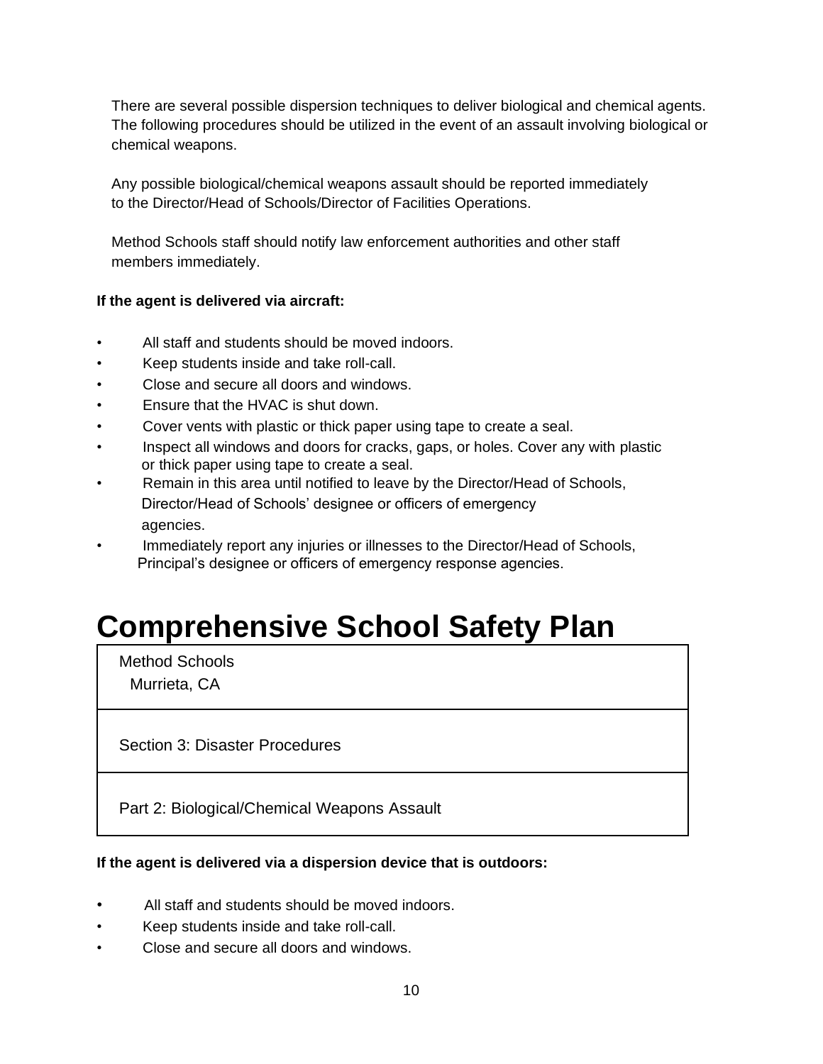There are several possible dispersion techniques to deliver biological and chemical agents. The following procedures should be utilized in the event of an assault involving biological or chemical weapons.

Any possible biological/chemical weapons assault should be reported immediately to the Director/Head of Schools/Director of Facilities Operations.

Method Schools staff should notify law enforcement authorities and other staff members immediately.

**If the agent is delivered via aircraft:**

- All staff and students should be moved indoors.
- Keep students inside and take roll-call.
- Close and secure all doors and windows.
- Ensure that the HVAC is shut down.
- Cover vents with plastic or thick paper using tape to create a seal.
- Inspect all windows and doors for cracks, gaps, or holes. Cover any with plastic or thick paper using tape to create a seal.
- Remain in this area until notified to leave by the Director/Head of Schools, Director/Head of Schools' designee or officers of emergency agencies.
- Immediately report any injuries or illnesses to the Director/Head of Schools, Principal's designee or officers of emergency response agencies.

# Comprehensive School Safety Plan

| |
|---|
| Method Schools<br>Murrieta, CA |
| Section 3: Disaster Procedures |
| Part 2: Biological/Chemical Weapons Assault |

**If the agent is delivered via a dispersion device that is outdoors:**

- All staff and students should be moved indoors.
- Keep students inside and take roll-call.
- Close and secure all doors and windows.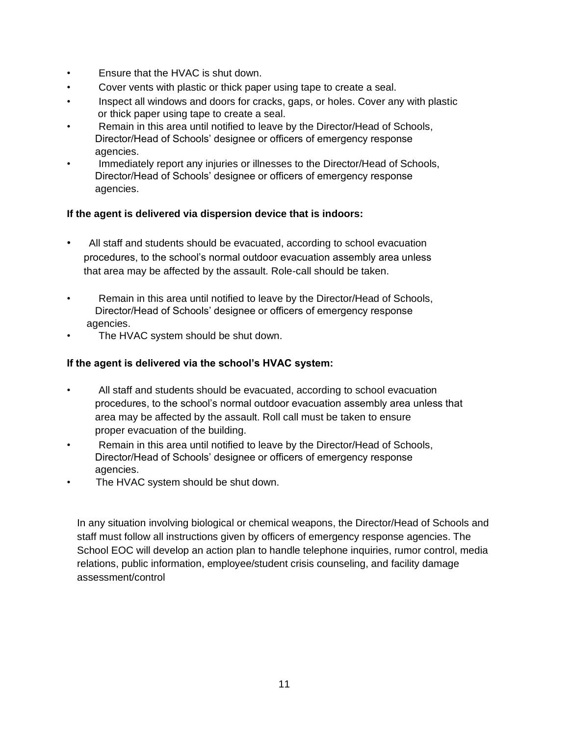- Ensure that the HVAC is shut down.
- Cover vents with plastic or thick paper using tape to create a seal.
- Inspect all windows and doors for cracks, gaps, or holes. Cover any with plastic or thick paper using tape to create a seal.
- Remain in this area until notified to leave by the Director/Head of Schools, Director/Head of Schools' designee or officers of emergency response agencies.
- Immediately report any injuries or illnesses to the Director/Head of Schools, Director/Head of Schools' designee or officers of emergency response agencies.

**If the agent is delivered via dispersion device that is indoors:**

- All staff and students should be evacuated, according to school evacuation procedures, to the school's normal outdoor evacuation assembly area unless that area may be affected by the assault. Role-call should be taken.
- Remain in this area until notified to leave by the Director/Head of Schools, Director/Head of Schools' designee or officers of emergency response agencies.
- The HVAC system should be shut down.

**If the agent is delivered via the school's HVAC system:**

- All staff and students should be evacuated, according to school evacuation procedures, to the school's normal outdoor evacuation assembly area unless that area may be affected by the assault. Roll call must be taken to ensure proper evacuation of the building.
- Remain in this area until notified to leave by the Director/Head of Schools, Director/Head of Schools' designee or officers of emergency response agencies.
- The HVAC system should be shut down.

In any situation involving biological or chemical weapons, the Director/Head of Schools and staff must follow all instructions given by officers of emergency response agencies. The School EOC will develop an action plan to handle telephone inquiries, rumor control, media relations, public information, employee/student crisis counseling, and facility damage assessment/control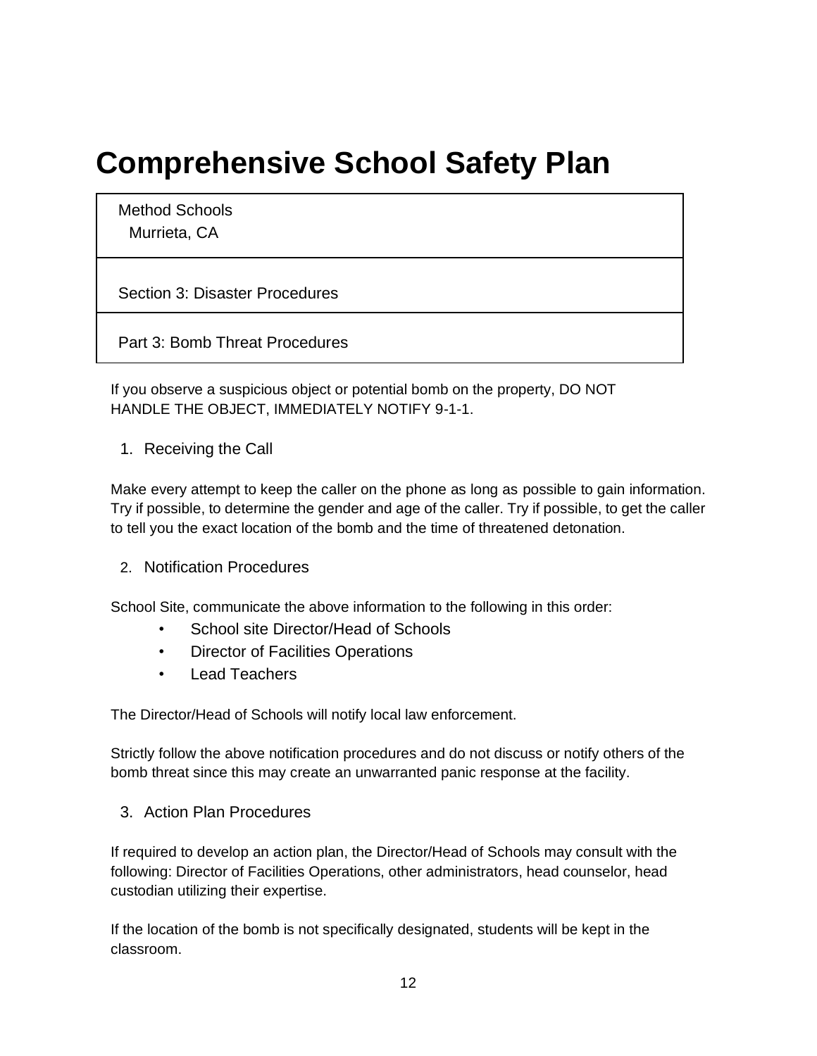# Comprehensive School Safety Plan

| |
|---|
| Method Schools<br>Murrieta, CA |
| Section 3: Disaster Procedures |
| Part 3: Bomb Threat Procedures |

If you observe a suspicious object or potential bomb on the property, DO NOT HANDLE THE OBJECT, IMMEDIATELY NOTIFY 9-1-1.

1. Receiving the Call

Make every attempt to keep the caller on the phone as long as possible to gain information. Try if possible, to determine the gender and age of the caller. Try if possible, to get the caller to tell you the exact location of the bomb and the time of threatened detonation.

2. Notification Procedures

School Site, communicate the above information to the following in this order:

- School site Director/Head of Schools
- Director of Facilities Operations
- Lead Teachers

The Director/Head of Schools will notify local law enforcement.

Strictly follow the above notification procedures and do not discuss or notify others of the bomb threat since this may create an unwarranted panic response at the facility.

3. Action Plan Procedures

If required to develop an action plan, the Director/Head of Schools may consult with the following: Director of Facilities Operations, other administrators, head counselor, head custodian utilizing their expertise.

If the location of the bomb is not specifically designated, students will be kept in the classroom.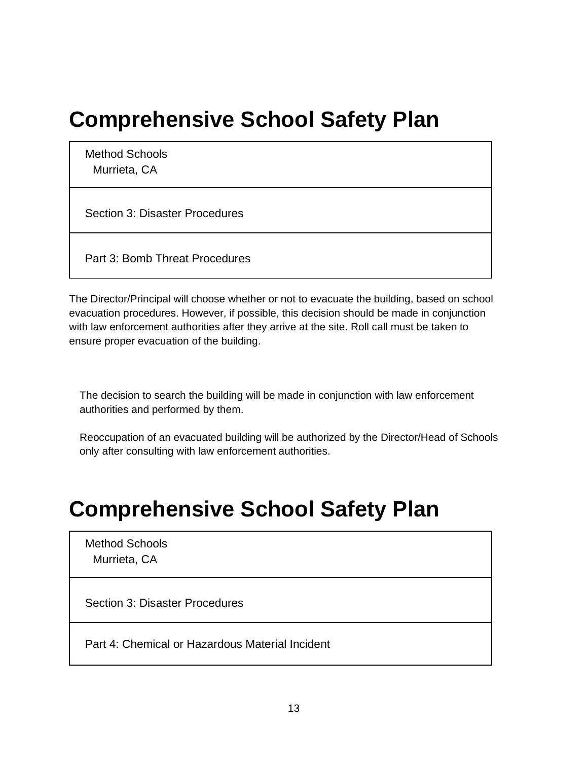# Comprehensive School Safety Plan

| |
|---|
| Method Schools<br>Murrieta, CA |
| Section 3: Disaster Procedures |
| Part 3: Bomb Threat Procedures |

The Director/Principal will choose whether or not to evacuate the building, based on school evacuation procedures. However, if possible, this decision should be made in conjunction with law enforcement authorities after they arrive at the site. Roll call must be taken to ensure proper evacuation of the building.

The decision to search the building will be made in conjunction with law enforcement authorities and performed by them.

Reoccupation of an evacuated building will be authorized by the Director/Head of Schools only after consulting with law enforcement authorities.

# Comprehensive School Safety Plan

| |
|---|
| Method Schools<br>Murrieta, CA |
| Section 3: Disaster Procedures |
| Part 4: Chemical or Hazardous Material Incident |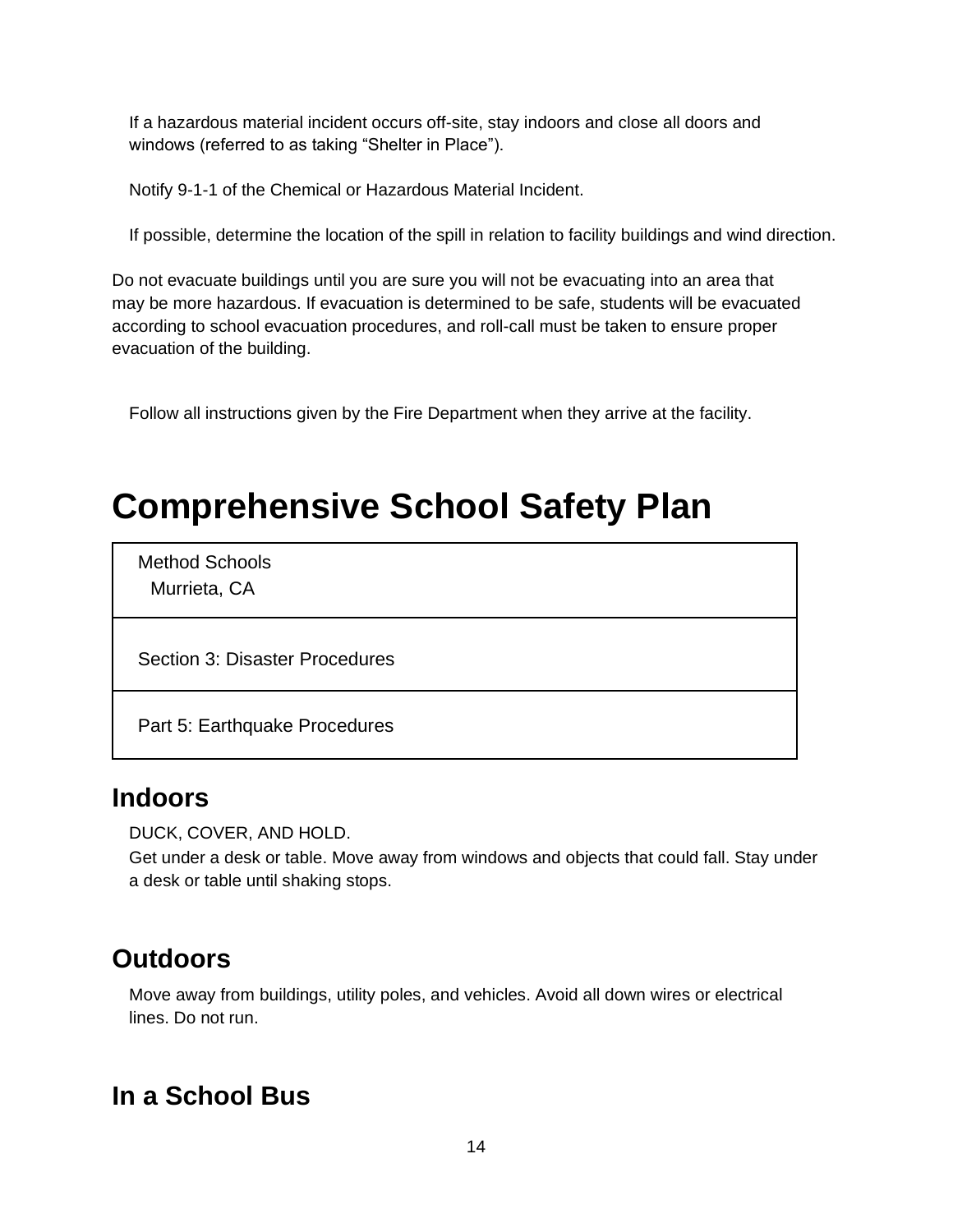If a hazardous material incident occurs off-site, stay indoors and close all doors and windows (referred to as taking “Shelter in Place”).

Notify 9-1-1 of the Chemical or Hazardous Material Incident.

If possible, determine the location of the spill in relation to facility buildings and wind direction.

Do not evacuate buildings until you are sure you will not be evacuating into an area that may be more hazardous. If evacuation is determined to be safe, students will be evacuated according to school evacuation procedures, and roll-call must be taken to ensure proper evacuation of the building.

Follow all instructions given by the Fire Department when they arrive at the facility.

# Comprehensive School Safety Plan

| |
|---|
| Method Schools<br>Murrieta, CA |
| Section 3: Disaster Procedures |
| Part 5: Earthquake Procedures |

## Indoors

DUCK, COVER, AND HOLD.

Get under a desk or table. Move away from windows and objects that could fall. Stay under a desk or table until shaking stops.

## Outdoors

Move away from buildings, utility poles, and vehicles. Avoid all down wires or electrical lines. Do not run.

## In a School Bus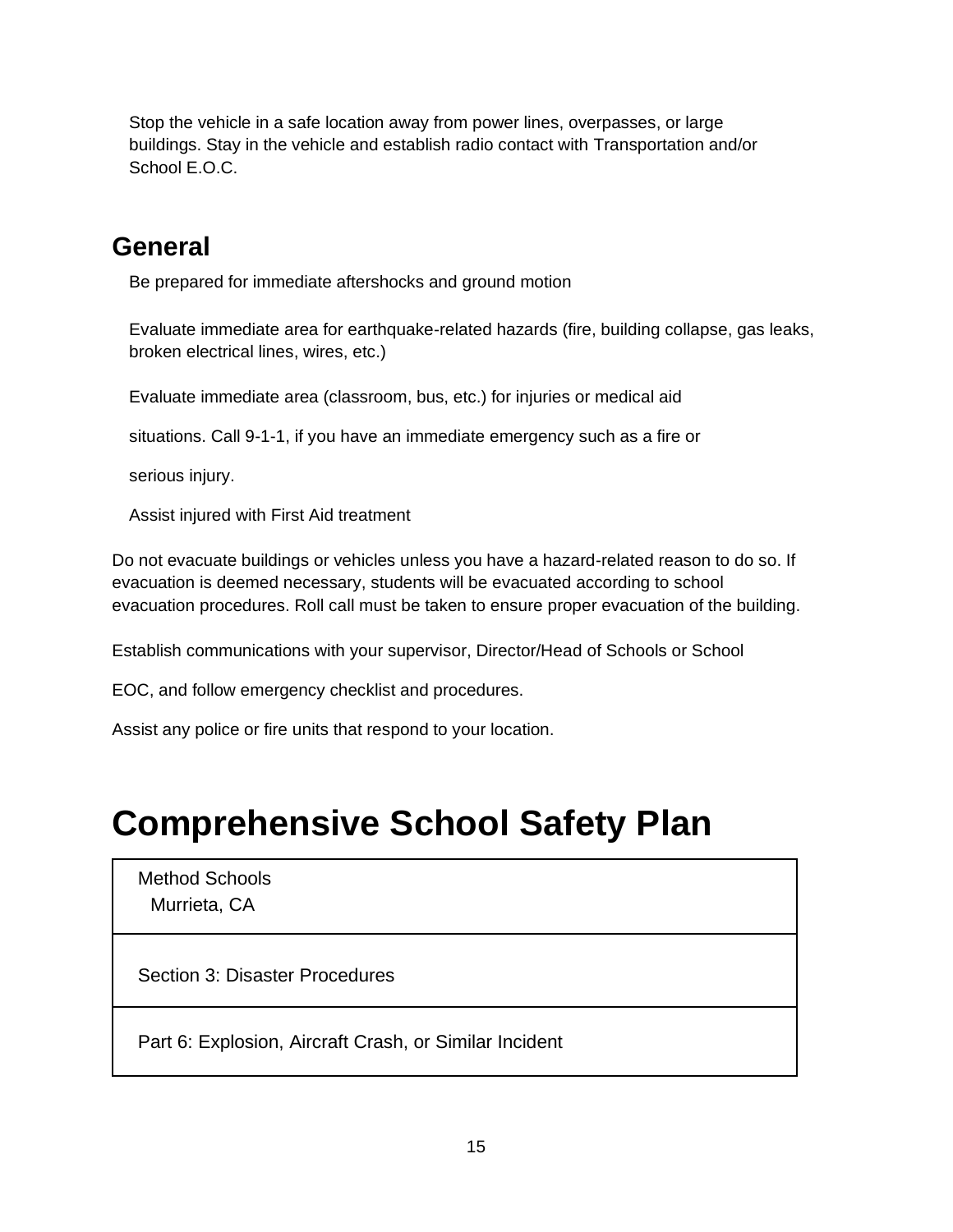Stop the vehicle in a safe location away from power lines, overpasses, or large buildings. Stay in the vehicle and establish radio contact with Transportation and/or School E.O.C.

## General

Be prepared for immediate aftershocks and ground motion

Evaluate immediate area for earthquake-related hazards (fire, building collapse, gas leaks, broken electrical lines, wires, etc.)

Evaluate immediate area (classroom, bus, etc.) for injuries or medical aid situations. Call 9-1-1, if you have an immediate emergency such as a fire or serious injury.

Assist injured with First Aid treatment

Do not evacuate buildings or vehicles unless you have a hazard-related reason to do so. If evacuation is deemed necessary, students will be evacuated according to school evacuation procedures. Roll call must be taken to ensure proper evacuation of the building.

Establish communications with your supervisor, Director/Head of Schools or School EOC, and follow emergency checklist and procedures.

Assist any police or fire units that respond to your location.

# Comprehensive School Safety Plan

| |
|---|
| Method Schools<br>Murrieta, CA |
| Section 3: Disaster Procedures |
| Part 6: Explosion, Aircraft Crash, or Similar Incident |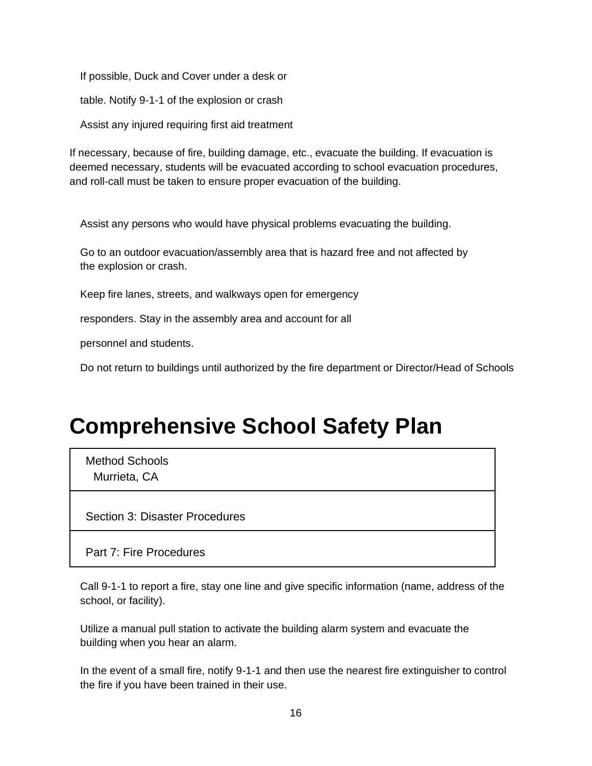If possible, Duck and Cover under a desk or

table. Notify 9-1-1 of the explosion or crash

Assist any injured requiring first aid treatment

If necessary, because of fire, building damage, etc., evacuate the building. If evacuation is deemed necessary, students will be evacuated according to school evacuation procedures, and roll-call must be taken to ensure proper evacuation of the building.

Assist any persons who would have physical problems evacuating the building.

Go to an outdoor evacuation/assembly area that is hazard free and not affected by the explosion or crash.

Keep fire lanes, streets, and walkways open for emergency

responders. Stay in the assembly area and account for all

personnel and students.

Do not return to buildings until authorized by the fire department or Director/Head of Schools

# Comprehensive School Safety Plan

| |
|---|
| Method Schools<br>Murrieta, CA |
| Section 3: Disaster Procedures |
| Part 7: Fire Procedures |

Call 9-1-1 to report a fire, stay one line and give specific information (name, address of the school, or facility).

Utilize a manual pull station to activate the building alarm system and evacuate the building when you hear an alarm.

In the event of a small fire, notify 9-1-1 and then use the nearest fire extinguisher to control the fire if you have been trained in their use.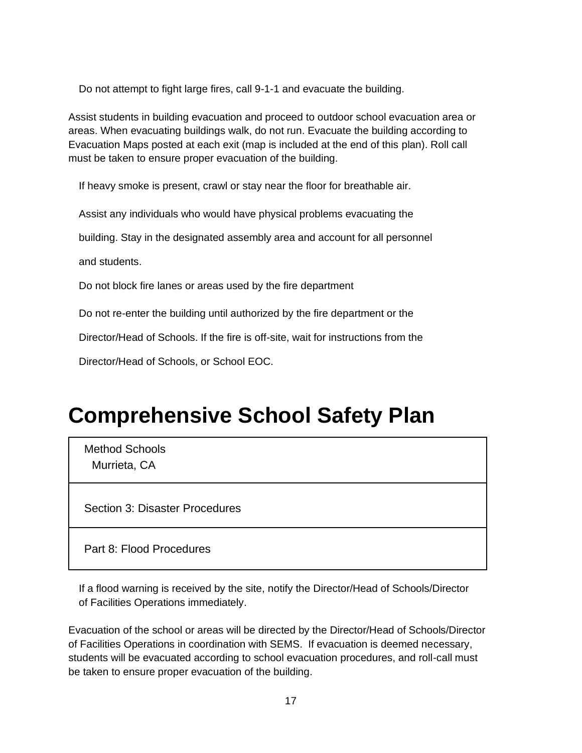Do not attempt to fight large fires, call 9-1-1 and evacuate the building.

Assist students in building evacuation and proceed to outdoor school evacuation area or areas. When evacuating buildings walk, do not run. Evacuate the building according to Evacuation Maps posted at each exit (map is included at the end of this plan). Roll call must be taken to ensure proper evacuation of the building.

If heavy smoke is present, crawl or stay near the floor for breathable air.

Assist any individuals who would have physical problems evacuating the building. Stay in the designated assembly area and account for all personnel and students.

Do not block fire lanes or areas used by the fire department

Do not re-enter the building until authorized by the fire department or the Director/Head of Schools. If the fire is off-site, wait for instructions from the Director/Head of Schools, or School EOC.

# Comprehensive School Safety Plan

| |
|---|
| Method Schools<br>Murrieta, CA |
| Section 3: Disaster Procedures |
| Part 8: Flood Procedures |

If a flood warning is received by the site, notify the Director/Head of Schools/Director of Facilities Operations immediately.

Evacuation of the school or areas will be directed by the Director/Head of Schools/Director of Facilities Operations in coordination with SEMS. If evacuation is deemed necessary, students will be evacuated according to school evacuation procedures, and roll-call must be taken to ensure proper evacuation of the building.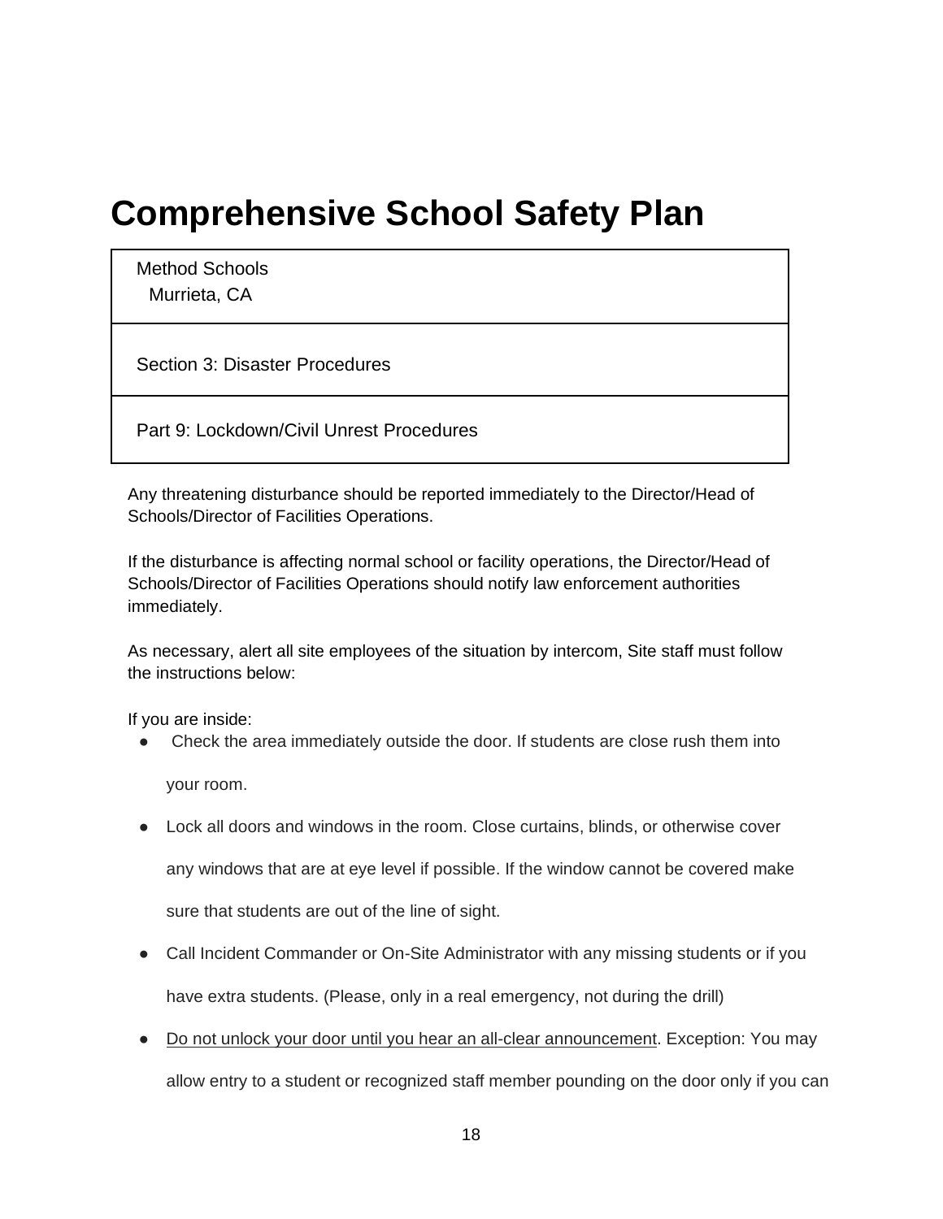# Comprehensive School Safety Plan

| |
|---|
| Method Schools<br>Murrieta, CA |
| Section 3: Disaster Procedures |
| Part 9: Lockdown/Civil Unrest Procedures |

Any threatening disturbance should be reported immediately to the Director/Head of Schools/Director of Facilities Operations.

If the disturbance is affecting normal school or facility operations, the Director/Head of Schools/Director of Facilities Operations should notify law enforcement authorities immediately.

As necessary, alert all site employees of the situation by intercom, Site staff must follow the instructions below:

If you are inside:

- Check the area immediately outside the door. If students are close rush them into your room.
- Lock all doors and windows in the room. Close curtains, blinds, or otherwise cover any windows that are at eye level if possible. If the window cannot be covered make sure that students are out of the line of sight.
- Call Incident Commander or On-Site Administrator with any missing students or if you have extra students. (Please, only in a real emergency, not during the drill)
- <u>Do not unlock your door until you hear an all-clear announcement</u>. Exception: You may allow entry to a student or recognized staff member pounding on the door only if you can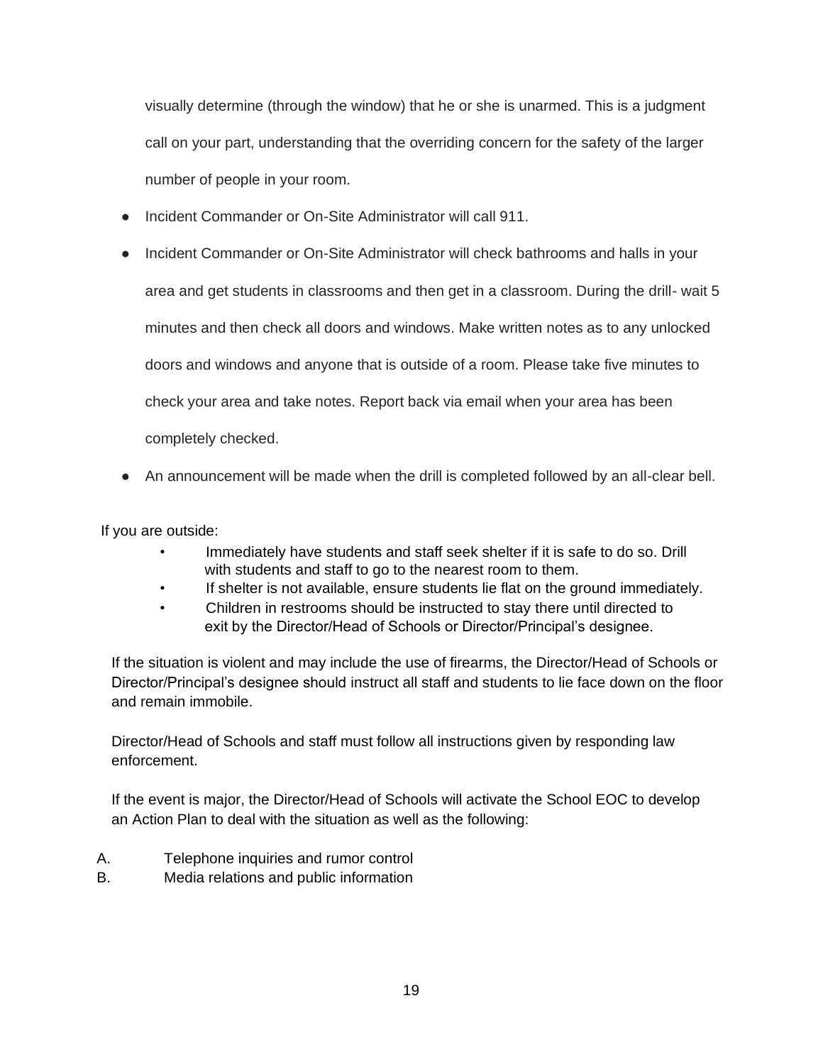visually determine (through the window) that he or she is unarmed. This is a judgment call on your part, understanding that the overriding concern for the safety of the larger number of people in your room.

- Incident Commander or On-Site Administrator will call 911.
- Incident Commander or On-Site Administrator will check bathrooms and halls in your area and get students in classrooms and then get in a classroom. During the drill- wait 5 minutes and then check all doors and windows. Make written notes as to any unlocked doors and windows and anyone that is outside of a room. Please take five minutes to check your area and take notes. Report back via email when your area has been completely checked.
- An announcement will be made when the drill is completed followed by an all-clear bell.

If you are outside:

- Immediately have students and staff seek shelter if it is safe to do so. Drill with students and staff to go to the nearest room to them.
- If shelter is not available, ensure students lie flat on the ground immediately.
- Children in restrooms should be instructed to stay there until directed to exit by the Director/Head of Schools or Director/Principal's designee.

If the situation is violent and may include the use of firearms, the Director/Head of Schools or Director/Principal's designee should instruct all staff and students to lie face down on the floor and remain immobile.

Director/Head of Schools and staff must follow all instructions given by responding law enforcement.

If the event is major, the Director/Head of Schools will activate the School EOC to develop an Action Plan to deal with the situation as well as the following:

A. Telephone inquiries and rumor control
B. Media relations and public information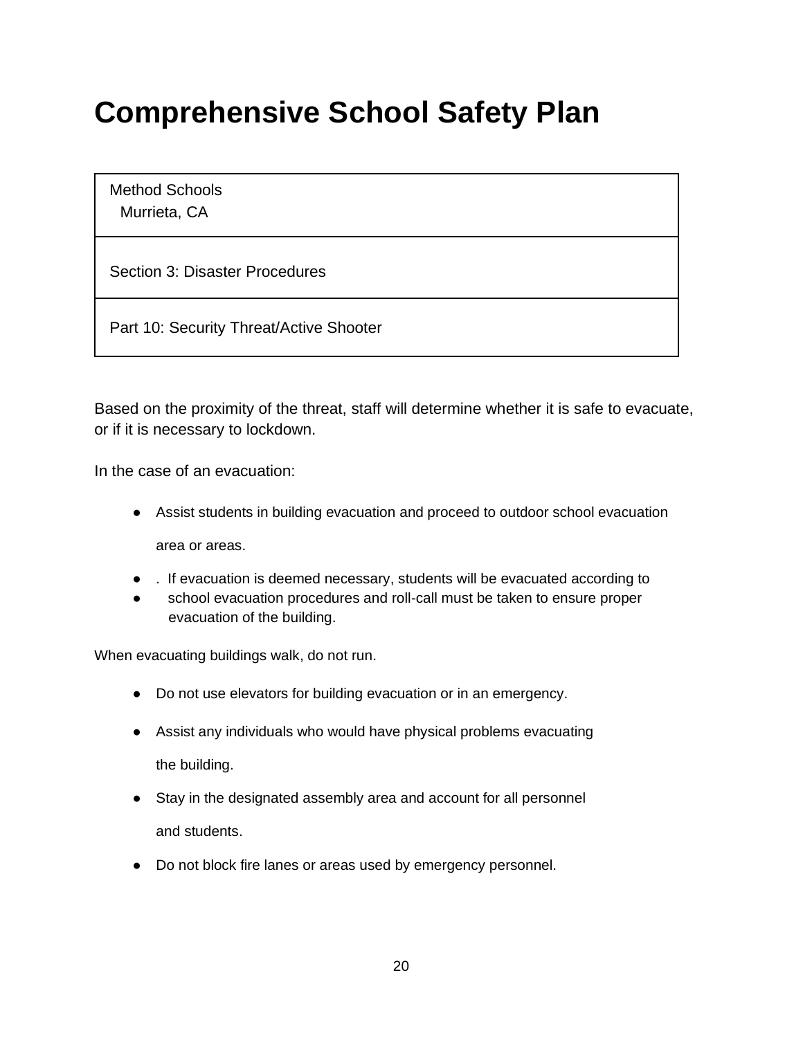# Comprehensive School Safety Plan

| |
|---|
| Method Schools<br>Murrieta, CA |
| Section 3: Disaster Procedures |
| Part 10: Security Threat/Active Shooter |

Based on the proximity of the threat, staff will determine whether it is safe to evacuate, or if it is necessary to lockdown.

In the case of an evacuation:

- Assist students in building evacuation and proceed to outdoor school evacuation area or areas.
- . If evacuation is deemed necessary, students will be evacuated according to
- school evacuation procedures and roll-call must be taken to ensure proper evacuation of the building.

When evacuating buildings walk, do not run.

- Do not use elevators for building evacuation or in an emergency.
- Assist any individuals who would have physical problems evacuating the building.
- Stay in the designated assembly area and account for all personnel and students.
- Do not block fire lanes or areas used by emergency personnel.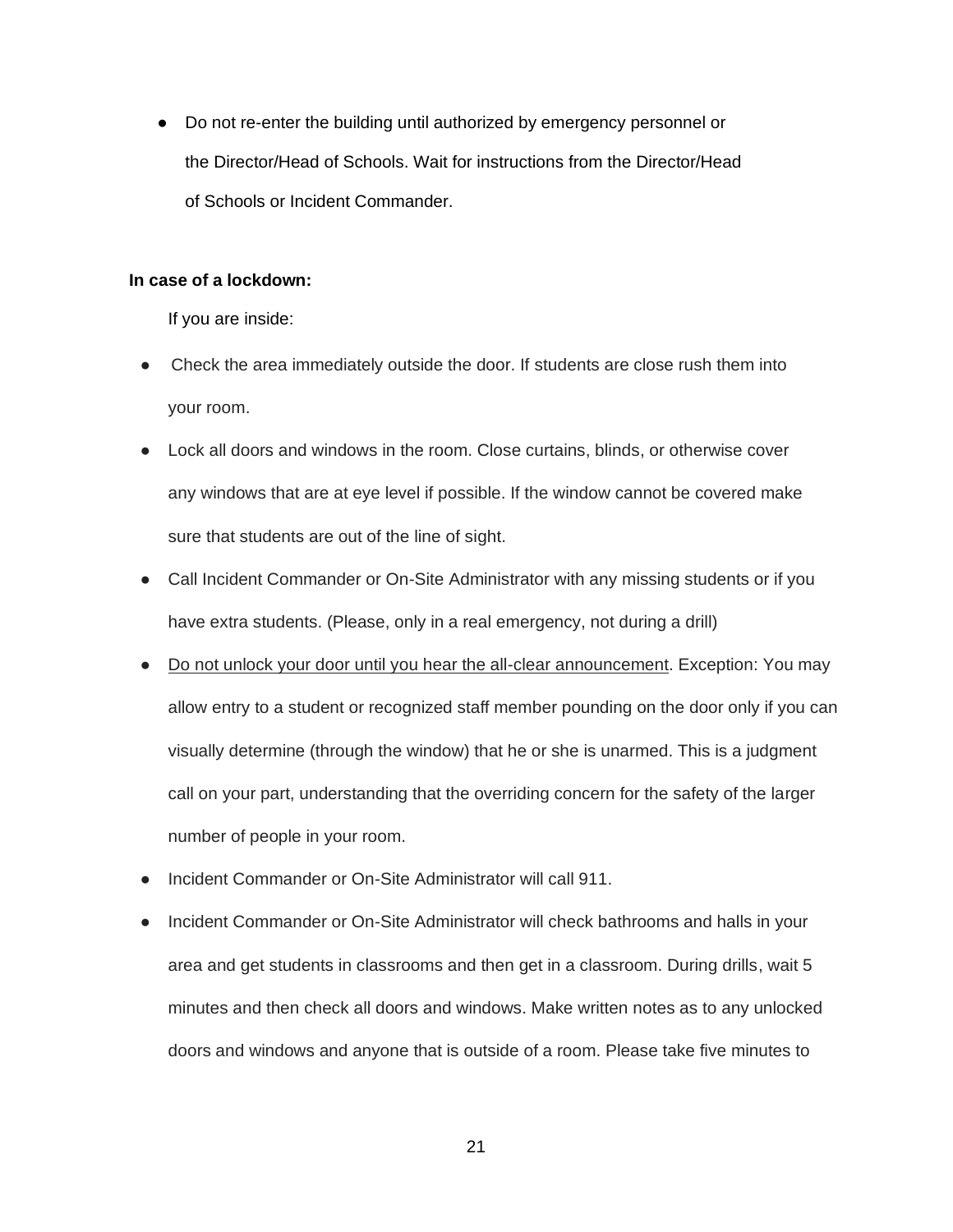- Do not re-enter the building until authorized by emergency personnel or the Director/Head of Schools. Wait for instructions from the Director/Head of Schools or Incident Commander.

**In case of a lockdown:**

If you are inside:

- Check the area immediately outside the door. If students are close rush them into your room.
- Lock all doors and windows in the room. Close curtains, blinds, or otherwise cover any windows that are at eye level if possible. If the window cannot be covered make sure that students are out of the line of sight.
- Call Incident Commander or On-Site Administrator with any missing students or if you have extra students. (Please, only in a real emergency, not during a drill)
- <u>Do not unlock your door until you hear the all-clear announcement</u>. Exception: You may allow entry to a student or recognized staff member pounding on the door only if you can visually determine (through the window) that he or she is unarmed. This is a judgment call on your part, understanding that the overriding concern for the safety of the larger number of people in your room.
- Incident Commander or On-Site Administrator will call 911.
- Incident Commander or On-Site Administrator will check bathrooms and halls in your area and get students in classrooms and then get in a classroom. During drills, wait 5 minutes and then check all doors and windows. Make written notes as to any unlocked doors and windows and anyone that is outside of a room. Please take five minutes to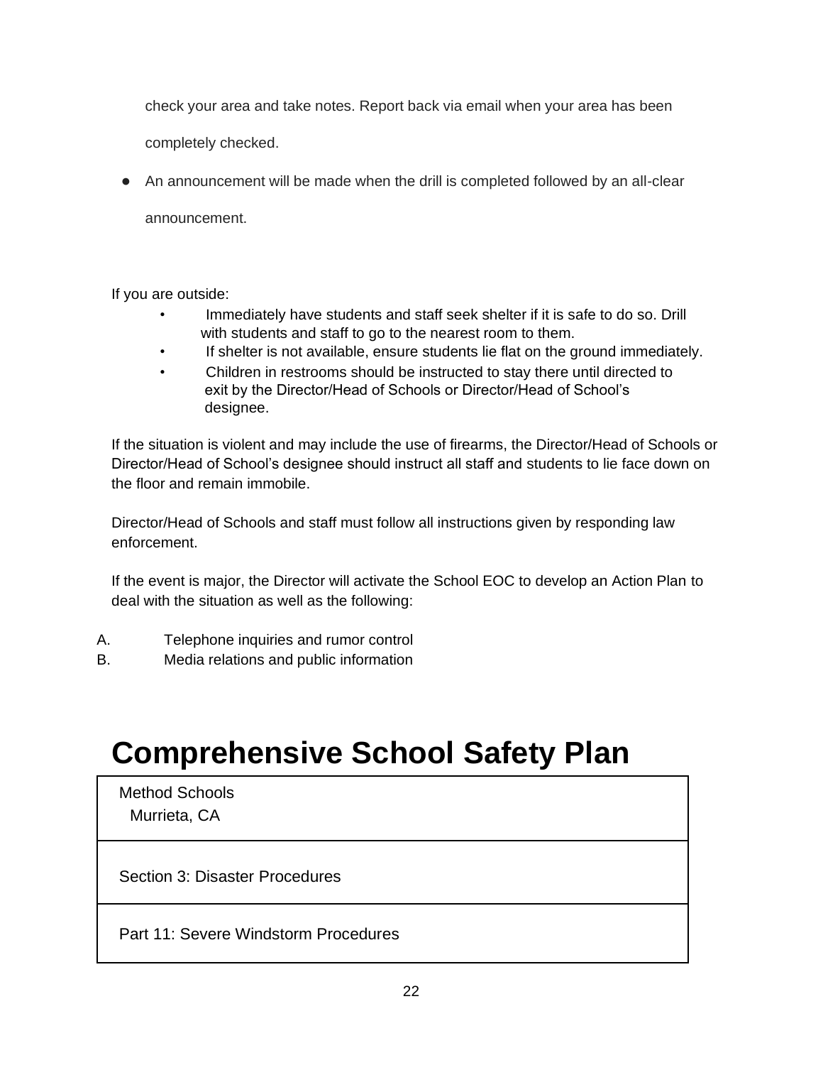check your area and take notes. Report back via email when your area has been completely checked.

- An announcement will be made when the drill is completed followed by an all-clear announcement.

If you are outside:

- Immediately have students and staff seek shelter if it is safe to do so. Drill with students and staff to go to the nearest room to them.
- If shelter is not available, ensure students lie flat on the ground immediately.
- Children in restrooms should be instructed to stay there until directed to exit by the Director/Head of Schools or Director/Head of School's designee.

If the situation is violent and may include the use of firearms, the Director/Head of Schools or Director/Head of School's designee should instruct all staff and students to lie face down on the floor and remain immobile.

Director/Head of Schools and staff must follow all instructions given by responding law enforcement.

If the event is major, the Director will activate the School EOC to develop an Action Plan to deal with the situation as well as the following:

A. Telephone inquiries and rumor control
B. Media relations and public information

# Comprehensive School Safety Plan

| |
|---|
| Method Schools<br>Murrieta, CA |
| Section 3: Disaster Procedures |
| Part 11: Severe Windstorm Procedures |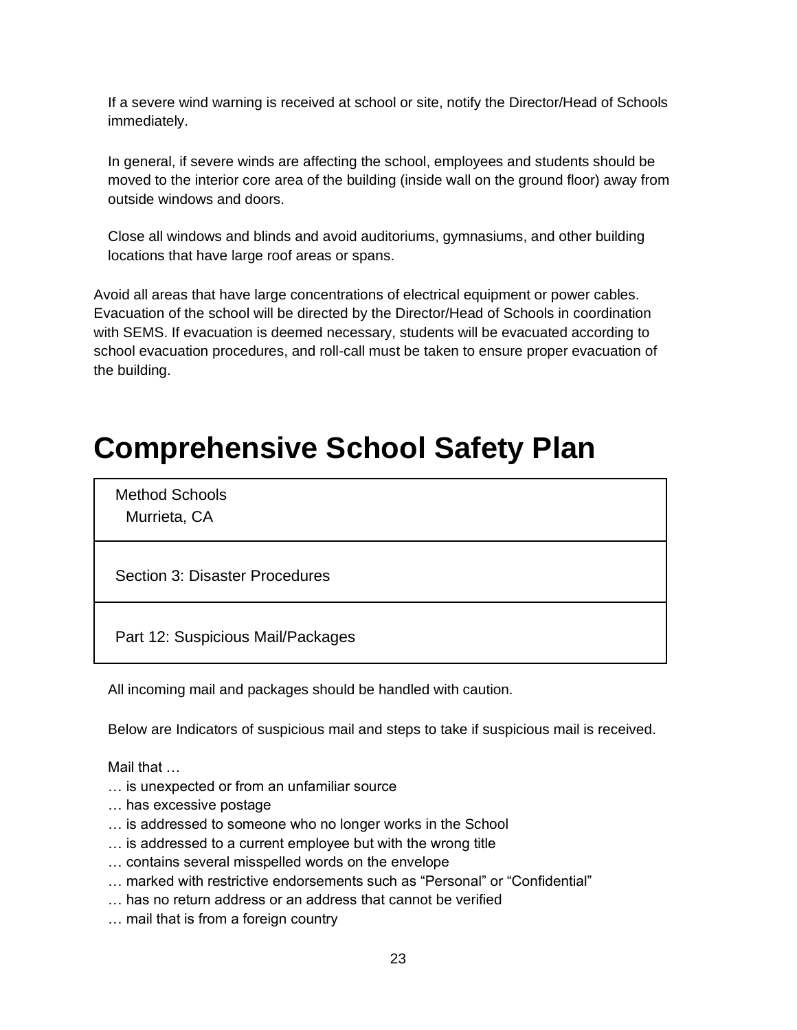If a severe wind warning is received at school or site, notify the Director/Head of Schools immediately.

In general, if severe winds are affecting the school, employees and students should be moved to the interior core area of the building (inside wall on the ground floor) away from outside windows and doors.

Close all windows and blinds and avoid auditoriums, gymnasiums, and other building locations that have large roof areas or spans.

Avoid all areas that have large concentrations of electrical equipment or power cables. Evacuation of the school will be directed by the Director/Head of Schools in coordination with SEMS. If evacuation is deemed necessary, students will be evacuated according to school evacuation procedures, and roll-call must be taken to ensure proper evacuation of the building.

# Comprehensive School Safety Plan

| |
|---|
| Method Schools<br>Murrieta, CA |
| Section 3: Disaster Procedures |
| Part 12: Suspicious Mail/Packages |

All incoming mail and packages should be handled with caution.

Below are Indicators of suspicious mail and steps to take if suspicious mail is received.

Mail that …

… is unexpected or from an unfamiliar source
… has excessive postage
… is addressed to someone who no longer works in the School
… is addressed to a current employee but with the wrong title
… contains several misspelled words on the envelope
… marked with restrictive endorsements such as "Personal" or "Confidential"
… has no return address or an address that cannot be verified
… mail that is from a foreign country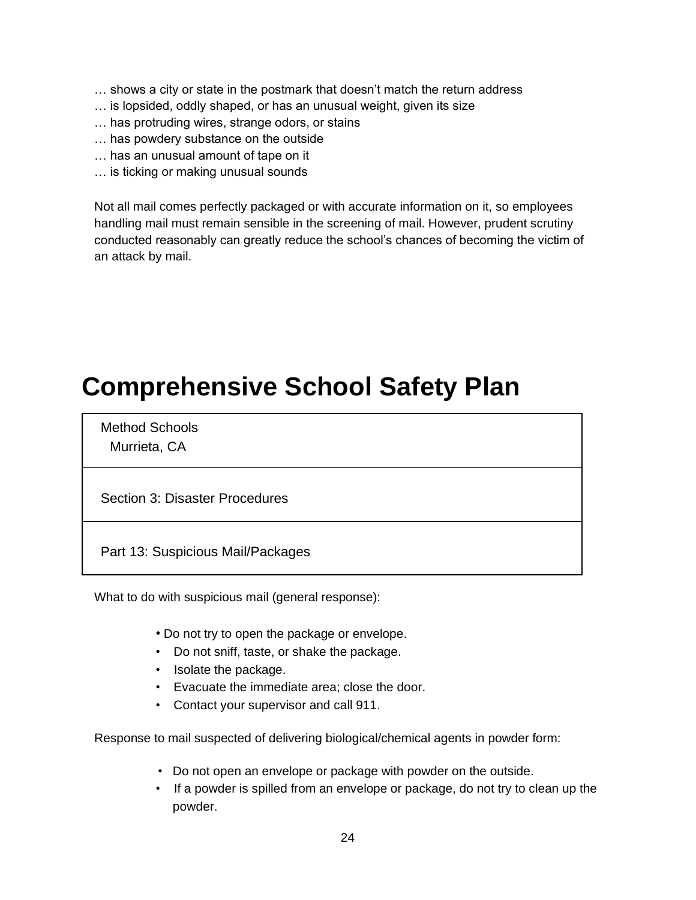… shows a city or state in the postmark that doesn't match the return address
… is lopsided, oddly shaped, or has an unusual weight, given its size
… has protruding wires, strange odors, or stains
… has powdery substance on the outside
… has an unusual amount of tape on it
… is ticking or making unusual sounds

Not all mail comes perfectly packaged or with accurate information on it, so employees handling mail must remain sensible in the screening of mail. However, prudent scrutiny conducted reasonably can greatly reduce the school's chances of becoming the victim of an attack by mail.

# Comprehensive School Safety Plan

| |
|---|
| Method Schools<br>Murrieta, CA |
| Section 3: Disaster Procedures |
| Part 13: Suspicious Mail/Packages |

What to do with suspicious mail (general response):

- Do not try to open the package or envelope.
- Do not sniff, taste, or shake the package.
- Isolate the package.
- Evacuate the immediate area; close the door.
- Contact your supervisor and call 911.

Response to mail suspected of delivering biological/chemical agents in powder form:

- Do not open an envelope or package with powder on the outside.
- If a powder is spilled from an envelope or package, do not try to clean up the powder.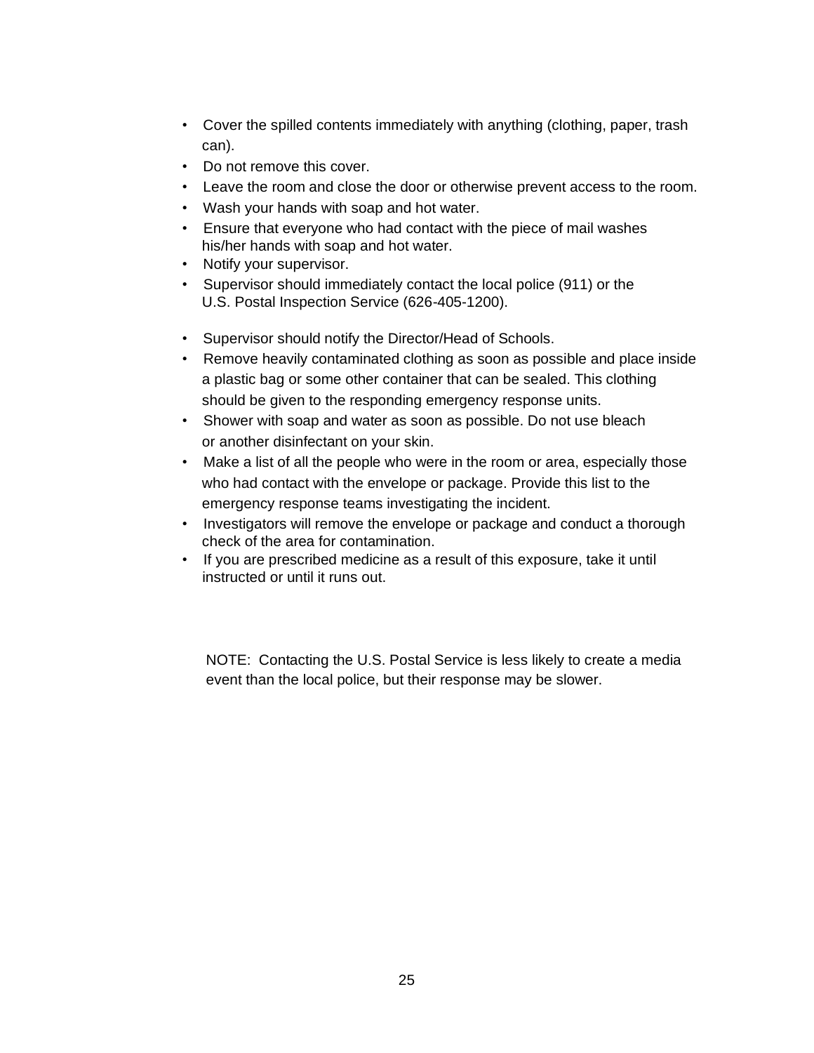- Cover the spilled contents immediately with anything (clothing, paper, trash can).
- Do not remove this cover.
- Leave the room and close the door or otherwise prevent access to the room.
- Wash your hands with soap and hot water.
- Ensure that everyone who had contact with the piece of mail washes his/her hands with soap and hot water.
- Notify your supervisor.
- Supervisor should immediately contact the local police (911) or the U.S. Postal Inspection Service (626-405-1200).
- Supervisor should notify the Director/Head of Schools.
- Remove heavily contaminated clothing as soon as possible and place inside a plastic bag or some other container that can be sealed. This clothing should be given to the responding emergency response units.
- Shower with soap and water as soon as possible. Do not use bleach or another disinfectant on your skin.
- Make a list of all the people who were in the room or area, especially those who had contact with the envelope or package. Provide this list to the emergency response teams investigating the incident.
- Investigators will remove the envelope or package and conduct a thorough check of the area for contamination.
- If you are prescribed medicine as a result of this exposure, take it until instructed or until it runs out.

NOTE: Contacting the U.S. Postal Service is less likely to create a media event than the local police, but their response may be slower.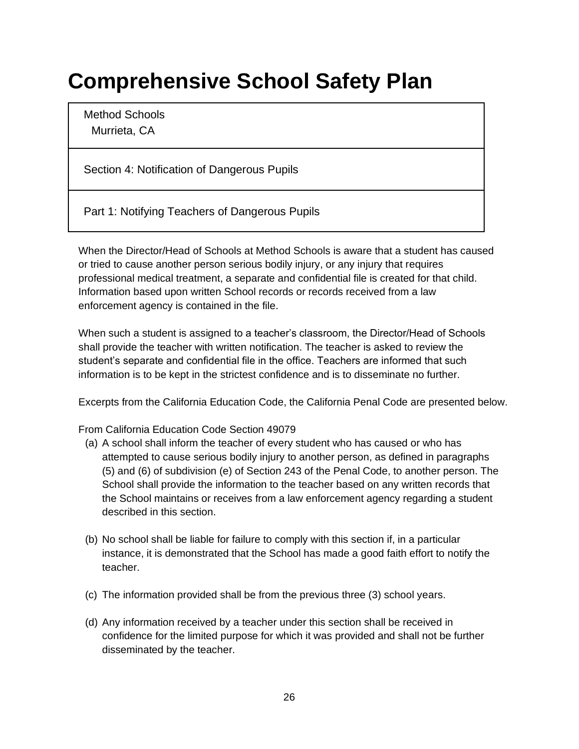# Comprehensive School Safety Plan

| |
|---|
| Method Schools<br>Murrieta, CA |
| Section 4: Notification of Dangerous Pupils |
| Part 1: Notifying Teachers of Dangerous Pupils |

When the Director/Head of Schools at Method Schools is aware that a student has caused or tried to cause another person serious bodily injury, or any injury that requires professional medical treatment, a separate and confidential file is created for that child. Information based upon written School records or records received from a law enforcement agency is contained in the file.

When such a student is assigned to a teacher's classroom, the Director/Head of Schools shall provide the teacher with written notification. The teacher is asked to review the student's separate and confidential file in the office. Teachers are informed that such information is to be kept in the strictest confidence and is to disseminate no further.

Excerpts from the California Education Code, the California Penal Code are presented below.

From California Education Code Section 49079

(a) A school shall inform the teacher of every student who has caused or who has attempted to cause serious bodily injury to another person, as defined in paragraphs (5) and (6) of subdivision (e) of Section 243 of the Penal Code, to another person. The School shall provide the information to the teacher based on any written records that the School maintains or receives from a law enforcement agency regarding a student described in this section.

(b) No school shall be liable for failure to comply with this section if, in a particular instance, it is demonstrated that the School has made a good faith effort to notify the teacher.

(c) The information provided shall be from the previous three (3) school years.

(d) Any information received by a teacher under this section shall be received in confidence for the limited purpose for which it was provided and shall not be further disseminated by the teacher.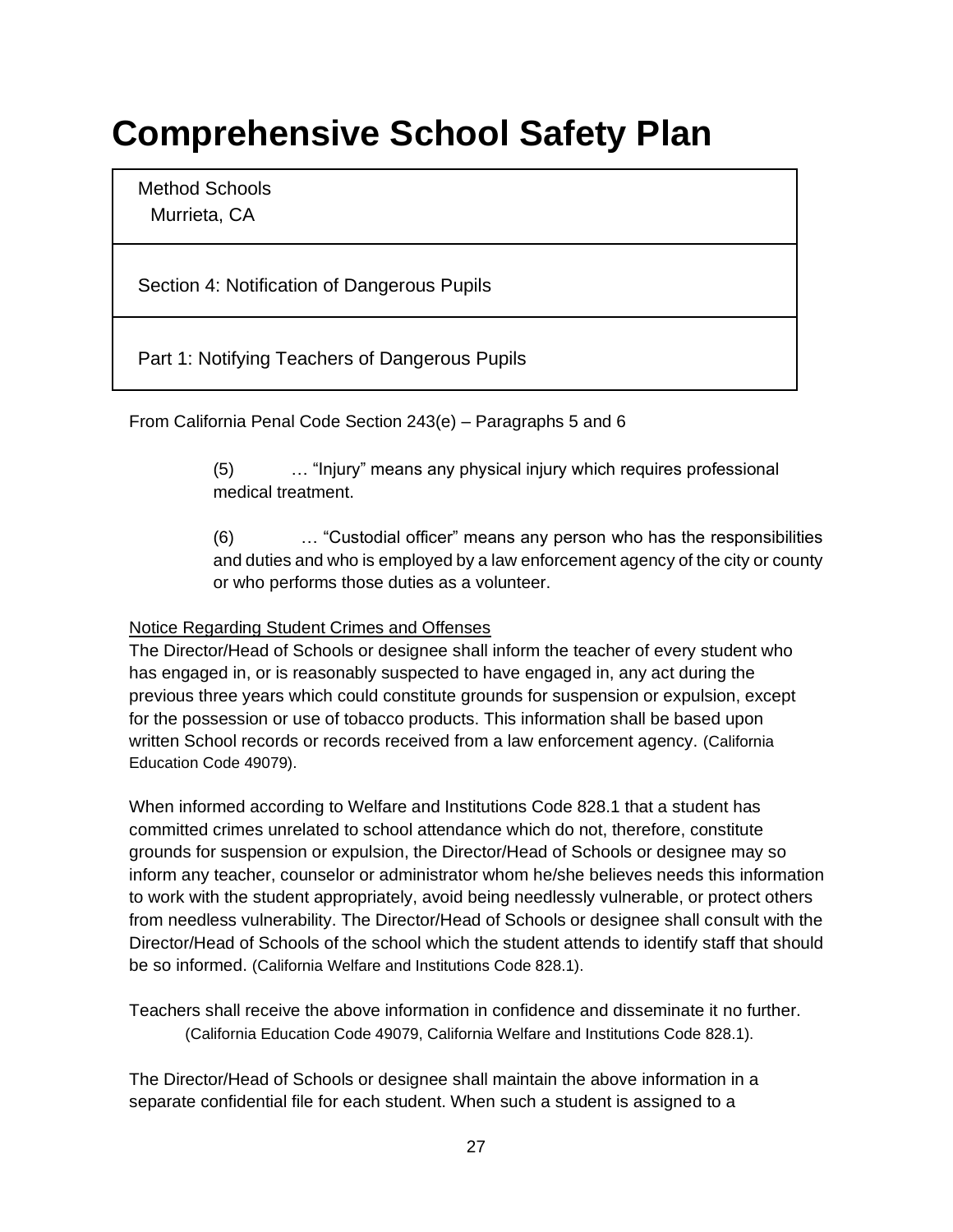# Comprehensive School Safety Plan

| |
|---|
| Method Schools<br>Murrieta, CA |
| Section 4: Notification of Dangerous Pupils |
| Part 1: Notifying Teachers of Dangerous Pupils |

From California Penal Code Section 243(e) – Paragraphs 5 and 6

> (5) … "Injury" means any physical injury which requires professional medical treatment.
>
> (6) … "Custodial officer" means any person who has the responsibilities and duties and who is employed by a law enforcement agency of the city or county or who performs those duties as a volunteer.

<u>Notice Regarding Student Crimes and Offenses</u>

The Director/Head of Schools or designee shall inform the teacher of every student who has engaged in, or is reasonably suspected to have engaged in, any act during the previous three years which could constitute grounds for suspension or expulsion, except for the possession or use of tobacco products. This information shall be based upon written School records or records received from a law enforcement agency. (California Education Code 49079).

When informed according to Welfare and Institutions Code 828.1 that a student has committed crimes unrelated to school attendance which do not, therefore, constitute grounds for suspension or expulsion, the Director/Head of Schools or designee may so inform any teacher, counselor or administrator whom he/she believes needs this information to work with the student appropriately, avoid being needlessly vulnerable, or protect others from needless vulnerability. The Director/Head of Schools or designee shall consult with the Director/Head of Schools of the school which the student attends to identify staff that should be so informed. (California Welfare and Institutions Code 828.1).

Teachers shall receive the above information in confidence and disseminate it no further. (California Education Code 49079, California Welfare and Institutions Code 828.1).

The Director/Head of Schools or designee shall maintain the above information in a separate confidential file for each student. When such a student is assigned to a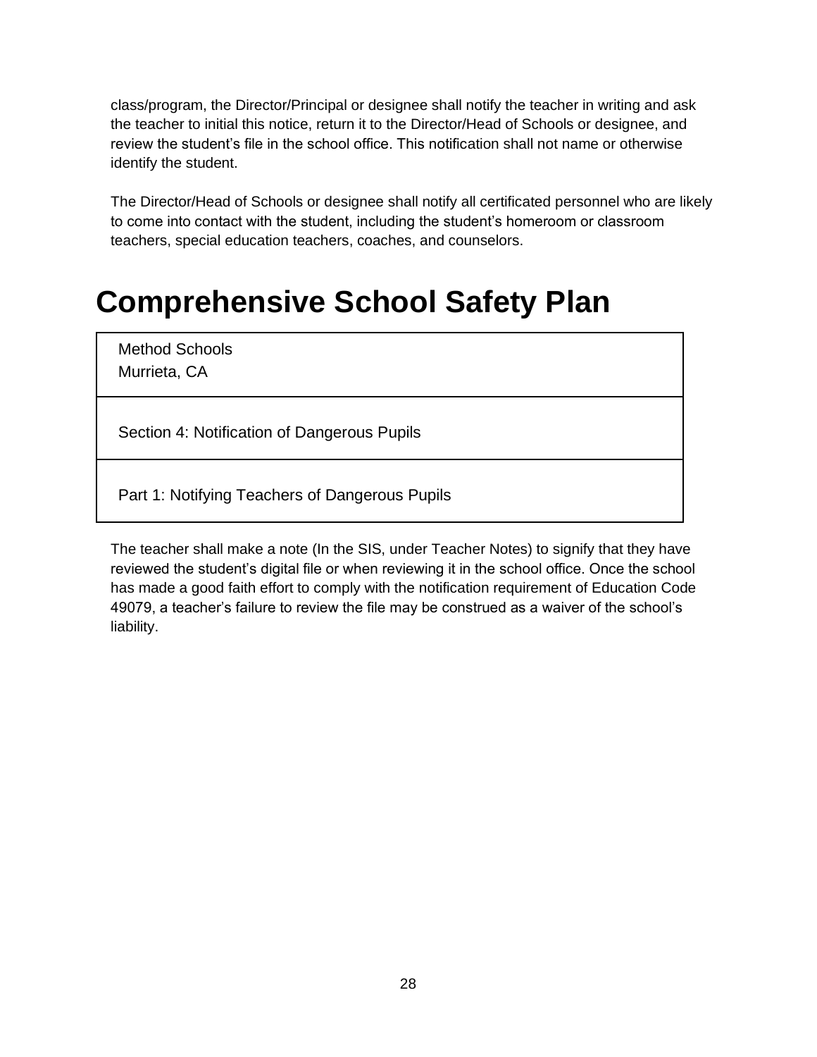class/program, the Director/Principal or designee shall notify the teacher in writing and ask the teacher to initial this notice, return it to the Director/Head of Schools or designee, and review the student's file in the school office. This notification shall not name or otherwise identify the student.

The Director/Head of Schools or designee shall notify all certificated personnel who are likely to come into contact with the student, including the student's homeroom or classroom teachers, special education teachers, coaches, and counselors.

# Comprehensive School Safety Plan

| |
|---|
| Method Schools<br>Murrieta, CA |
| Section 4: Notification of Dangerous Pupils |
| Part 1: Notifying Teachers of Dangerous Pupils |

The teacher shall make a note (In the SIS, under Teacher Notes) to signify that they have reviewed the student's digital file or when reviewing it in the school office. Once the school has made a good faith effort to comply with the notification requirement of Education Code 49079, a teacher's failure to review the file may be construed as a waiver of the school's liability.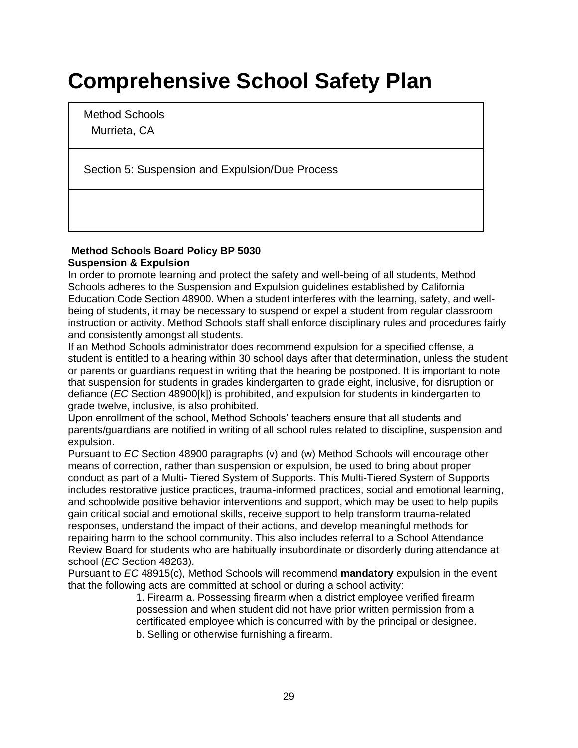# Comprehensive School Safety Plan

| |
|---|
| Method Schools<br>Murrieta, CA |
| Section 5: Suspension and Expulsion/Due Process |
| |

**Method Schools Board Policy BP 5030**

**Suspension & Expulsion**

In order to promote learning and protect the safety and well-being of all students, Method Schools adheres to the Suspension and Expulsion guidelines established by California Education Code Section 48900. When a student interferes with the learning, safety, and well-being of students, it may be necessary to suspend or expel a student from regular classroom instruction or activity. Method Schools staff shall enforce disciplinary rules and procedures fairly and consistently amongst all students.

If an Method Schools administrator does recommend expulsion for a specified offense, a student is entitled to a hearing within 30 school days after that determination, unless the student or parents or guardians request in writing that the hearing be postponed. It is important to note that suspension for students in grades kindergarten to grade eight, inclusive, for disruption or defiance (*EC* Section 48900[k]) is prohibited, and expulsion for students in kindergarten to grade twelve, inclusive, is also prohibited.

Upon enrollment of the school, Method Schools' teachers ensure that all students and parents/guardians are notified in writing of all school rules related to discipline, suspension and expulsion.

Pursuant to *EC* Section 48900 paragraphs (v) and (w) Method Schools will encourage other means of correction, rather than suspension or expulsion, be used to bring about proper conduct as part of a Multi- Tiered System of Supports. This Multi-Tiered System of Supports includes restorative justice practices, trauma-informed practices, social and emotional learning, and schoolwide positive behavior interventions and support, which may be used to help pupils gain critical social and emotional skills, receive support to help transform trauma-related responses, understand the impact of their actions, and develop meaningful methods for repairing harm to the school community. This also includes referral to a School Attendance Review Board for students who are habitually insubordinate or disorderly during attendance at school (*EC* Section 48263).

Pursuant to *EC* 48915(c), Method Schools will recommend **mandatory** expulsion in the event that the following acts are committed at school or during a school activity:

1. Firearm a. Possessing firearm when a district employee verified firearm possession and when student did not have prior written permission from a certificated employee which is concurred with by the principal or designee.
   b. Selling or otherwise furnishing a firearm.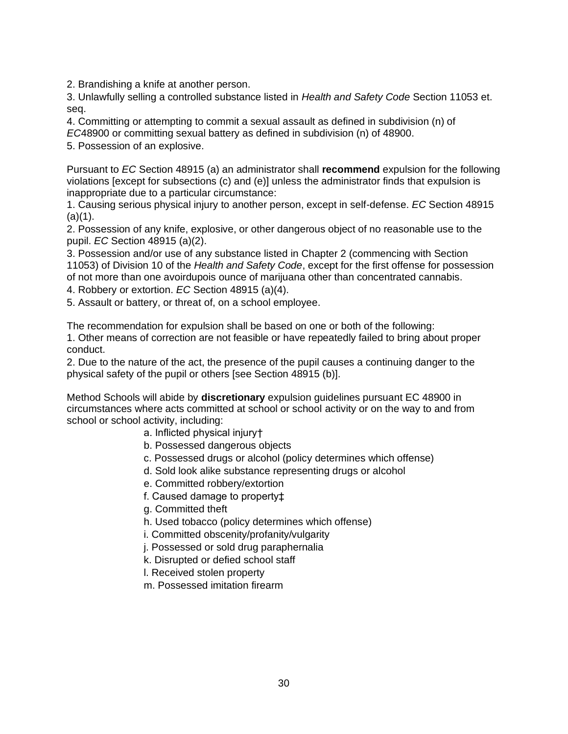2. Brandishing a knife at another person.
3. Unlawfully selling a controlled substance listed in *Health and Safety Code* Section 11053 et. seq.
4. Committing or attempting to commit a sexual assault as defined in subdivision (n) of *EC*48900 or committing sexual battery as defined in subdivision (n) of 48900.
5. Possession of an explosive.

Pursuant to *EC* Section 48915 (a) an administrator shall **recommend** expulsion for the following violations [except for subsections (c) and (e)] unless the administrator finds that expulsion is inappropriate due to a particular circumstance:
1. Causing serious physical injury to another person, except in self-defense. *EC* Section 48915 (a)(1).
2. Possession of any knife, explosive, or other dangerous object of no reasonable use to the pupil. *EC* Section 48915 (a)(2).
3. Possession and/or use of any substance listed in Chapter 2 (commencing with Section 11053) of Division 10 of the *Health and Safety Code*, except for the first offense for possession of not more than one avoirdupois ounce of marijuana other than concentrated cannabis.
4. Robbery or extortion. *EC* Section 48915 (a)(4).
5. Assault or battery, or threat of, on a school employee.

The recommendation for expulsion shall be based on one or both of the following:
1. Other means of correction are not feasible or have repeatedly failed to bring about proper conduct.
2. Due to the nature of the act, the presence of the pupil causes a continuing danger to the physical safety of the pupil or others [see Section 48915 (b)].

Method Schools will abide by **discretionary** expulsion guidelines pursuant EC 48900 in circumstances where acts committed at school or school activity or on the way to and from school or school activity, including:

a. Inflicted physical injury†
b. Possessed dangerous objects
c. Possessed drugs or alcohol (policy determines which offense)
d. Sold look alike substance representing drugs or alcohol
e. Committed robbery/extortion
f. Caused damage to property‡
g. Committed theft
h. Used tobacco (policy determines which offense)
i. Committed obscenity/profanity/vulgarity
j. Possessed or sold drug paraphernalia
k. Disrupted or defied school staff
l. Received stolen property
m. Possessed imitation firearm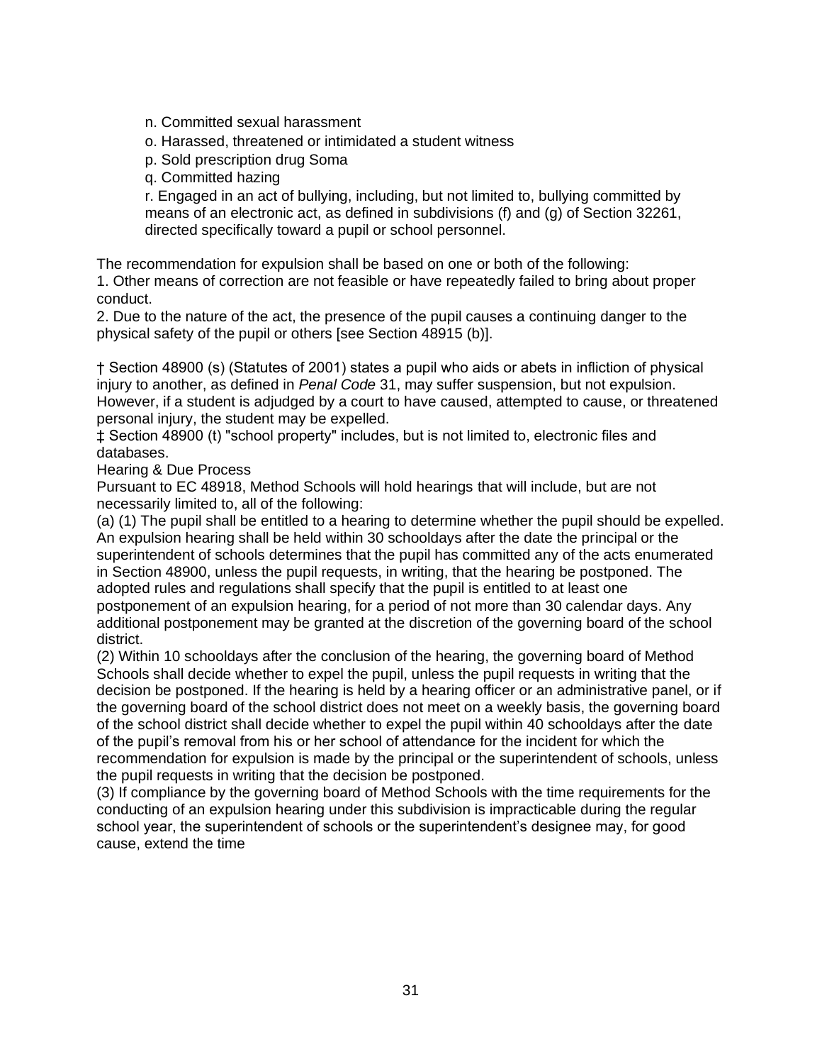n. Committed sexual harassment

o. Harassed, threatened or intimidated a student witness

p. Sold prescription drug Soma

q. Committed hazing

r. Engaged in an act of bullying, including, but not limited to, bullying committed by means of an electronic act, as defined in subdivisions (f) and (g) of Section 32261, directed specifically toward a pupil or school personnel.

The recommendation for expulsion shall be based on one or both of the following:
1. Other means of correction are not feasible or have repeatedly failed to bring about proper conduct.
2. Due to the nature of the act, the presence of the pupil causes a continuing danger to the physical safety of the pupil or others [see Section 48915 (b)].

† Section 48900 (s) (Statutes of 2001) states a pupil who aids or abets in infliction of physical injury to another, as defined in *Penal Code* 31, may suffer suspension, but not expulsion. However, if a student is adjudged by a court to have caused, attempted to cause, or threatened personal injury, the student may be expelled.

‡ Section 48900 (t) "school property" includes, but is not limited to, electronic files and databases.

Hearing & Due Process

Pursuant to EC 48918, Method Schools will hold hearings that will include, but are not necessarily limited to, all of the following:

(a) (1) The pupil shall be entitled to a hearing to determine whether the pupil should be expelled. An expulsion hearing shall be held within 30 schooldays after the date the principal or the superintendent of schools determines that the pupil has committed any of the acts enumerated in Section 48900, unless the pupil requests, in writing, that the hearing be postponed. The adopted rules and regulations shall specify that the pupil is entitled to at least one postponement of an expulsion hearing, for a period of not more than 30 calendar days. Any additional postponement may be granted at the discretion of the governing board of the school district.

(2) Within 10 schooldays after the conclusion of the hearing, the governing board of Method Schools shall decide whether to expel the pupil, unless the pupil requests in writing that the decision be postponed. If the hearing is held by a hearing officer or an administrative panel, or if the governing board of the school district does not meet on a weekly basis, the governing board of the school district shall decide whether to expel the pupil within 40 schooldays after the date of the pupil's removal from his or her school of attendance for the incident for which the recommendation for expulsion is made by the principal or the superintendent of schools, unless the pupil requests in writing that the decision be postponed.

(3) If compliance by the governing board of Method Schools with the time requirements for the conducting of an expulsion hearing under this subdivision is impracticable during the regular school year, the superintendent of schools or the superintendent's designee may, for good cause, extend the time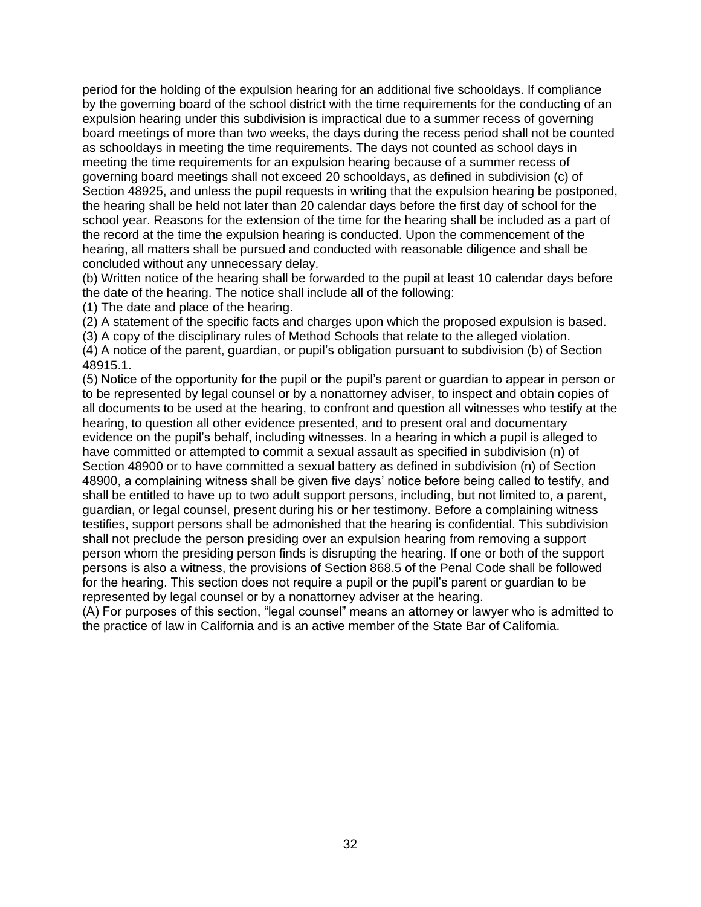period for the holding of the expulsion hearing for an additional five schooldays. If compliance by the governing board of the school district with the time requirements for the conducting of an expulsion hearing under this subdivision is impractical due to a summer recess of governing board meetings of more than two weeks, the days during the recess period shall not be counted as schooldays in meeting the time requirements. The days not counted as school days in meeting the time requirements for an expulsion hearing because of a summer recess of governing board meetings shall not exceed 20 schooldays, as defined in subdivision (c) of Section 48925, and unless the pupil requests in writing that the expulsion hearing be postponed, the hearing shall be held not later than 20 calendar days before the first day of school for the school year. Reasons for the extension of the time for the hearing shall be included as a part of the record at the time the expulsion hearing is conducted. Upon the commencement of the hearing, all matters shall be pursued and conducted with reasonable diligence and shall be concluded without any unnecessary delay.

(b) Written notice of the hearing shall be forwarded to the pupil at least 10 calendar days before the date of the hearing. The notice shall include all of the following:

(1) The date and place of the hearing.

(2) A statement of the specific facts and charges upon which the proposed expulsion is based.

(3) A copy of the disciplinary rules of Method Schools that relate to the alleged violation.

(4) A notice of the parent, guardian, or pupil's obligation pursuant to subdivision (b) of Section 48915.1.

(5) Notice of the opportunity for the pupil or the pupil's parent or guardian to appear in person or to be represented by legal counsel or by a nonattorney adviser, to inspect and obtain copies of all documents to be used at the hearing, to confront and question all witnesses who testify at the hearing, to question all other evidence presented, and to present oral and documentary evidence on the pupil's behalf, including witnesses. In a hearing in which a pupil is alleged to have committed or attempted to commit a sexual assault as specified in subdivision (n) of Section 48900 or to have committed a sexual battery as defined in subdivision (n) of Section 48900, a complaining witness shall be given five days' notice before being called to testify, and shall be entitled to have up to two adult support persons, including, but not limited to, a parent, guardian, or legal counsel, present during his or her testimony. Before a complaining witness testifies, support persons shall be admonished that the hearing is confidential. This subdivision shall not preclude the person presiding over an expulsion hearing from removing a support person whom the presiding person finds is disrupting the hearing. If one or both of the support persons is also a witness, the provisions of Section 868.5 of the Penal Code shall be followed for the hearing. This section does not require a pupil or the pupil's parent or guardian to be represented by legal counsel or by a nonattorney adviser at the hearing.

(A) For purposes of this section, "legal counsel" means an attorney or lawyer who is admitted to the practice of law in California and is an active member of the State Bar of California.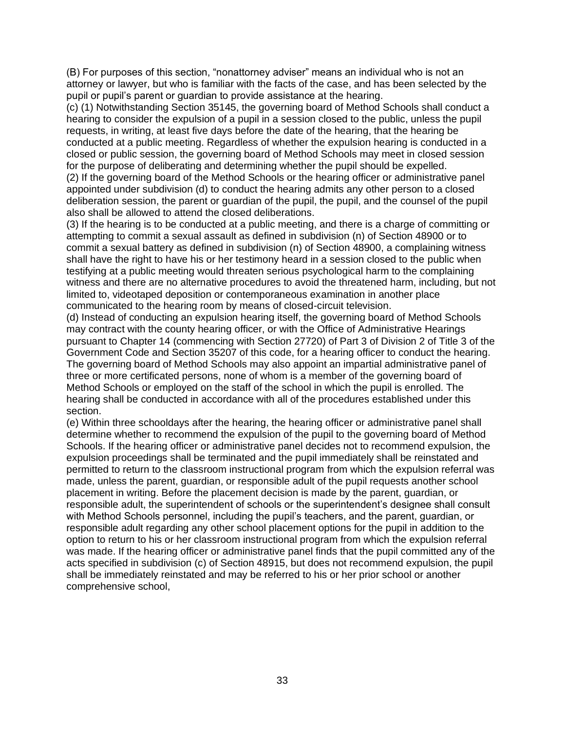(B) For purposes of this section, "nonattorney adviser" means an individual who is not an attorney or lawyer, but who is familiar with the facts of the case, and has been selected by the pupil or pupil's parent or guardian to provide assistance at the hearing.

(c) (1) Notwithstanding Section 35145, the governing board of Method Schools shall conduct a hearing to consider the expulsion of a pupil in a session closed to the public, unless the pupil requests, in writing, at least five days before the date of the hearing, that the hearing be conducted at a public meeting. Regardless of whether the expulsion hearing is conducted in a closed or public session, the governing board of Method Schools may meet in closed session for the purpose of deliberating and determining whether the pupil should be expelled.

(2) If the governing board of the Method Schools or the hearing officer or administrative panel appointed under subdivision (d) to conduct the hearing admits any other person to a closed deliberation session, the parent or guardian of the pupil, the pupil, and the counsel of the pupil also shall be allowed to attend the closed deliberations.

(3) If the hearing is to be conducted at a public meeting, and there is a charge of committing or attempting to commit a sexual assault as defined in subdivision (n) of Section 48900 or to commit a sexual battery as defined in subdivision (n) of Section 48900, a complaining witness shall have the right to have his or her testimony heard in a session closed to the public when testifying at a public meeting would threaten serious psychological harm to the complaining witness and there are no alternative procedures to avoid the threatened harm, including, but not limited to, videotaped deposition or contemporaneous examination in another place communicated to the hearing room by means of closed-circuit television.

(d) Instead of conducting an expulsion hearing itself, the governing board of Method Schools may contract with the county hearing officer, or with the Office of Administrative Hearings pursuant to Chapter 14 (commencing with Section 27720) of Part 3 of Division 2 of Title 3 of the Government Code and Section 35207 of this code, for a hearing officer to conduct the hearing. The governing board of Method Schools may also appoint an impartial administrative panel of three or more certificated persons, none of whom is a member of the governing board of Method Schools or employed on the staff of the school in which the pupil is enrolled. The hearing shall be conducted in accordance with all of the procedures established under this section.

(e) Within three schooldays after the hearing, the hearing officer or administrative panel shall determine whether to recommend the expulsion of the pupil to the governing board of Method Schools. If the hearing officer or administrative panel decides not to recommend expulsion, the expulsion proceedings shall be terminated and the pupil immediately shall be reinstated and permitted to return to the classroom instructional program from which the expulsion referral was made, unless the parent, guardian, or responsible adult of the pupil requests another school placement in writing. Before the placement decision is made by the parent, guardian, or responsible adult, the superintendent of schools or the superintendent's designee shall consult with Method Schools personnel, including the pupil's teachers, and the parent, guardian, or responsible adult regarding any other school placement options for the pupil in addition to the option to return to his or her classroom instructional program from which the expulsion referral was made. If the hearing officer or administrative panel finds that the pupil committed any of the acts specified in subdivision (c) of Section 48915, but does not recommend expulsion, the pupil shall be immediately reinstated and may be referred to his or her prior school or another comprehensive school,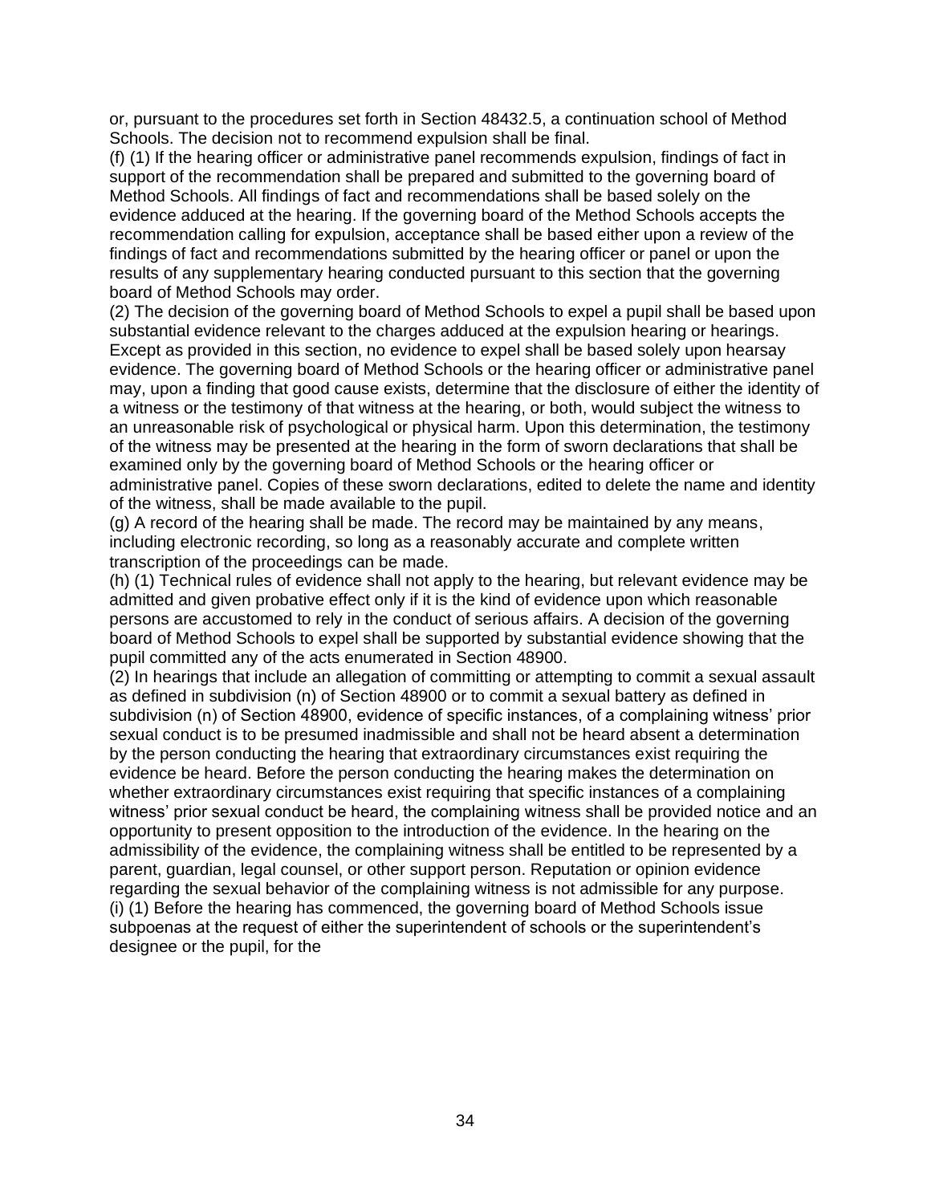or, pursuant to the procedures set forth in Section 48432.5, a continuation school of Method Schools. The decision not to recommend expulsion shall be final.

(f) (1) If the hearing officer or administrative panel recommends expulsion, findings of fact in support of the recommendation shall be prepared and submitted to the governing board of Method Schools. All findings of fact and recommendations shall be based solely on the evidence adduced at the hearing. If the governing board of the Method Schools accepts the recommendation calling for expulsion, acceptance shall be based either upon a review of the findings of fact and recommendations submitted by the hearing officer or panel or upon the results of any supplementary hearing conducted pursuant to this section that the governing board of Method Schools may order.

(2) The decision of the governing board of Method Schools to expel a pupil shall be based upon substantial evidence relevant to the charges adduced at the expulsion hearing or hearings. Except as provided in this section, no evidence to expel shall be based solely upon hearsay evidence. The governing board of Method Schools or the hearing officer or administrative panel may, upon a finding that good cause exists, determine that the disclosure of either the identity of a witness or the testimony of that witness at the hearing, or both, would subject the witness to an unreasonable risk of psychological or physical harm. Upon this determination, the testimony of the witness may be presented at the hearing in the form of sworn declarations that shall be examined only by the governing board of Method Schools or the hearing officer or administrative panel. Copies of these sworn declarations, edited to delete the name and identity of the witness, shall be made available to the pupil.

(g) A record of the hearing shall be made. The record may be maintained by any means, including electronic recording, so long as a reasonably accurate and complete written transcription of the proceedings can be made.

(h) (1) Technical rules of evidence shall not apply to the hearing, but relevant evidence may be admitted and given probative effect only if it is the kind of evidence upon which reasonable persons are accustomed to rely in the conduct of serious affairs. A decision of the governing board of Method Schools to expel shall be supported by substantial evidence showing that the pupil committed any of the acts enumerated in Section 48900.

(2) In hearings that include an allegation of committing or attempting to commit a sexual assault as defined in subdivision (n) of Section 48900 or to commit a sexual battery as defined in subdivision (n) of Section 48900, evidence of specific instances, of a complaining witness' prior sexual conduct is to be presumed inadmissible and shall not be heard absent a determination by the person conducting the hearing that extraordinary circumstances exist requiring the evidence be heard. Before the person conducting the hearing makes the determination on whether extraordinary circumstances exist requiring that specific instances of a complaining witness' prior sexual conduct be heard, the complaining witness shall be provided notice and an opportunity to present opposition to the introduction of the evidence. In the hearing on the admissibility of the evidence, the complaining witness shall be entitled to be represented by a parent, guardian, legal counsel, or other support person. Reputation or opinion evidence regarding the sexual behavior of the complaining witness is not admissible for any purpose.

(i) (1) Before the hearing has commenced, the governing board of Method Schools issue subpoenas at the request of either the superintendent of schools or the superintendent's designee or the pupil, for the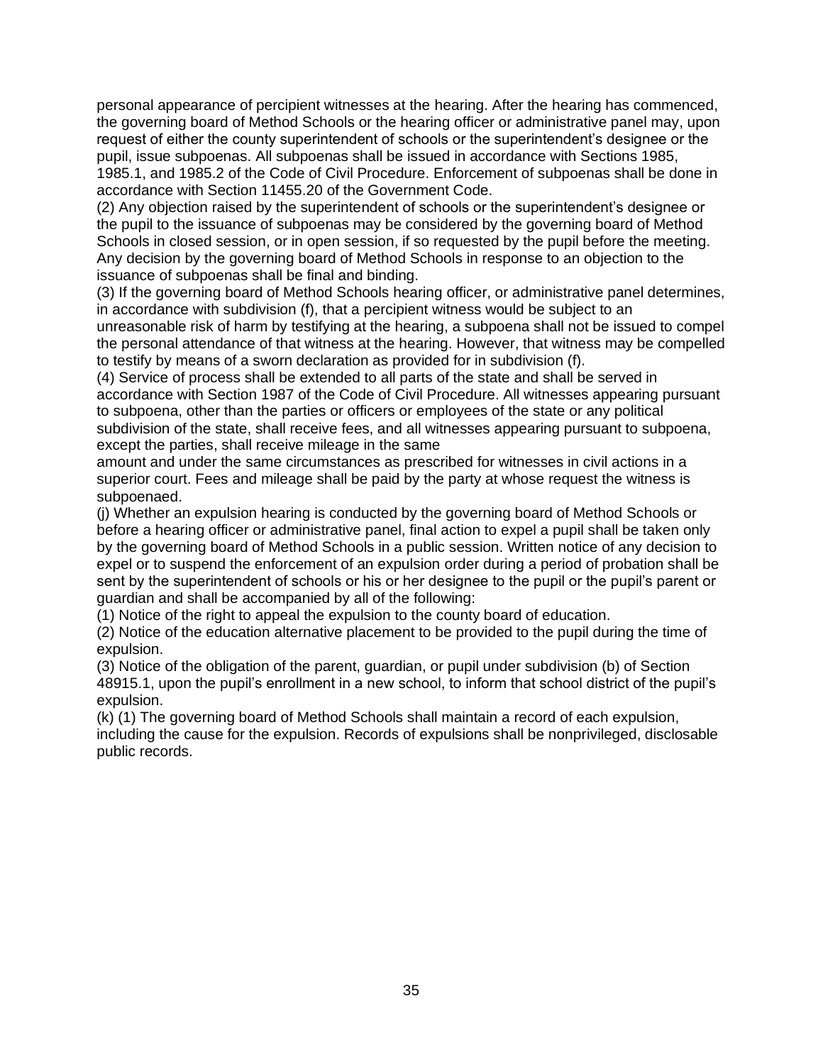personal appearance of percipient witnesses at the hearing. After the hearing has commenced, the governing board of Method Schools or the hearing officer or administrative panel may, upon request of either the county superintendent of schools or the superintendent's designee or the pupil, issue subpoenas. All subpoenas shall be issued in accordance with Sections 1985, 1985.1, and 1985.2 of the Code of Civil Procedure. Enforcement of subpoenas shall be done in accordance with Section 11455.20 of the Government Code.

(2) Any objection raised by the superintendent of schools or the superintendent's designee or the pupil to the issuance of subpoenas may be considered by the governing board of Method Schools in closed session, or in open session, if so requested by the pupil before the meeting. Any decision by the governing board of Method Schools in response to an objection to the issuance of subpoenas shall be final and binding.

(3) If the governing board of Method Schools hearing officer, or administrative panel determines, in accordance with subdivision (f), that a percipient witness would be subject to an unreasonable risk of harm by testifying at the hearing, a subpoena shall not be issued to compel the personal attendance of that witness at the hearing. However, that witness may be compelled to testify by means of a sworn declaration as provided for in subdivision (f).

(4) Service of process shall be extended to all parts of the state and shall be served in accordance with Section 1987 of the Code of Civil Procedure. All witnesses appearing pursuant to subpoena, other than the parties or officers or employees of the state or any political subdivision of the state, shall receive fees, and all witnesses appearing pursuant to subpoena, except the parties, shall receive mileage in the same amount and under the same circumstances as prescribed for witnesses in civil actions in a superior court. Fees and mileage shall be paid by the party at whose request the witness is subpoenaed.

(j) Whether an expulsion hearing is conducted by the governing board of Method Schools or before a hearing officer or administrative panel, final action to expel a pupil shall be taken only by the governing board of Method Schools in a public session. Written notice of any decision to expel or to suspend the enforcement of an expulsion order during a period of probation shall be sent by the superintendent of schools or his or her designee to the pupil or the pupil's parent or guardian and shall be accompanied by all of the following:

(1) Notice of the right to appeal the expulsion to the county board of education.

(2) Notice of the education alternative placement to be provided to the pupil during the time of expulsion.

(3) Notice of the obligation of the parent, guardian, or pupil under subdivision (b) of Section 48915.1, upon the pupil's enrollment in a new school, to inform that school district of the pupil's expulsion.

(k) (1) The governing board of Method Schools shall maintain a record of each expulsion, including the cause for the expulsion. Records of expulsions shall be nonprivileged, disclosable public records.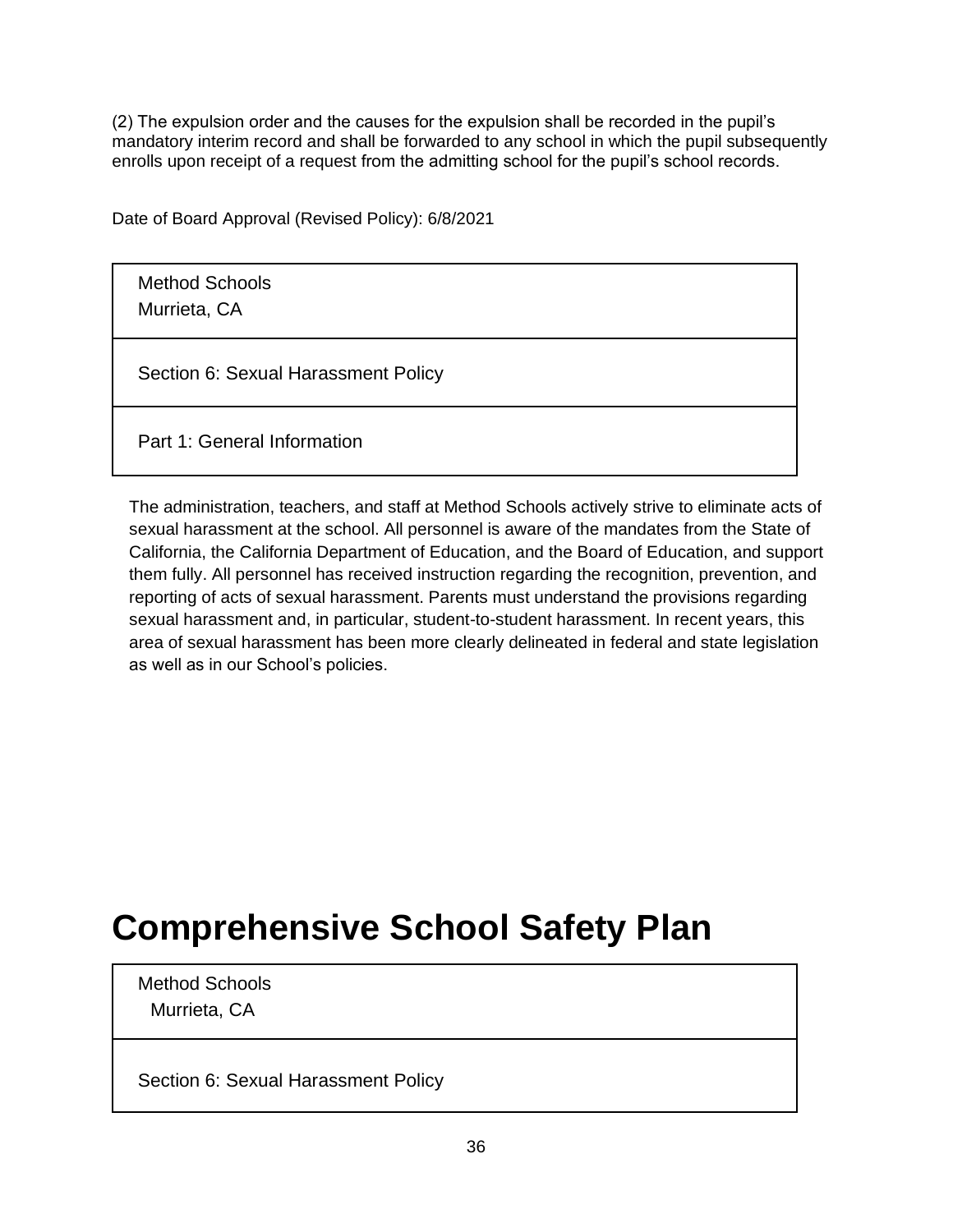(2) The expulsion order and the causes for the expulsion shall be recorded in the pupil's mandatory interim record and shall be forwarded to any school in which the pupil subsequently enrolls upon receipt of a request from the admitting school for the pupil's school records.

Date of Board Approval (Revised Policy): 6/8/2021

| |
|---|
| Method Schools<br>Murrieta, CA |
| Section 6: Sexual Harassment Policy |
| Part 1: General Information |

The administration, teachers, and staff at Method Schools actively strive to eliminate acts of sexual harassment at the school. All personnel is aware of the mandates from the State of California, the California Department of Education, and the Board of Education, and support them fully. All personnel has received instruction regarding the recognition, prevention, and reporting of acts of sexual harassment. Parents must understand the provisions regarding sexual harassment and, in particular, student-to-student harassment. In recent years, this area of sexual harassment has been more clearly delineated in federal and state legislation as well as in our School's policies.

# Comprehensive School Safety Plan

| |
|---|
| Method Schools<br>Murrieta, CA |
| Section 6: Sexual Harassment Policy |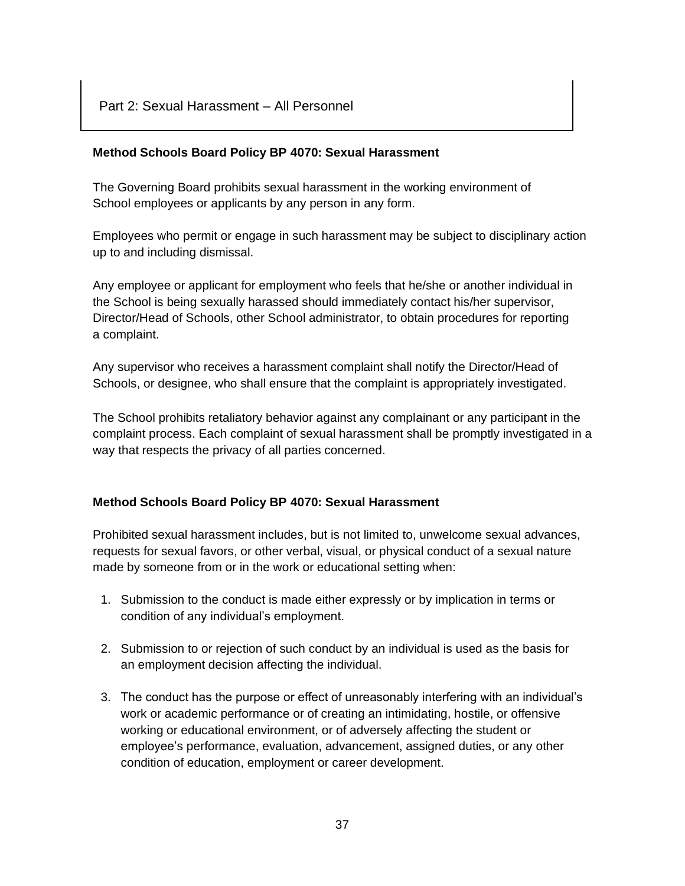## Part 2: Sexual Harassment – All Personnel

**Method Schools Board Policy BP 4070: Sexual Harassment**

The Governing Board prohibits sexual harassment in the working environment of School employees or applicants by any person in any form.

Employees who permit or engage in such harassment may be subject to disciplinary action up to and including dismissal.

Any employee or applicant for employment who feels that he/she or another individual in the School is being sexually harassed should immediately contact his/her supervisor, Director/Head of Schools, other School administrator, to obtain procedures for reporting a complaint.

Any supervisor who receives a harassment complaint shall notify the Director/Head of Schools, or designee, who shall ensure that the complaint is appropriately investigated.

The School prohibits retaliatory behavior against any complainant or any participant in the complaint process. Each complaint of sexual harassment shall be promptly investigated in a way that respects the privacy of all parties concerned.

**Method Schools Board Policy BP 4070: Sexual Harassment**

Prohibited sexual harassment includes, but is not limited to, unwelcome sexual advances, requests for sexual favors, or other verbal, visual, or physical conduct of a sexual nature made by someone from or in the work or educational setting when:

1. Submission to the conduct is made either expressly or by implication in terms or condition of any individual's employment.
2. Submission to or rejection of such conduct by an individual is used as the basis for an employment decision affecting the individual.
3. The conduct has the purpose or effect of unreasonably interfering with an individual's work or academic performance or of creating an intimidating, hostile, or offensive working or educational environment, or of adversely affecting the student or employee's performance, evaluation, advancement, assigned duties, or any other condition of education, employment or career development.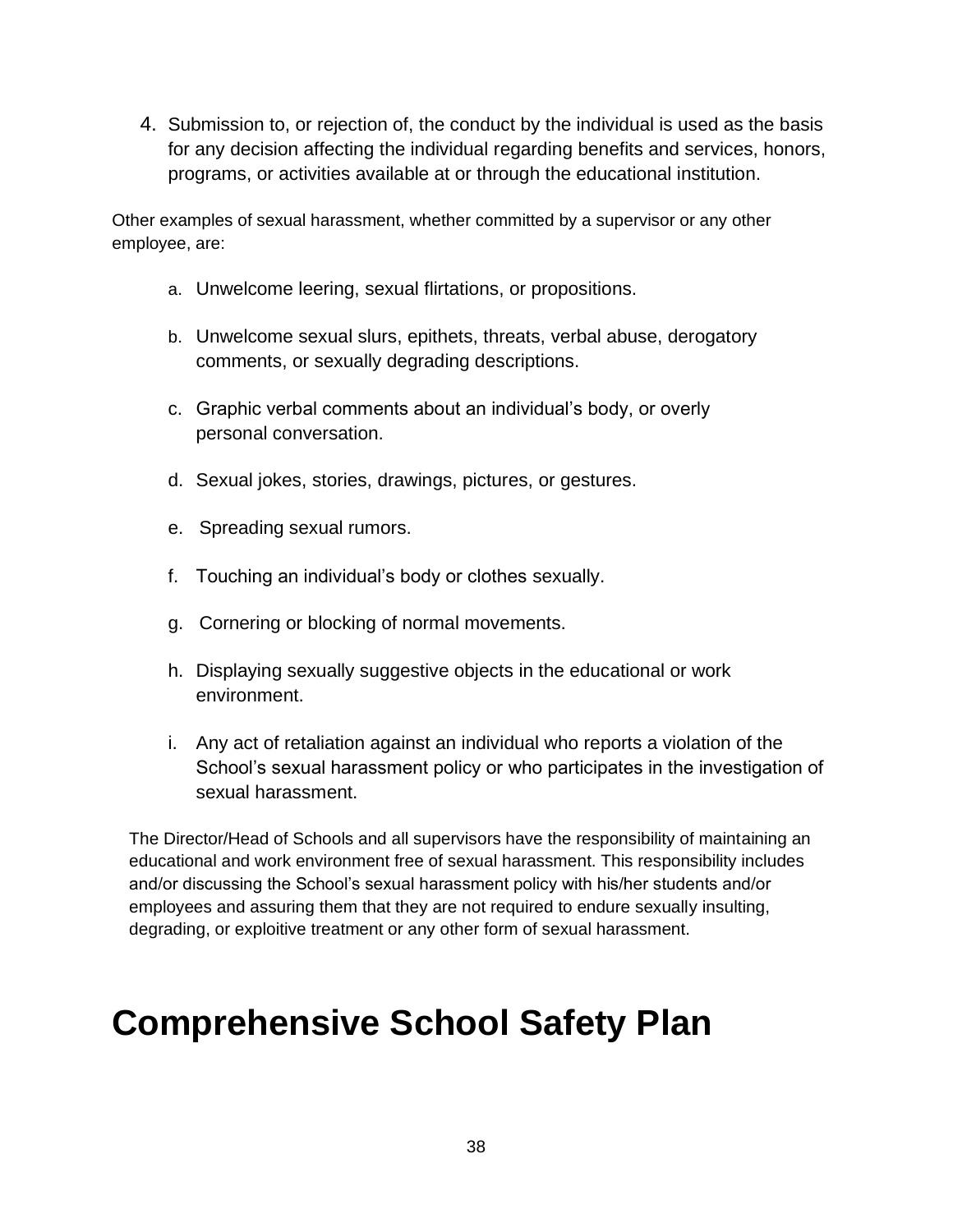4. Submission to, or rejection of, the conduct by the individual is used as the basis for any decision affecting the individual regarding benefits and services, honors, programs, or activities available at or through the educational institution.

Other examples of sexual harassment, whether committed by a supervisor or any other employee, are:

a. Unwelcome leering, sexual flirtations, or propositions.

b. Unwelcome sexual slurs, epithets, threats, verbal abuse, derogatory comments, or sexually degrading descriptions.

c. Graphic verbal comments about an individual's body, or overly personal conversation.

d. Sexual jokes, stories, drawings, pictures, or gestures.

e. Spreading sexual rumors.

f. Touching an individual's body or clothes sexually.

g. Cornering or blocking of normal movements.

h. Displaying sexually suggestive objects in the educational or work environment.

i. Any act of retaliation against an individual who reports a violation of the School's sexual harassment policy or who participates in the investigation of sexual harassment.

The Director/Head of Schools and all supervisors have the responsibility of maintaining an educational and work environment free of sexual harassment. This responsibility includes and/or discussing the School's sexual harassment policy with his/her students and/or employees and assuring them that they are not required to endure sexually insulting, degrading, or exploitive treatment or any other form of sexual harassment.

# Comprehensive School Safety Plan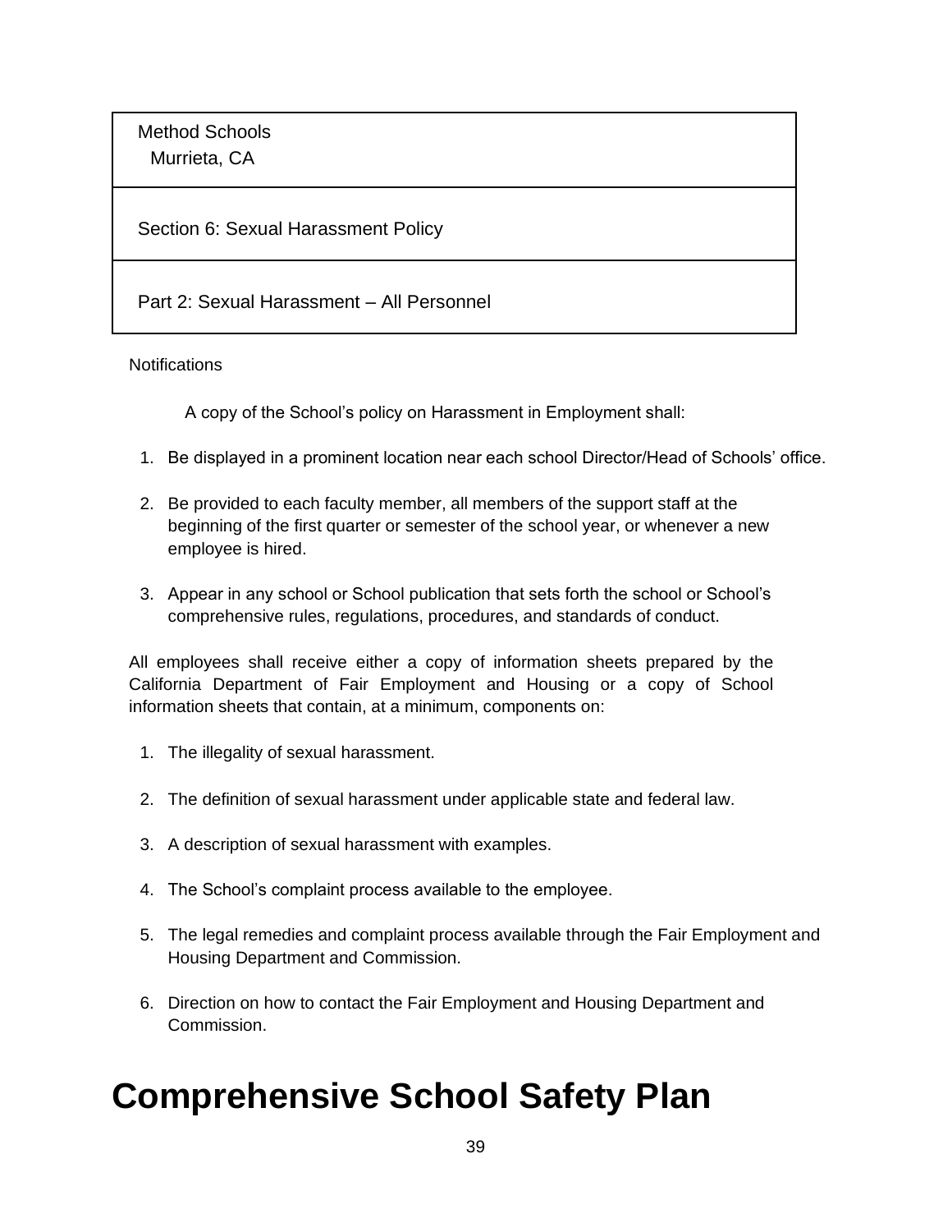Method Schools
Murrieta, CA

Section 6: Sexual Harassment Policy

Part 2: Sexual Harassment – All Personnel

Notifications

A copy of the School's policy on Harassment in Employment shall:

1. Be displayed in a prominent location near each school Director/Head of Schools' office.
2. Be provided to each faculty member, all members of the support staff at the beginning of the first quarter or semester of the school year, or whenever a new employee is hired.
3. Appear in any school or School publication that sets forth the school or School's comprehensive rules, regulations, procedures, and standards of conduct.

All employees shall receive either a copy of information sheets prepared by the California Department of Fair Employment and Housing or a copy of School information sheets that contain, at a minimum, components on:

1. The illegality of sexual harassment.
2. The definition of sexual harassment under applicable state and federal law.
3. A description of sexual harassment with examples.
4. The School's complaint process available to the employee.
5. The legal remedies and complaint process available through the Fair Employment and Housing Department and Commission.
6. Direction on how to contact the Fair Employment and Housing Department and Commission.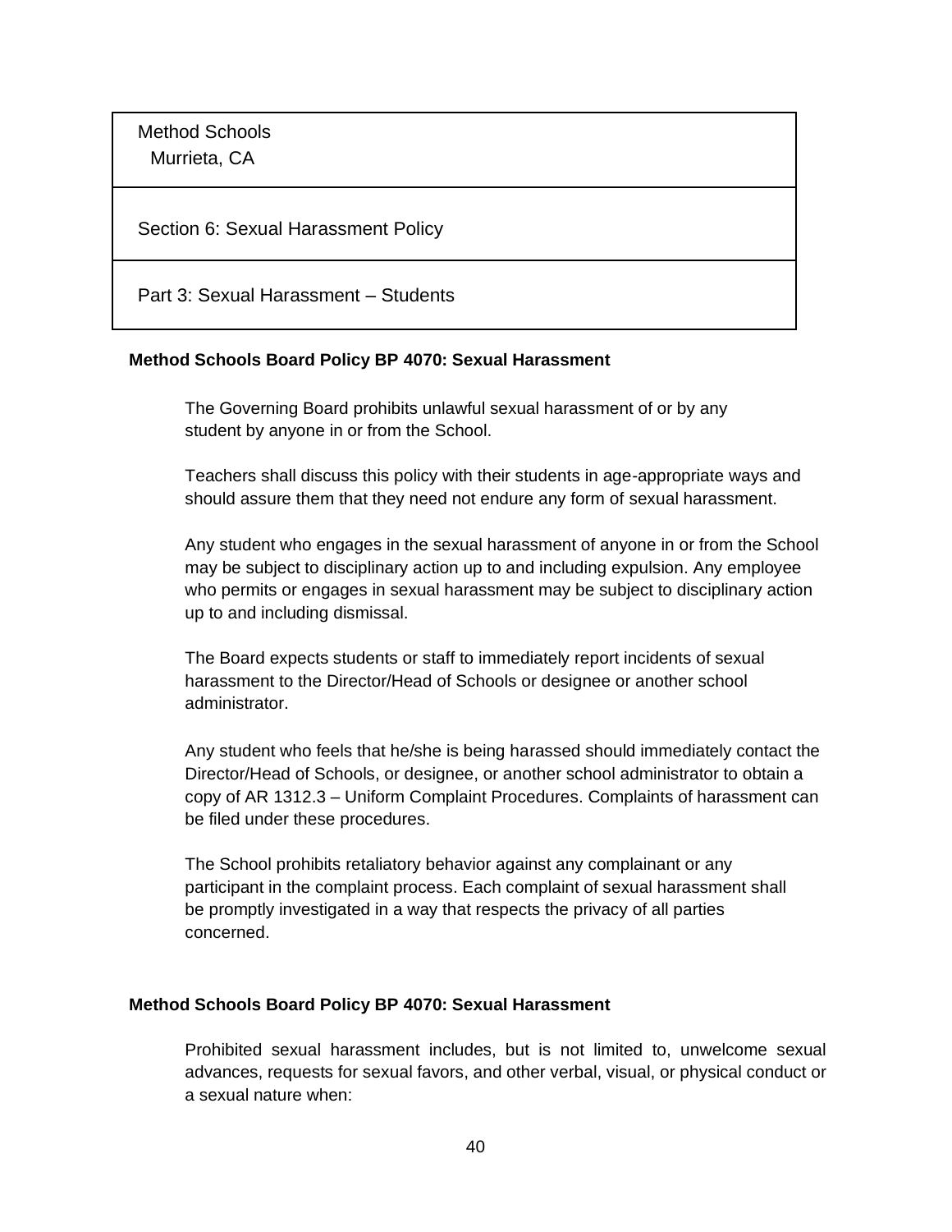| Method Schools<br>Murrieta, CA |
| --- |
| Section 6: Sexual Harassment Policy |
| Part 3: Sexual Harassment – Students |

**Method Schools Board Policy BP 4070: Sexual Harassment**

The Governing Board prohibits unlawful sexual harassment of or by any student by anyone in or from the School.

Teachers shall discuss this policy with their students in age-appropriate ways and should assure them that they need not endure any form of sexual harassment.

Any student who engages in the sexual harassment of anyone in or from the School may be subject to disciplinary action up to and including expulsion. Any employee who permits or engages in sexual harassment may be subject to disciplinary action up to and including dismissal.

The Board expects students or staff to immediately report incidents of sexual harassment to the Director/Head of Schools or designee or another school administrator.

Any student who feels that he/she is being harassed should immediately contact the Director/Head of Schools, or designee, or another school administrator to obtain a copy of AR 1312.3 – Uniform Complaint Procedures. Complaints of harassment can be filed under these procedures.

The School prohibits retaliatory behavior against any complainant or any participant in the complaint process. Each complaint of sexual harassment shall be promptly investigated in a way that respects the privacy of all parties concerned.

**Method Schools Board Policy BP 4070: Sexual Harassment**

Prohibited sexual harassment includes, but is not limited to, unwelcome sexual advances, requests for sexual favors, and other verbal, visual, or physical conduct or a sexual nature when: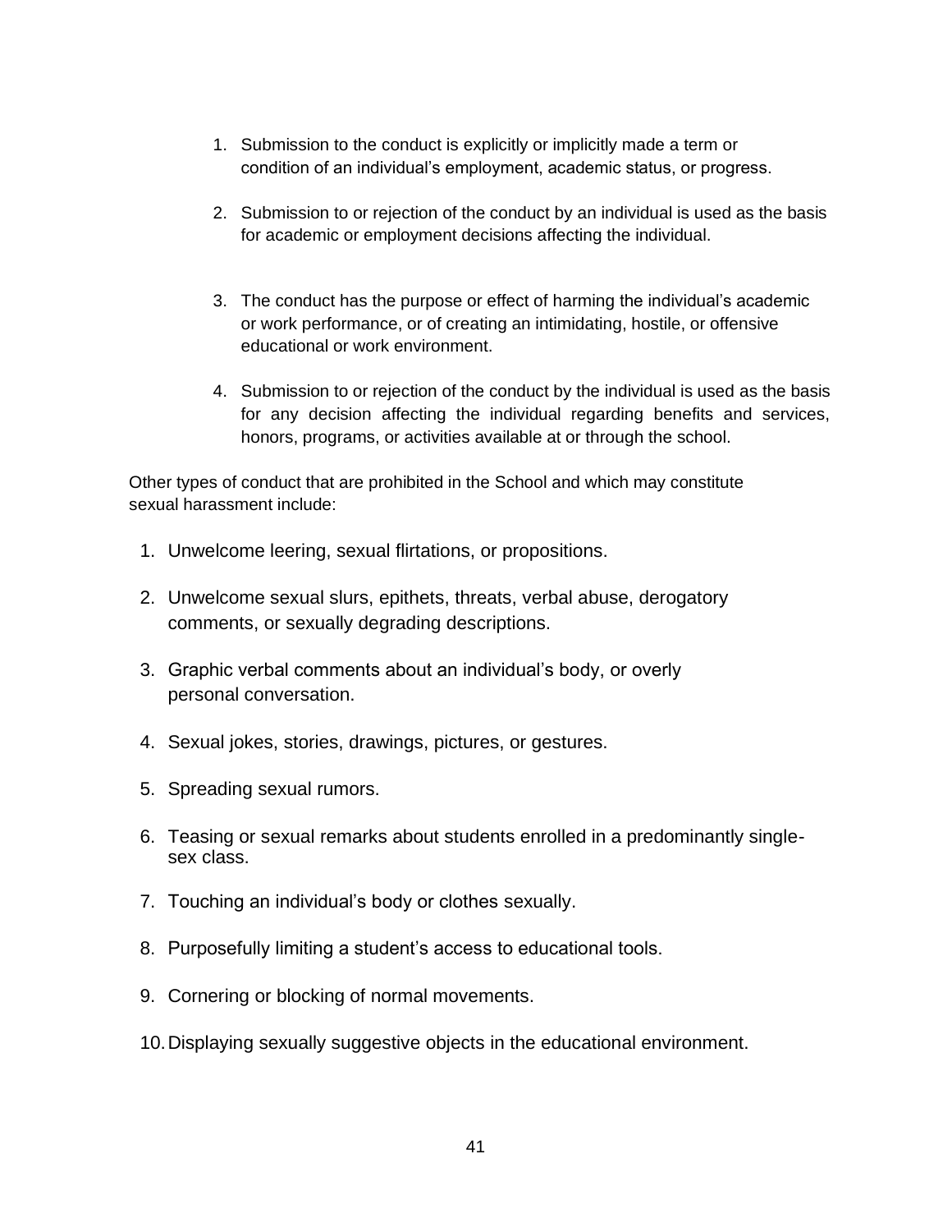1. Submission to the conduct is explicitly or implicitly made a term or condition of an individual's employment, academic status, or progress.

2. Submission to or rejection of the conduct by an individual is used as the basis for academic or employment decisions affecting the individual.

3. The conduct has the purpose or effect of harming the individual's academic or work performance, or of creating an intimidating, hostile, or offensive educational or work environment.

4. Submission to or rejection of the conduct by the individual is used as the basis for any decision affecting the individual regarding benefits and services, honors, programs, or activities available at or through the school.

Other types of conduct that are prohibited in the School and which may constitute sexual harassment include:

1. Unwelcome leering, sexual flirtations, or propositions.

2. Unwelcome sexual slurs, epithets, threats, verbal abuse, derogatory comments, or sexually degrading descriptions.

3. Graphic verbal comments about an individual's body, or overly personal conversation.

4. Sexual jokes, stories, drawings, pictures, or gestures.

5. Spreading sexual rumors.

6. Teasing or sexual remarks about students enrolled in a predominantly single-sex class.

7. Touching an individual's body or clothes sexually.

8. Purposefully limiting a student's access to educational tools.

9. Cornering or blocking of normal movements.

10. Displaying sexually suggestive objects in the educational environment.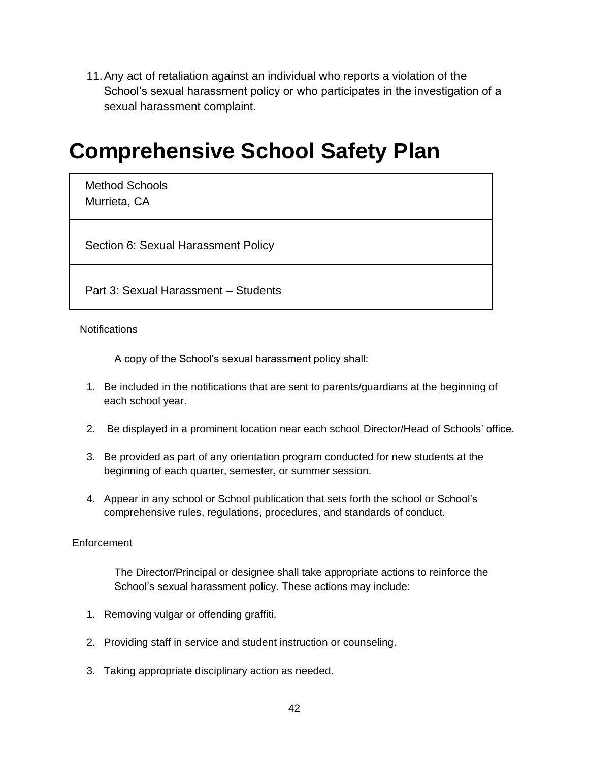11. Any act of retaliation against an individual who reports a violation of the School's sexual harassment policy or who participates in the investigation of a sexual harassment complaint.

# Comprehensive School Safety Plan

| Method Schools<br>Murrieta, CA |
|---|
| Section 6: Sexual Harassment Policy |
| Part 3: Sexual Harassment – Students |

Notifications

A copy of the School's sexual harassment policy shall:

1. Be included in the notifications that are sent to parents/guardians at the beginning of each school year.
2. Be displayed in a prominent location near each school Director/Head of Schools' office.
3. Be provided as part of any orientation program conducted for new students at the beginning of each quarter, semester, or summer session.
4. Appear in any school or School publication that sets forth the school or School's comprehensive rules, regulations, procedures, and standards of conduct.

Enforcement

The Director/Principal or designee shall take appropriate actions to reinforce the School's sexual harassment policy. These actions may include:

1. Removing vulgar or offending graffiti.
2. Providing staff in service and student instruction or counseling.
3. Taking appropriate disciplinary action as needed.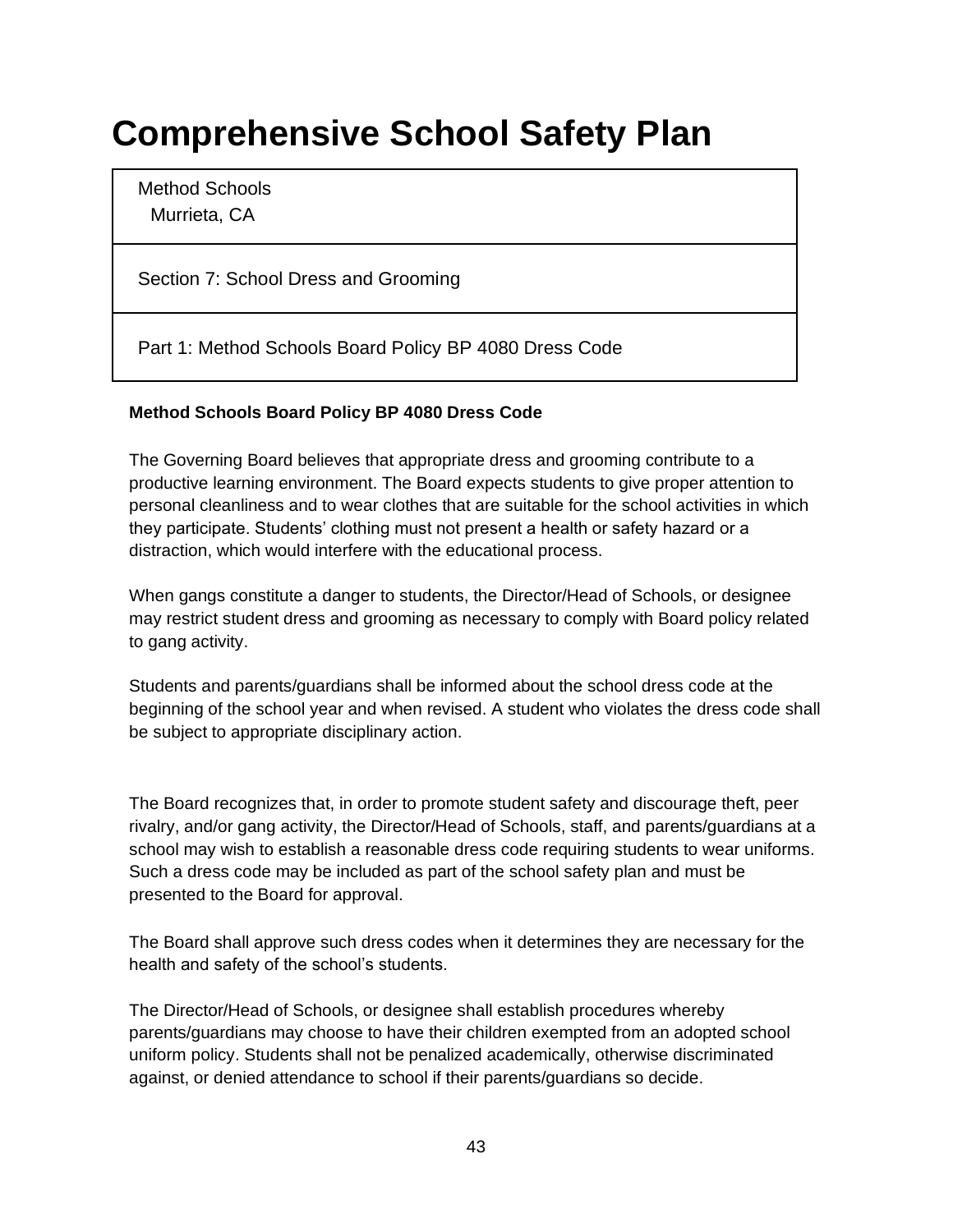# Comprehensive School Safety Plan

| Method Schools<br>Murrieta, CA |
|---|
| Section 7: School Dress and Grooming |
| Part 1: Method Schools Board Policy BP 4080 Dress Code |

**Method Schools Board Policy BP 4080 Dress Code**

The Governing Board believes that appropriate dress and grooming contribute to a productive learning environment. The Board expects students to give proper attention to personal cleanliness and to wear clothes that are suitable for the school activities in which they participate. Students' clothing must not present a health or safety hazard or a distraction, which would interfere with the educational process.

When gangs constitute a danger to students, the Director/Head of Schools, or designee may restrict student dress and grooming as necessary to comply with Board policy related to gang activity.

Students and parents/guardians shall be informed about the school dress code at the beginning of the school year and when revised. A student who violates the dress code shall be subject to appropriate disciplinary action.

The Board recognizes that, in order to promote student safety and discourage theft, peer rivalry, and/or gang activity, the Director/Head of Schools, staff, and parents/guardians at a school may wish to establish a reasonable dress code requiring students to wear uniforms. Such a dress code may be included as part of the school safety plan and must be presented to the Board for approval.

The Board shall approve such dress codes when it determines they are necessary for the health and safety of the school's students.

The Director/Head of Schools, or designee shall establish procedures whereby parents/guardians may choose to have their children exempted from an adopted school uniform policy. Students shall not be penalized academically, otherwise discriminated against, or denied attendance to school if their parents/guardians so decide.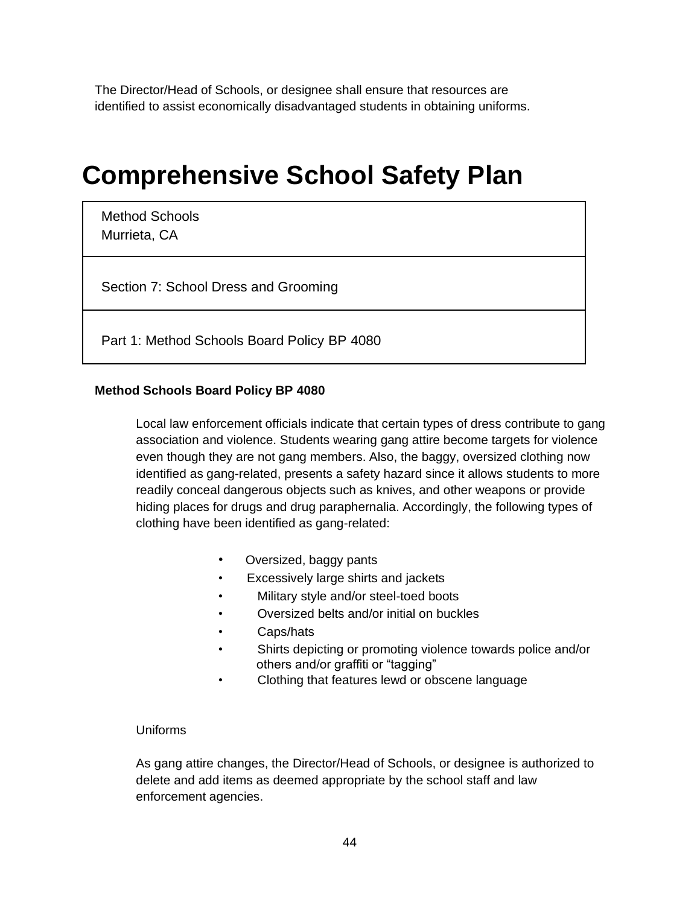The Director/Head of Schools, or designee shall ensure that resources are identified to assist economically disadvantaged students in obtaining uniforms.

# Comprehensive School Safety Plan

| Method Schools<br>Murrieta, CA |
|---|
| Section 7: School Dress and Grooming |
| Part 1: Method Schools Board Policy BP 4080 |

**Method Schools Board Policy BP 4080**

Local law enforcement officials indicate that certain types of dress contribute to gang association and violence. Students wearing gang attire become targets for violence even though they are not gang members. Also, the baggy, oversized clothing now identified as gang-related, presents a safety hazard since it allows students to more readily conceal dangerous objects such as knives, and other weapons or provide hiding places for drugs and drug paraphernalia. Accordingly, the following types of clothing have been identified as gang-related:

- Oversized, baggy pants
- Excessively large shirts and jackets
- Military style and/or steel-toed boots
- Oversized belts and/or initial on buckles
- Caps/hats
- Shirts depicting or promoting violence towards police and/or others and/or graffiti or "tagging"
- Clothing that features lewd or obscene language

Uniforms

As gang attire changes, the Director/Head of Schools, or designee is authorized to delete and add items as deemed appropriate by the school staff and law enforcement agencies.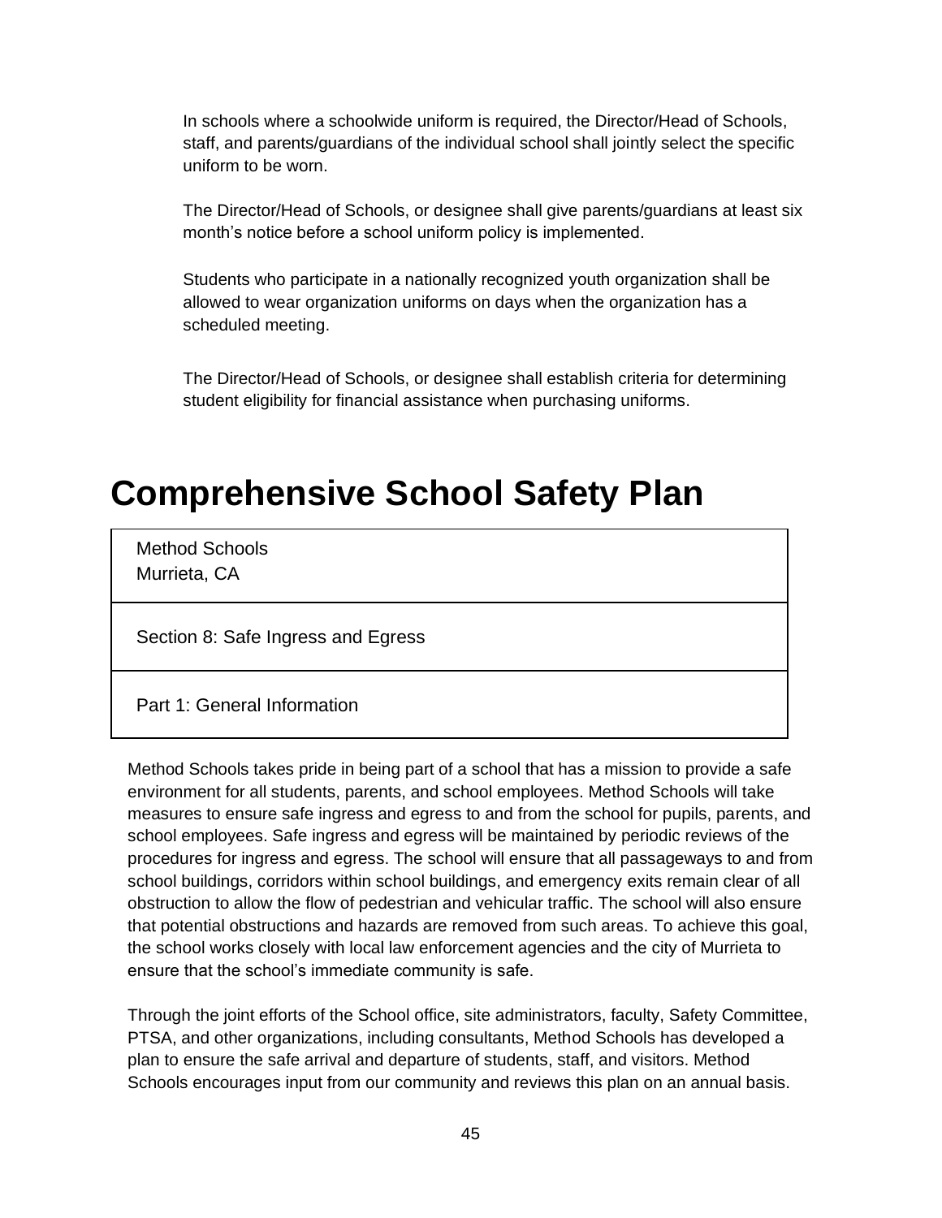In schools where a schoolwide uniform is required, the Director/Head of Schools, staff, and parents/guardians of the individual school shall jointly select the specific uniform to be worn.

The Director/Head of Schools, or designee shall give parents/guardians at least six month's notice before a school uniform policy is implemented.

Students who participate in a nationally recognized youth organization shall be allowed to wear organization uniforms on days when the organization has a scheduled meeting.

The Director/Head of Schools, or designee shall establish criteria for determining student eligibility for financial assistance when purchasing uniforms.

# Comprehensive School Safety Plan

| Method Schools<br>Murrieta, CA |
|---|
| Section 8: Safe Ingress and Egress |
| Part 1: General Information |

Method Schools takes pride in being part of a school that has a mission to provide a safe environment for all students, parents, and school employees. Method Schools will take measures to ensure safe ingress and egress to and from the school for pupils, parents, and school employees. Safe ingress and egress will be maintained by periodic reviews of the procedures for ingress and egress. The school will ensure that all passageways to and from school buildings, corridors within school buildings, and emergency exits remain clear of all obstruction to allow the flow of pedestrian and vehicular traffic. The school will also ensure that potential obstructions and hazards are removed from such areas. To achieve this goal, the school works closely with local law enforcement agencies and the city of Murrieta to ensure that the school's immediate community is safe.

Through the joint efforts of the School office, site administrators, faculty, Safety Committee, PTSA, and other organizations, including consultants, Method Schools has developed a plan to ensure the safe arrival and departure of students, staff, and visitors. Method Schools encourages input from our community and reviews this plan on an annual basis.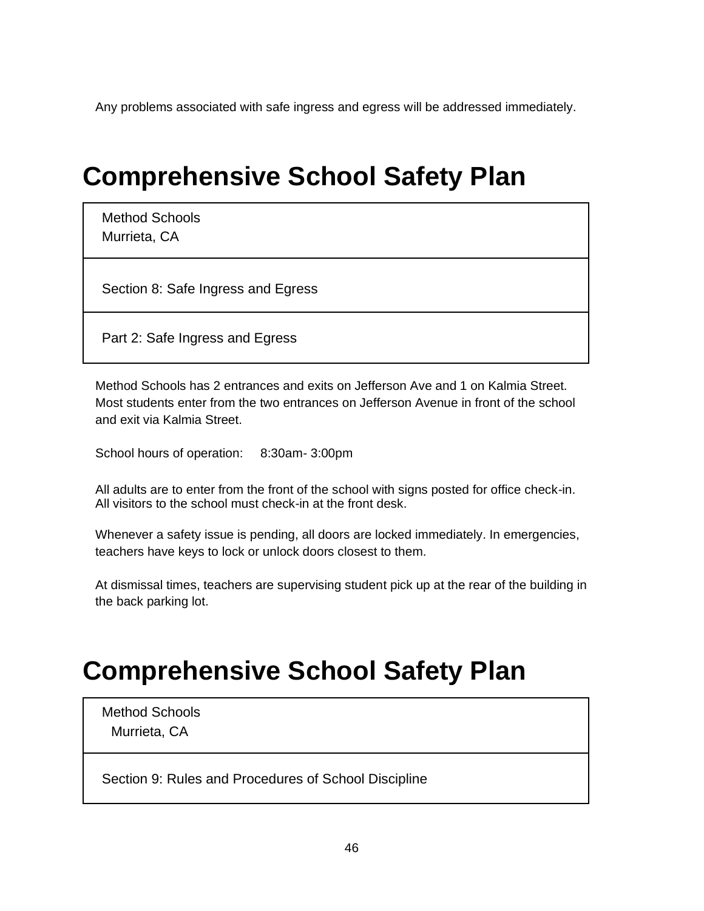Any problems associated with safe ingress and egress will be addressed immediately.

# Comprehensive School Safety Plan

| Method Schools<br>Murrieta, CA |
|---|
| Section 8: Safe Ingress and Egress |
| Part 2: Safe Ingress and Egress |

Method Schools has 2 entrances and exits on Jefferson Ave and 1 on Kalmia Street. Most students enter from the two entrances on Jefferson Avenue in front of the school and exit via Kalmia Street.

School hours of operation: 8:30am- 3:00pm

All adults are to enter from the front of the school with signs posted for office check-in. All visitors to the school must check-in at the front desk.

Whenever a safety issue is pending, all doors are locked immediately. In emergencies, teachers have keys to lock or unlock doors closest to them.

At dismissal times, teachers are supervising student pick up at the rear of the building in the back parking lot.

# Comprehensive School Safety Plan

| Method Schools<br>Murrieta, CA |
|---|
| Section 9: Rules and Procedures of School Discipline |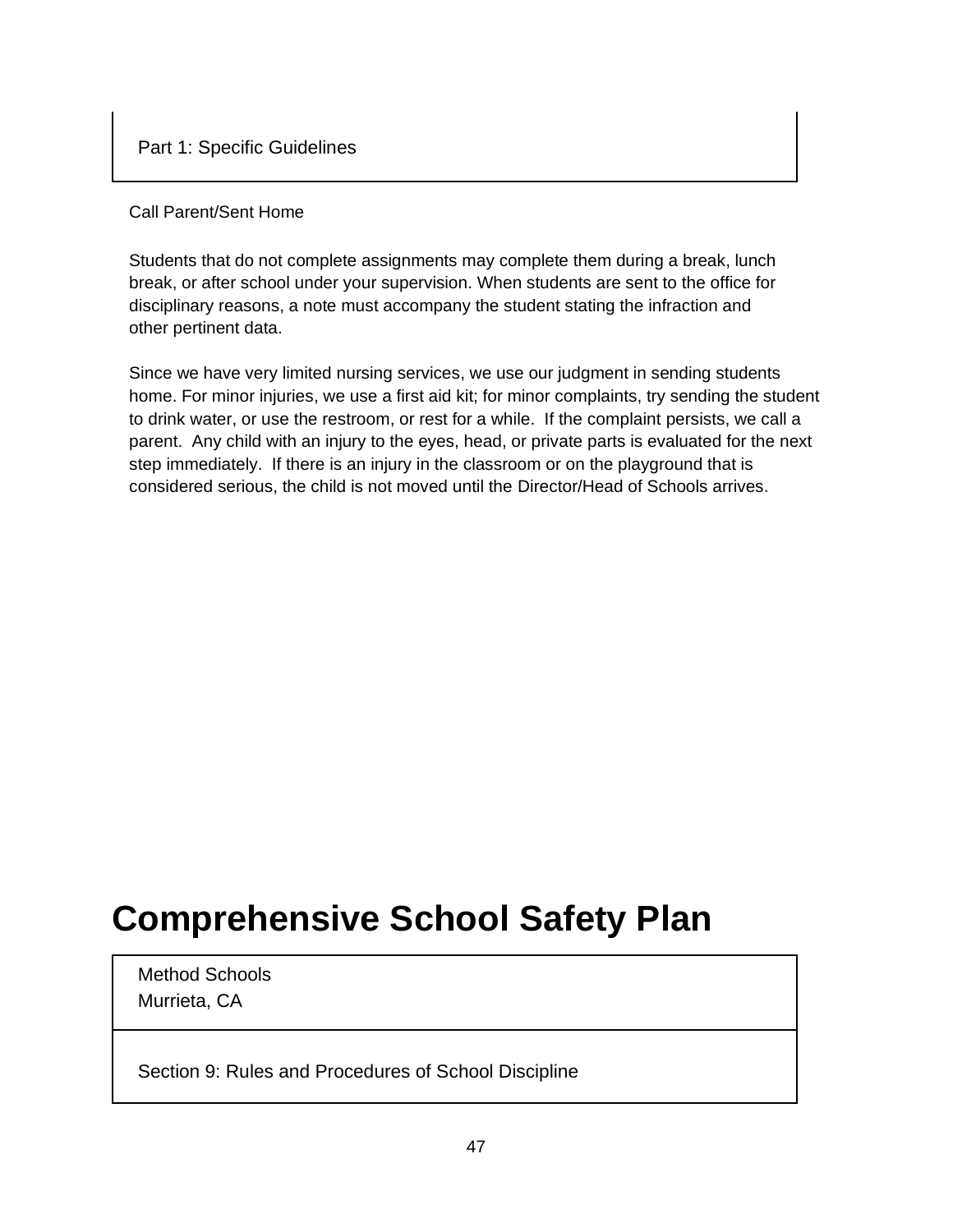Part 1: Specific Guidelines

Call Parent/Sent Home

Students that do not complete assignments may complete them during a break, lunch break, or after school under your supervision. When students are sent to the office for disciplinary reasons, a note must accompany the student stating the infraction and other pertinent data.

Since we have very limited nursing services, we use our judgment in sending students home. For minor injuries, we use a first aid kit; for minor complaints, try sending the student to drink water, or use the restroom, or rest for a while. If the complaint persists, we call a parent. Any child with an injury to the eyes, head, or private parts is evaluated for the next step immediately. If there is an injury in the classroom or on the playground that is considered serious, the child is not moved until the Director/Head of Schools arrives.

# Comprehensive School Safety Plan

Method Schools
Murrieta, CA

Section 9: Rules and Procedures of School Discipline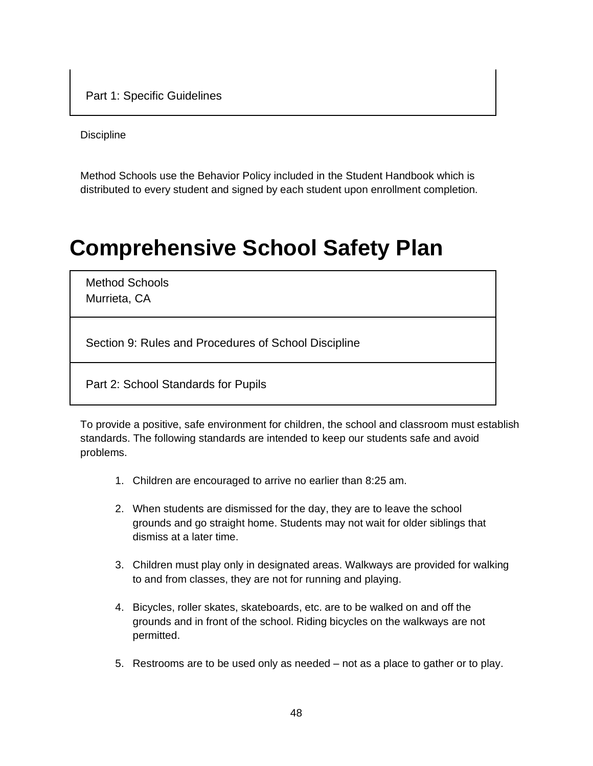Part 1: Specific Guidelines

Discipline

Method Schools use the Behavior Policy included in the Student Handbook which is distributed to every student and signed by each student upon enrollment completion.

# Comprehensive School Safety Plan

Method Schools
Murrieta, CA

Section 9: Rules and Procedures of School Discipline

Part 2: School Standards for Pupils

To provide a positive, safe environment for children, the school and classroom must establish standards. The following standards are intended to keep our students safe and avoid problems.

1. Children are encouraged to arrive no earlier than 8:25 am.

2. When students are dismissed for the day, they are to leave the school grounds and go straight home. Students may not wait for older siblings that dismiss at a later time.

3. Children must play only in designated areas. Walkways are provided for walking to and from classes, they are not for running and playing.

4. Bicycles, roller skates, skateboards, etc. are to be walked on and off the grounds and in front of the school. Riding bicycles on the walkways are not permitted.

5. Restrooms are to be used only as needed – not as a place to gather or to play.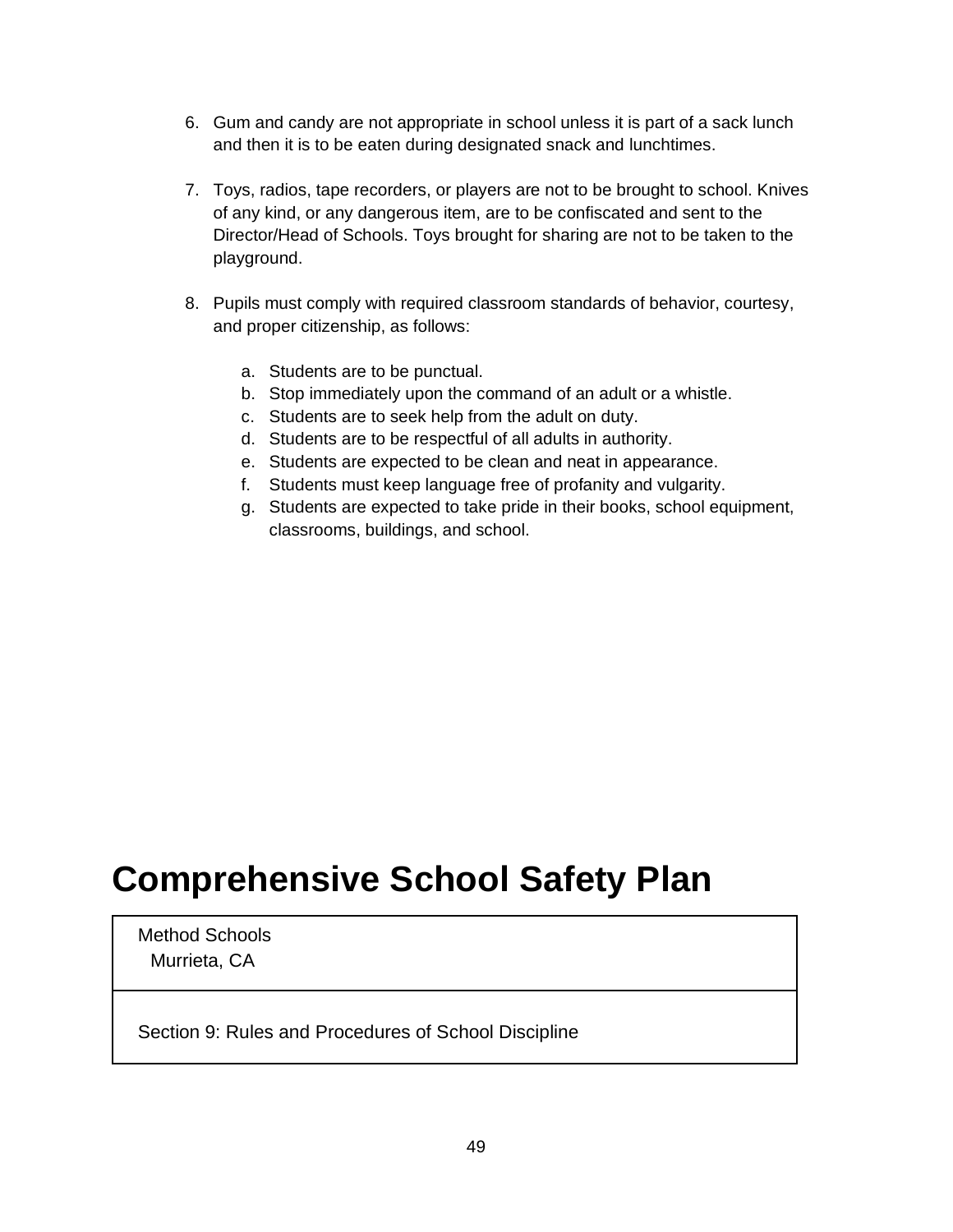6. Gum and candy are not appropriate in school unless it is part of a sack lunch and then it is to be eaten during designated snack and lunchtimes.

7. Toys, radios, tape recorders, or players are not to be brought to school. Knives of any kind, or any dangerous item, are to be confiscated and sent to the Director/Head of Schools. Toys brought for sharing are not to be taken to the playground.

8. Pupils must comply with required classroom standards of behavior, courtesy, and proper citizenship, as follows:

   a. Students are to be punctual.
   b. Stop immediately upon the command of an adult or a whistle.
   c. Students are to seek help from the adult on duty.
   d. Students are to be respectful of all adults in authority.
   e. Students are expected to be clean and neat in appearance.
   f. Students must keep language free of profanity and vulgarity.
   g. Students are expected to take pride in their books, school equipment, classrooms, buildings, and school.

# Comprehensive School Safety Plan

| Method Schools<br>Murrieta, CA |
|---|
| Section 9: Rules and Procedures of School Discipline |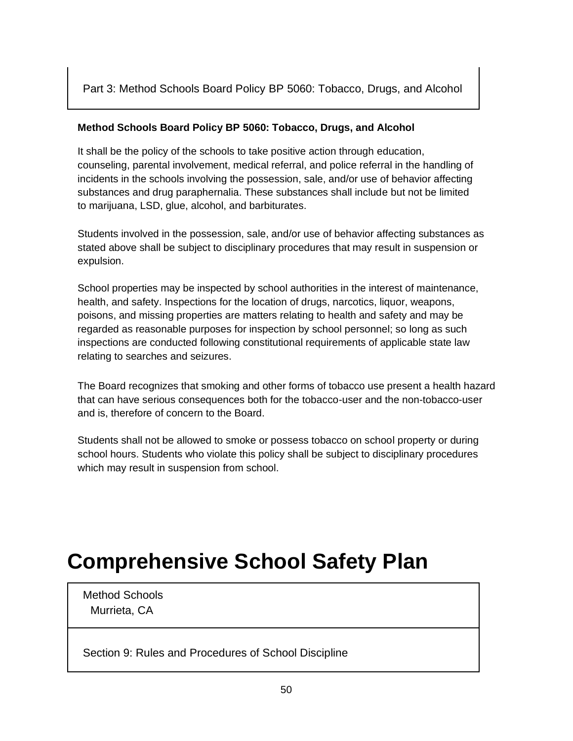Part 3: Method Schools Board Policy BP 5060: Tobacco, Drugs, and Alcohol

**Method Schools Board Policy BP 5060: Tobacco, Drugs, and Alcohol**

It shall be the policy of the schools to take positive action through education, counseling, parental involvement, medical referral, and police referral in the handling of incidents in the schools involving the possession, sale, and/or use of behavior affecting substances and drug paraphernalia. These substances shall include but not be limited to marijuana, LSD, glue, alcohol, and barbiturates.

Students involved in the possession, sale, and/or use of behavior affecting substances as stated above shall be subject to disciplinary procedures that may result in suspension or expulsion.

School properties may be inspected by school authorities in the interest of maintenance, health, and safety. Inspections for the location of drugs, narcotics, liquor, weapons, poisons, and missing properties are matters relating to health and safety and may be regarded as reasonable purposes for inspection by school personnel; so long as such inspections are conducted following constitutional requirements of applicable state law relating to searches and seizures.

The Board recognizes that smoking and other forms of tobacco use present a health hazard that can have serious consequences both for the tobacco-user and the non-tobacco-user and is, therefore of concern to the Board.

Students shall not be allowed to smoke or possess tobacco on school property or during school hours. Students who violate this policy shall be subject to disciplinary procedures which may result in suspension from school.

# Comprehensive School Safety Plan

Method Schools
Murrieta, CA

Section 9: Rules and Procedures of School Discipline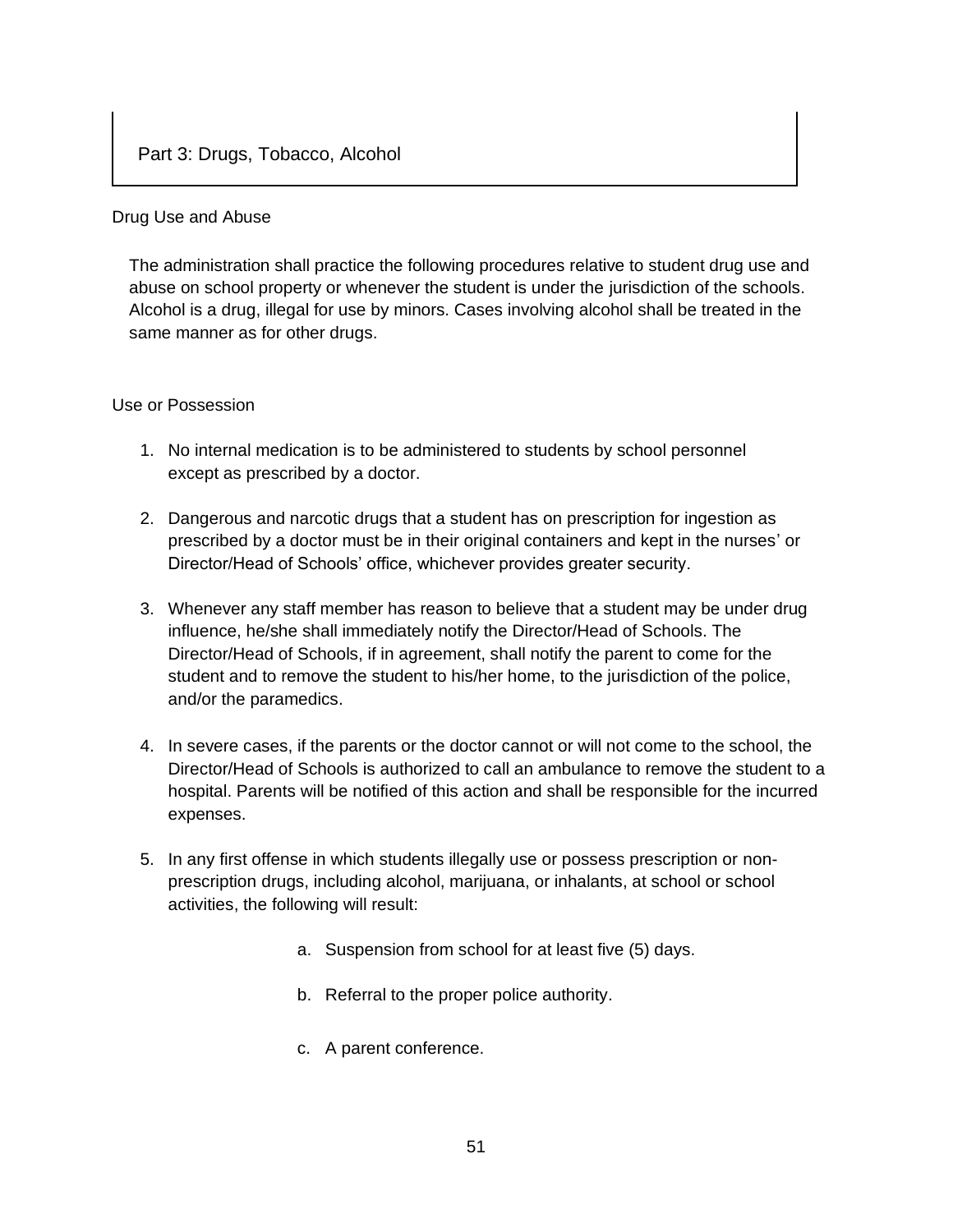## Part 3: Drugs, Tobacco, Alcohol

### Drug Use and Abuse

The administration shall practice the following procedures relative to student drug use and abuse on school property or whenever the student is under the jurisdiction of the schools. Alcohol is a drug, illegal for use by minors. Cases involving alcohol shall be treated in the same manner as for other drugs.

### Use or Possession

1. No internal medication is to be administered to students by school personnel except as prescribed by a doctor.

2. Dangerous and narcotic drugs that a student has on prescription for ingestion as prescribed by a doctor must be in their original containers and kept in the nurses' or Director/Head of Schools' office, whichever provides greater security.

3. Whenever any staff member has reason to believe that a student may be under drug influence, he/she shall immediately notify the Director/Head of Schools. The Director/Head of Schools, if in agreement, shall notify the parent to come for the student and to remove the student to his/her home, to the jurisdiction of the police, and/or the paramedics.

4. In severe cases, if the parents or the doctor cannot or will not come to the school, the Director/Head of Schools is authorized to call an ambulance to remove the student to a hospital. Parents will be notified of this action and shall be responsible for the incurred expenses.

5. In any first offense in which students illegally use or possess prescription or non-prescription drugs, including alcohol, marijuana, or inhalants, at school or school activities, the following will result:

    a. Suspension from school for at least five (5) days.

    b. Referral to the proper police authority.

    c. A parent conference.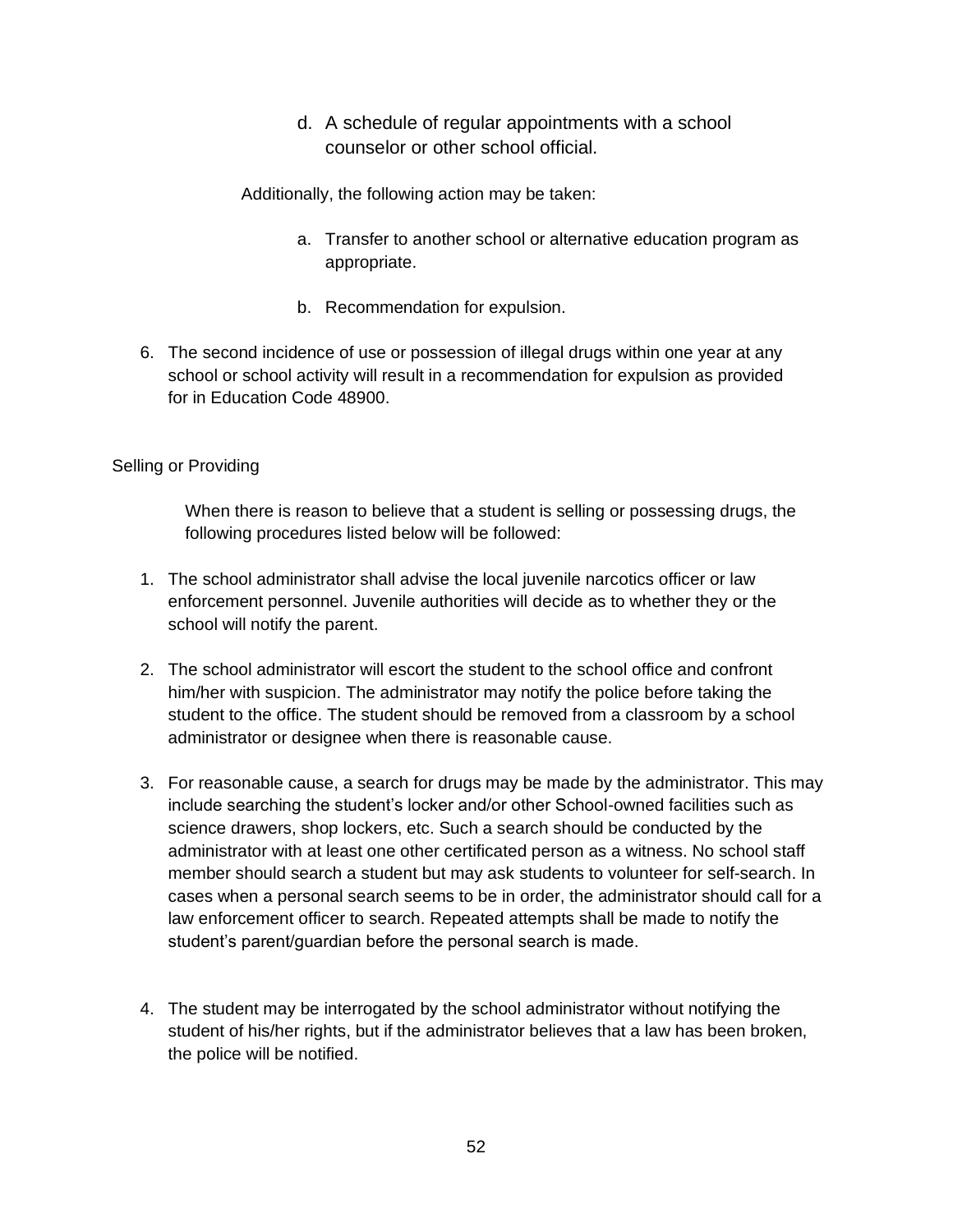d. A schedule of regular appointments with a school counselor or other school official.

Additionally, the following action may be taken:

a. Transfer to another school or alternative education program as appropriate.

b. Recommendation for expulsion.

6. The second incidence of use or possession of illegal drugs within one year at any school or school activity will result in a recommendation for expulsion as provided for in Education Code 48900.

Selling or Providing

When there is reason to believe that a student is selling or possessing drugs, the following procedures listed below will be followed:

1. The school administrator shall advise the local juvenile narcotics officer or law enforcement personnel. Juvenile authorities will decide as to whether they or the school will notify the parent.

2. The school administrator will escort the student to the school office and confront him/her with suspicion. The administrator may notify the police before taking the student to the office. The student should be removed from a classroom by a school administrator or designee when there is reasonable cause.

3. For reasonable cause, a search for drugs may be made by the administrator. This may include searching the student's locker and/or other School-owned facilities such as science drawers, shop lockers, etc. Such a search should be conducted by the administrator with at least one other certificated person as a witness. No school staff member should search a student but may ask students to volunteer for self-search. In cases when a personal search seems to be in order, the administrator should call for a law enforcement officer to search. Repeated attempts shall be made to notify the student's parent/guardian before the personal search is made.

4. The student may be interrogated by the school administrator without notifying the student of his/her rights, but if the administrator believes that a law has been broken, the police will be notified.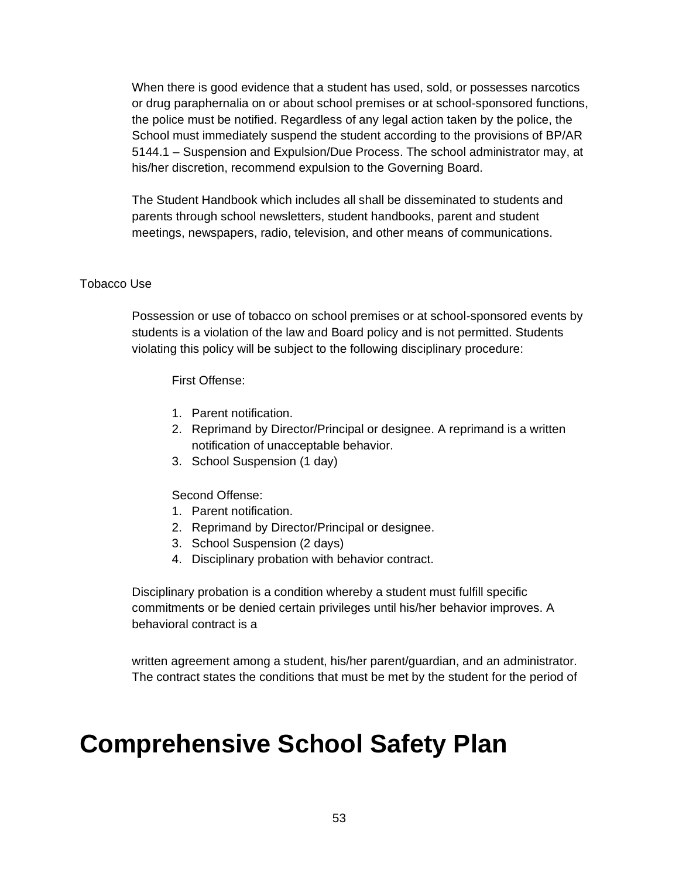When there is good evidence that a student has used, sold, or possesses narcotics or drug paraphernalia on or about school premises or at school-sponsored functions, the police must be notified. Regardless of any legal action taken by the police, the School must immediately suspend the student according to the provisions of BP/AR 5144.1 – Suspension and Expulsion/Due Process. The school administrator may, at his/her discretion, recommend expulsion to the Governing Board.

The Student Handbook which includes all shall be disseminated to students and parents through school newsletters, student handbooks, parent and student meetings, newspapers, radio, television, and other means of communications.

Tobacco Use

Possession or use of tobacco on school premises or at school-sponsored events by students is a violation of the law and Board policy and is not permitted. Students violating this policy will be subject to the following disciplinary procedure:

First Offense:

1. Parent notification.
2. Reprimand by Director/Principal or designee. A reprimand is a written notification of unacceptable behavior.
3. School Suspension (1 day)

Second Offense:

1. Parent notification.
2. Reprimand by Director/Principal or designee.
3. School Suspension (2 days)
4. Disciplinary probation with behavior contract.

Disciplinary probation is a condition whereby a student must fulfill specific commitments or be denied certain privileges until his/her behavior improves. A behavioral contract is a

written agreement among a student, his/her parent/guardian, and an administrator. The contract states the conditions that must be met by the student for the period of

# Comprehensive School Safety Plan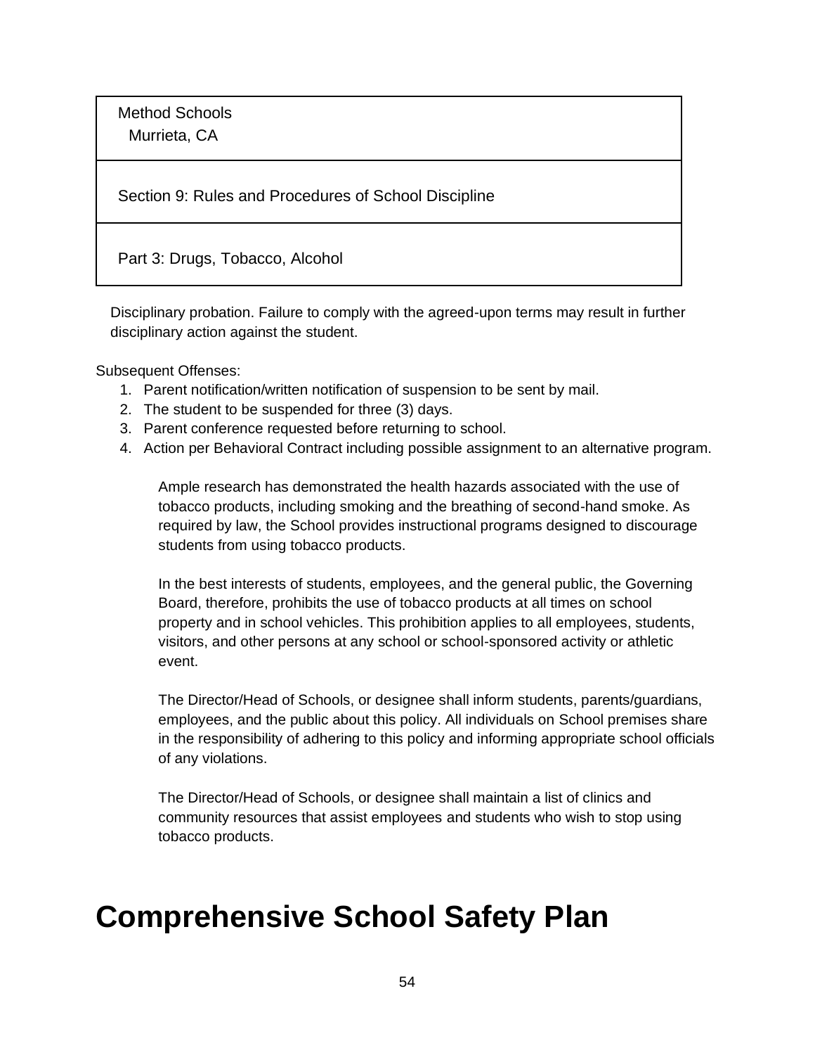Disciplinary probation. Failure to comply with the agreed-upon terms may result in further disciplinary action against the student.

Subsequent Offenses:

1. Parent notification/written notification of suspension to be sent by mail.
2. The student to be suspended for three (3) days.
3. Parent conference requested before returning to school.
4. Action per Behavioral Contract including possible assignment to an alternative program.

Ample research has demonstrated the health hazards associated with the use of tobacco products, including smoking and the breathing of second-hand smoke. As required by law, the School provides instructional programs designed to discourage students from using tobacco products.

In the best interests of students, employees, and the general public, the Governing Board, therefore, prohibits the use of tobacco products at all times on school property and in school vehicles. This prohibition applies to all employees, students, visitors, and other persons at any school or school-sponsored activity or athletic event.

The Director/Head of Schools, or designee shall inform students, parents/guardians, employees, and the public about this policy. All individuals on School premises share in the responsibility of adhering to this policy and informing appropriate school officials of any violations.

The Director/Head of Schools, or designee shall maintain a list of clinics and community resources that assist employees and students who wish to stop using tobacco products.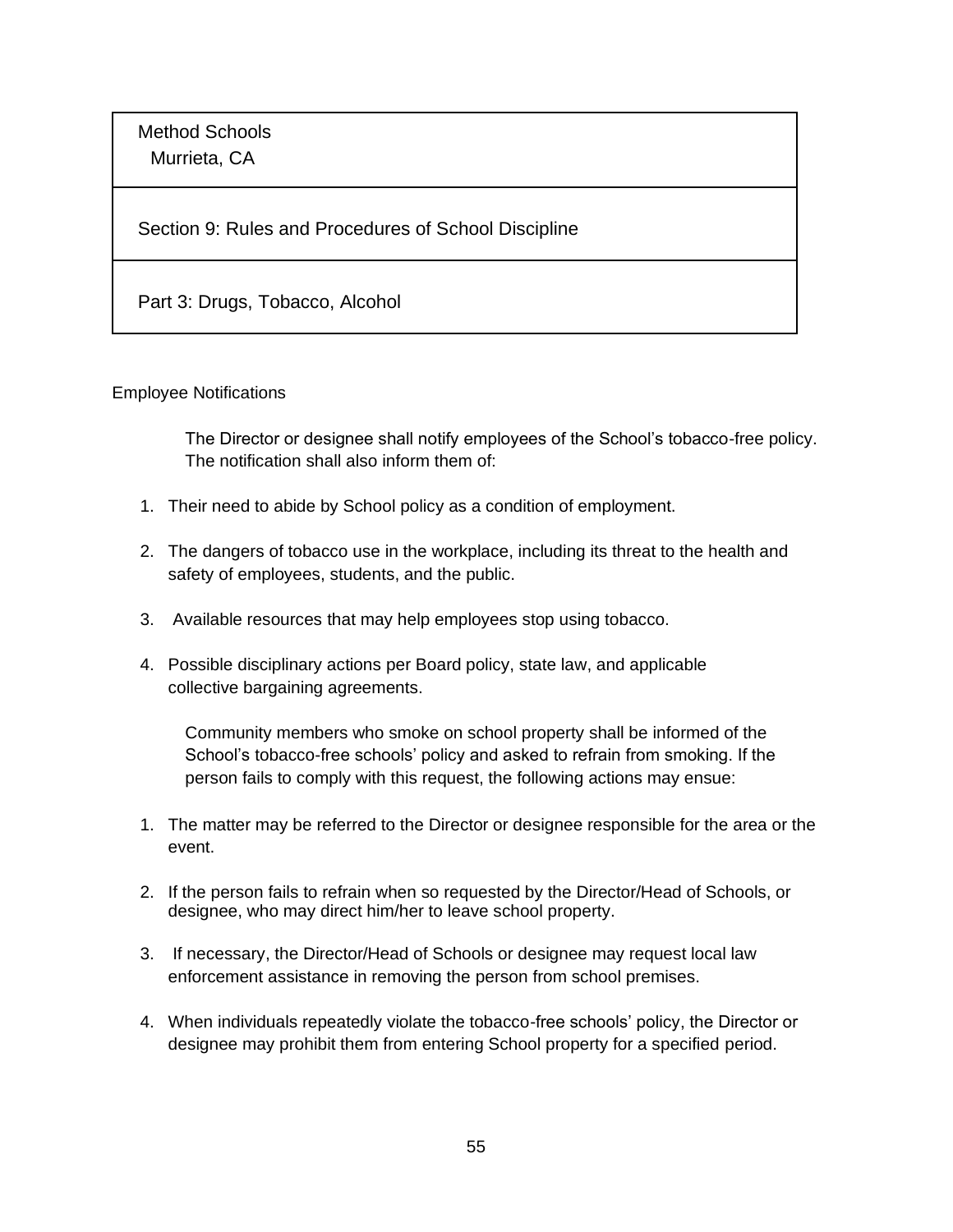| Method Schools<br>Murrieta, CA |
|---|
| Section 9: Rules and Procedures of School Discipline |
| Part 3: Drugs, Tobacco, Alcohol |

Employee Notifications

The Director or designee shall notify employees of the School's tobacco-free policy. The notification shall also inform them of:

1. Their need to abide by School policy as a condition of employment.
2. The dangers of tobacco use in the workplace, including its threat to the health and safety of employees, students, and the public.
3. Available resources that may help employees stop using tobacco.
4. Possible disciplinary actions per Board policy, state law, and applicable collective bargaining agreements.

Community members who smoke on school property shall be informed of the School's tobacco-free schools' policy and asked to refrain from smoking. If the person fails to comply with this request, the following actions may ensue:

1. The matter may be referred to the Director or designee responsible for the area or the event.
2. If the person fails to refrain when so requested by the Director/Head of Schools, or designee, who may direct him/her to leave school property.
3. If necessary, the Director/Head of Schools or designee may request local law enforcement assistance in removing the person from school premises.
4. When individuals repeatedly violate the tobacco-free schools' policy, the Director or designee may prohibit them from entering School property for a specified period.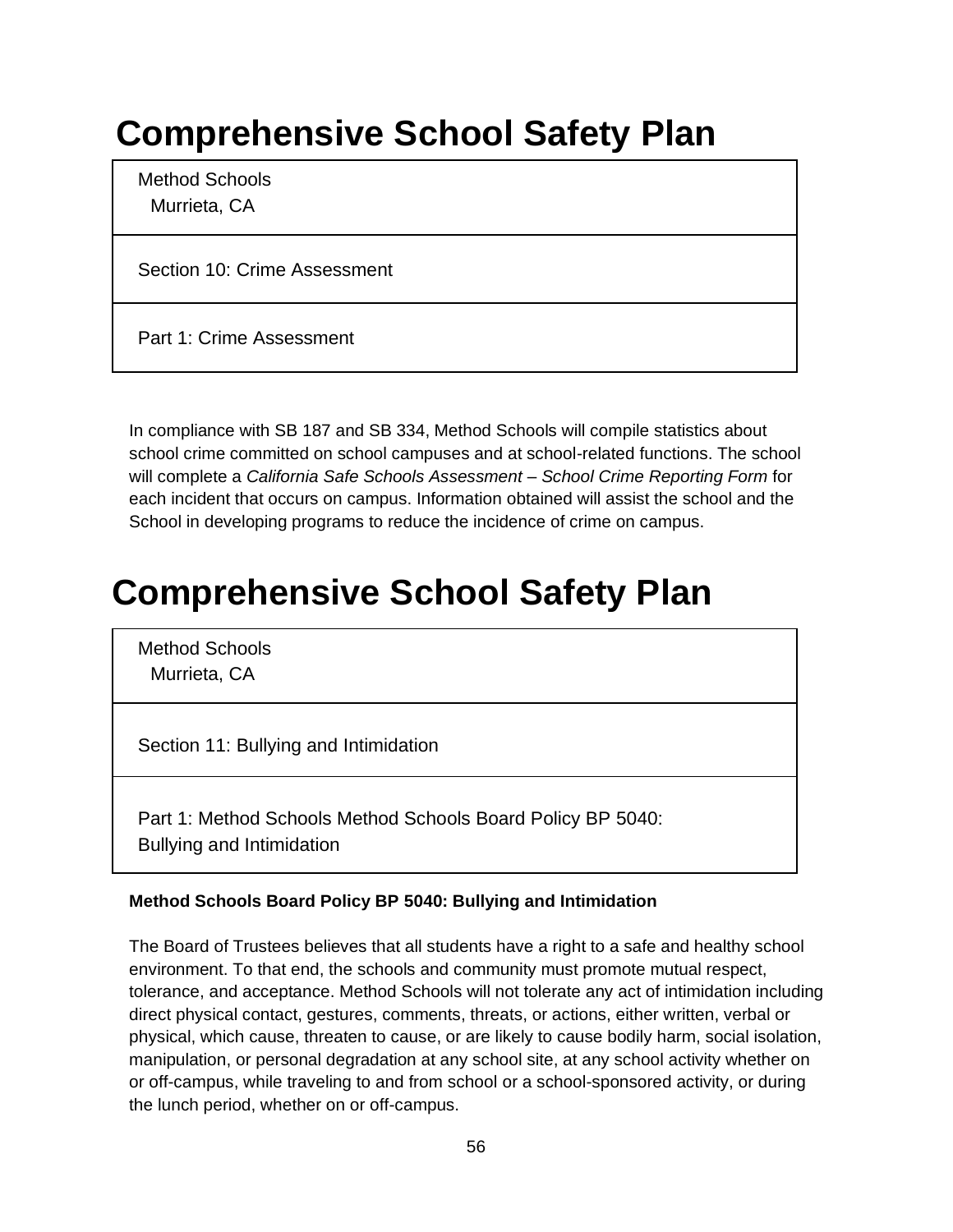# Comprehensive School Safety Plan

| Method Schools<br>Murrieta, CA |
|---|
| Section 10: Crime Assessment |
| Part 1: Crime Assessment |

In compliance with SB 187 and SB 334, Method Schools will compile statistics about school crime committed on school campuses and at school-related functions. The school will complete a *California Safe Schools Assessment – School Crime Reporting Form* for each incident that occurs on campus. Information obtained will assist the school and the School in developing programs to reduce the incidence of crime on campus.

# Comprehensive School Safety Plan

| Method Schools<br>Murrieta, CA |
|---|
| Section 11: Bullying and Intimidation |
| Part 1: Method Schools Method Schools Board Policy BP 5040: Bullying and Intimidation |

**Method Schools Board Policy BP 5040: Bullying and Intimidation**

The Board of Trustees believes that all students have a right to a safe and healthy school environment. To that end, the schools and community must promote mutual respect, tolerance, and acceptance. Method Schools will not tolerate any act of intimidation including direct physical contact, gestures, comments, threats, or actions, either written, verbal or physical, which cause, threaten to cause, or are likely to cause bodily harm, social isolation, manipulation, or personal degradation at any school site, at any school activity whether on or off-campus, while traveling to and from school or a school-sponsored activity, or during the lunch period, whether on or off-campus.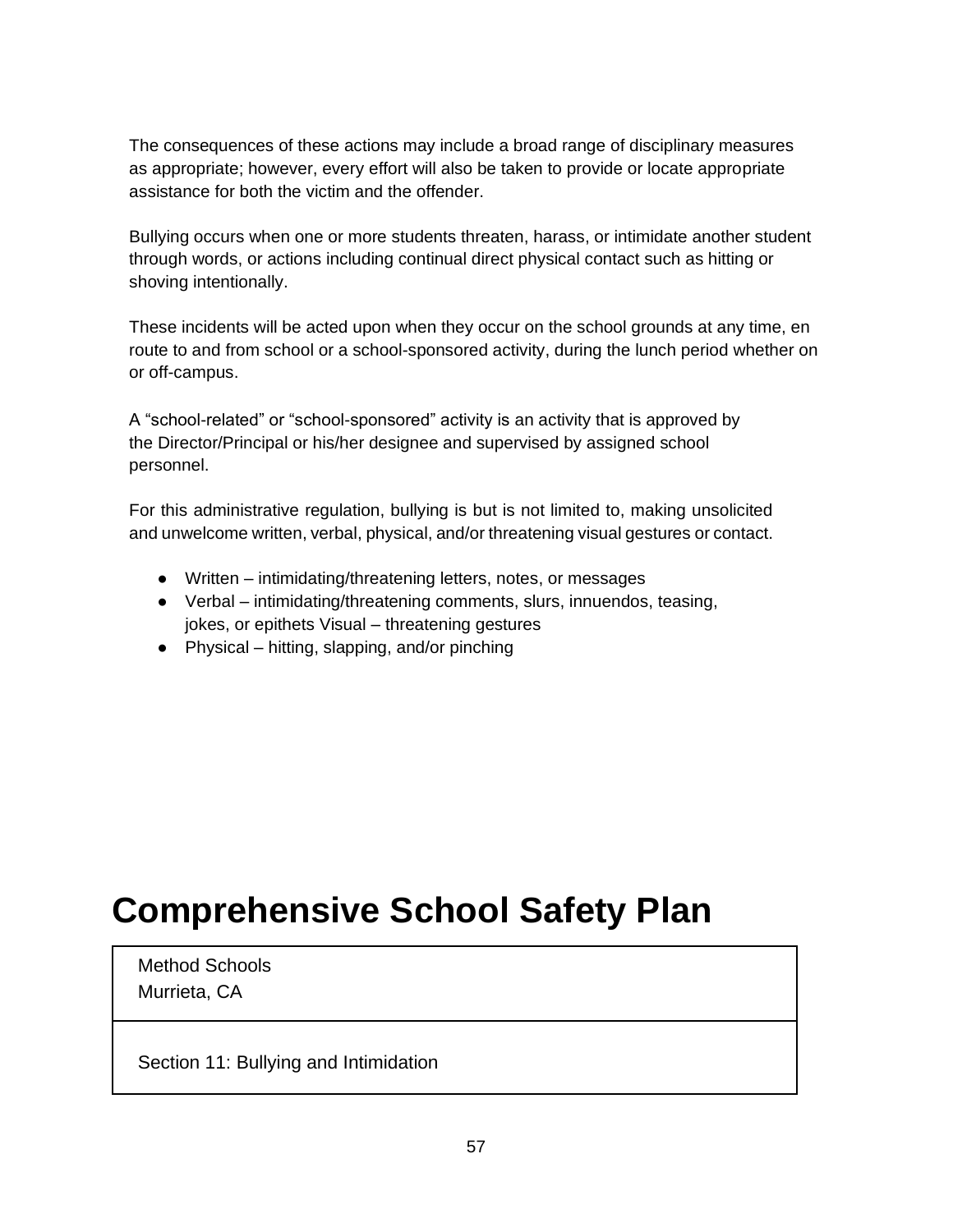The consequences of these actions may include a broad range of disciplinary measures as appropriate; however, every effort will also be taken to provide or locate appropriate assistance for both the victim and the offender.

Bullying occurs when one or more students threaten, harass, or intimidate another student through words, or actions including continual direct physical contact such as hitting or shoving intentionally.

These incidents will be acted upon when they occur on the school grounds at any time, en route to and from school or a school-sponsored activity, during the lunch period whether on or off-campus.

A "school-related" or "school-sponsored" activity is an activity that is approved by the Director/Principal or his/her designee and supervised by assigned school personnel.

For this administrative regulation, bullying is but is not limited to, making unsolicited and unwelcome written, verbal, physical, and/or threatening visual gestures or contact.

- Written – intimidating/threatening letters, notes, or messages
- Verbal – intimidating/threatening comments, slurs, innuendos, teasing, jokes, or epithets Visual – threatening gestures
- Physical – hitting, slapping, and/or pinching

# Comprehensive School Safety Plan

| Method Schools<br>Murrieta, CA |
| --- |
| Section 11: Bullying and Intimidation |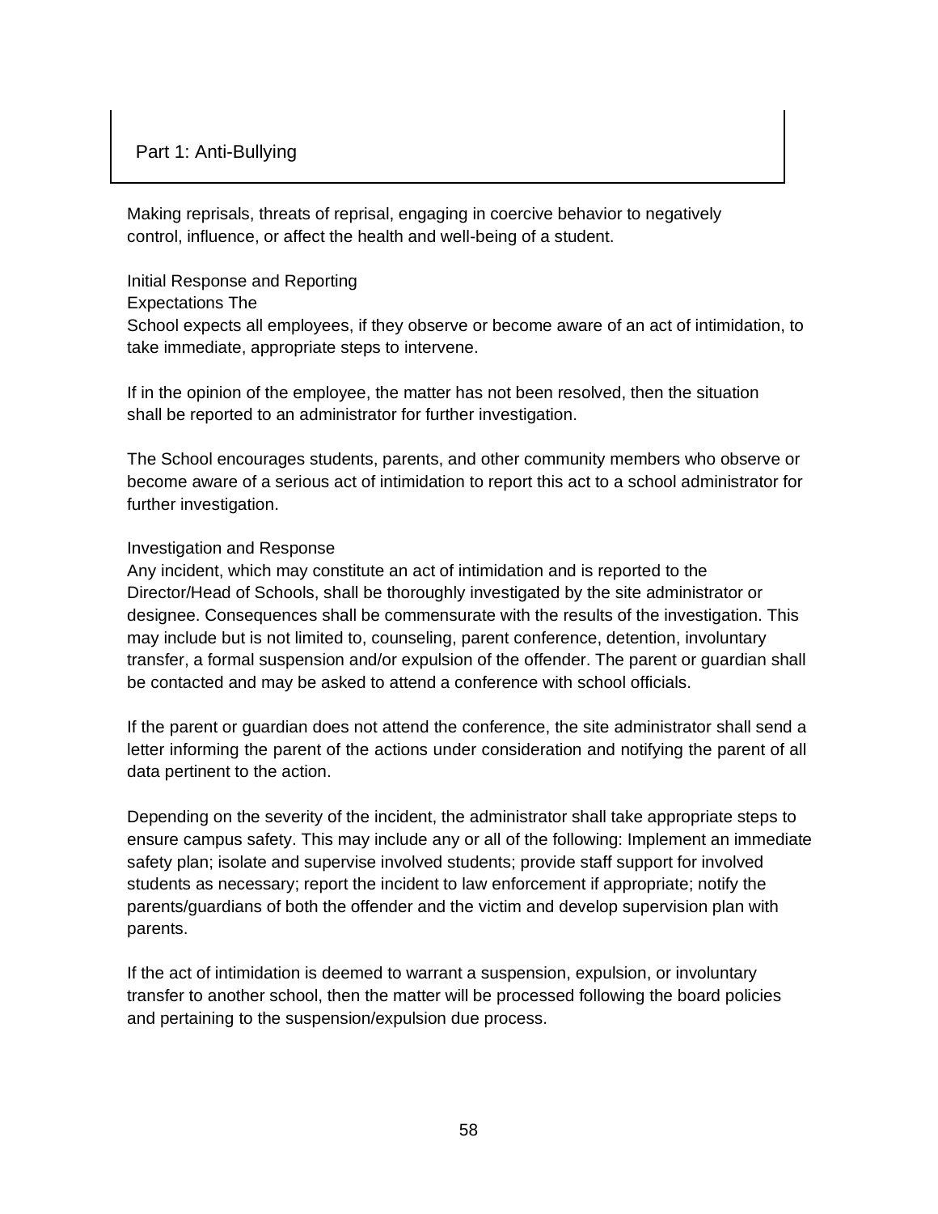## Part 1: Anti-Bullying

Making reprisals, threats of reprisal, engaging in coercive behavior to negatively control, influence, or affect the health and well-being of a student.

Initial Response and Reporting

Expectations The

School expects all employees, if they observe or become aware of an act of intimidation, to take immediate, appropriate steps to intervene.

If in the opinion of the employee, the matter has not been resolved, then the situation shall be reported to an administrator for further investigation.

The School encourages students, parents, and other community members who observe or become aware of a serious act of intimidation to report this act to a school administrator for further investigation.

Investigation and Response

Any incident, which may constitute an act of intimidation and is reported to the Director/Head of Schools, shall be thoroughly investigated by the site administrator or designee. Consequences shall be commensurate with the results of the investigation. This may include but is not limited to, counseling, parent conference, detention, involuntary transfer, a formal suspension and/or expulsion of the offender. The parent or guardian shall be contacted and may be asked to attend a conference with school officials.

If the parent or guardian does not attend the conference, the site administrator shall send a letter informing the parent of the actions under consideration and notifying the parent of all data pertinent to the action.

Depending on the severity of the incident, the administrator shall take appropriate steps to ensure campus safety. This may include any or all of the following: Implement an immediate safety plan; isolate and supervise involved students; provide staff support for involved students as necessary; report the incident to law enforcement if appropriate; notify the parents/guardians of both the offender and the victim and develop supervision plan with parents.

If the act of intimidation is deemed to warrant a suspension, expulsion, or involuntary transfer to another school, then the matter will be processed following the board policies and pertaining to the suspension/expulsion due process.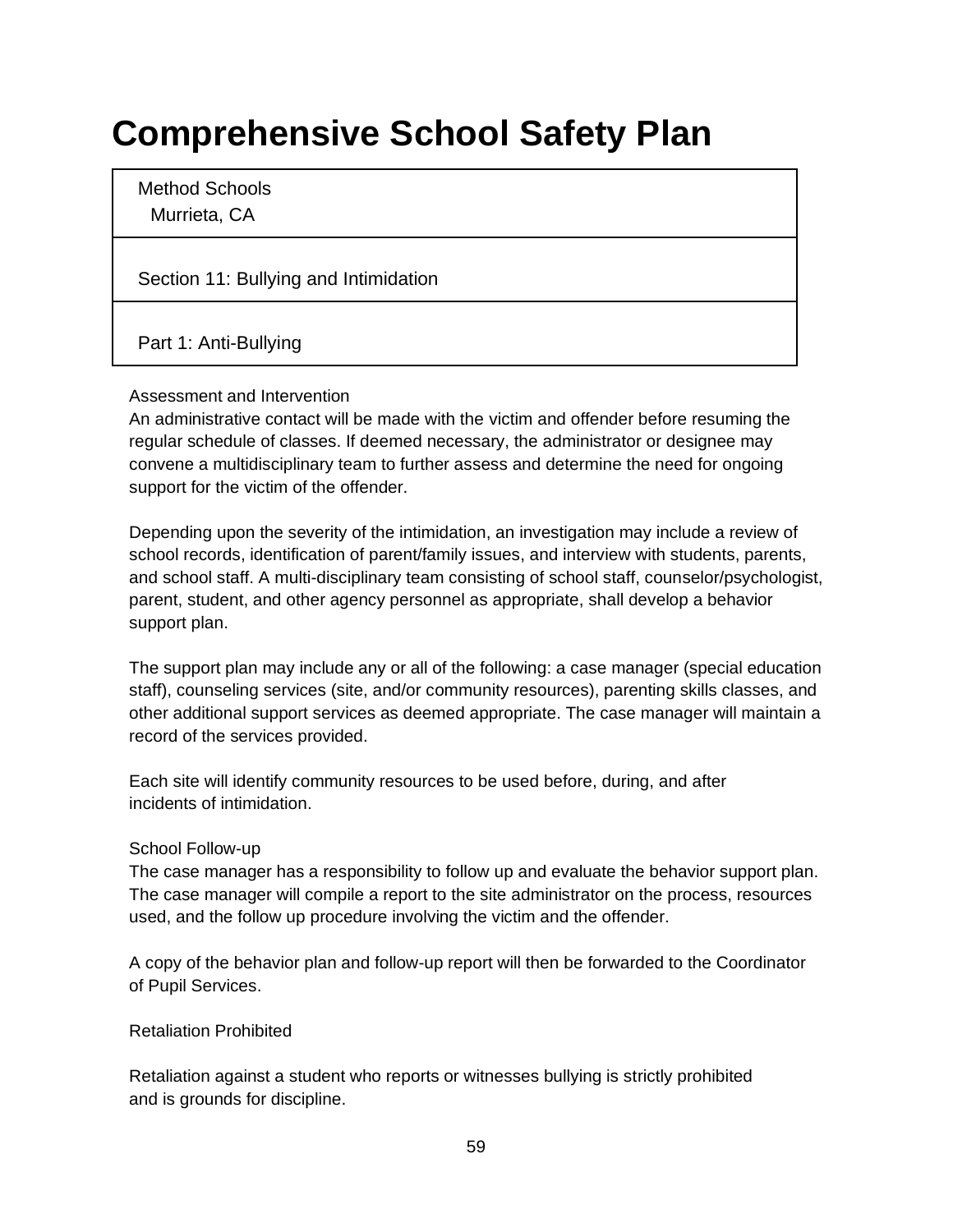# Comprehensive School Safety Plan

| Method Schools<br>Murrieta, CA |
|---|
| Section 11: Bullying and Intimidation |
| Part 1: Anti-Bullying |

Assessment and Intervention

An administrative contact will be made with the victim and offender before resuming the regular schedule of classes. If deemed necessary, the administrator or designee may convene a multidisciplinary team to further assess and determine the need for ongoing support for the victim of the offender.

Depending upon the severity of the intimidation, an investigation may include a review of school records, identification of parent/family issues, and interview with students, parents, and school staff. A multi-disciplinary team consisting of school staff, counselor/psychologist, parent, student, and other agency personnel as appropriate, shall develop a behavior support plan.

The support plan may include any or all of the following: a case manager (special education staff), counseling services (site, and/or community resources), parenting skills classes, and other additional support services as deemed appropriate. The case manager will maintain a record of the services provided.

Each site will identify community resources to be used before, during, and after incidents of intimidation.

School Follow-up

The case manager has a responsibility to follow up and evaluate the behavior support plan. The case manager will compile a report to the site administrator on the process, resources used, and the follow up procedure involving the victim and the offender.

A copy of the behavior plan and follow-up report will then be forwarded to the Coordinator of Pupil Services.

Retaliation Prohibited

Retaliation against a student who reports or witnesses bullying is strictly prohibited and is grounds for discipline.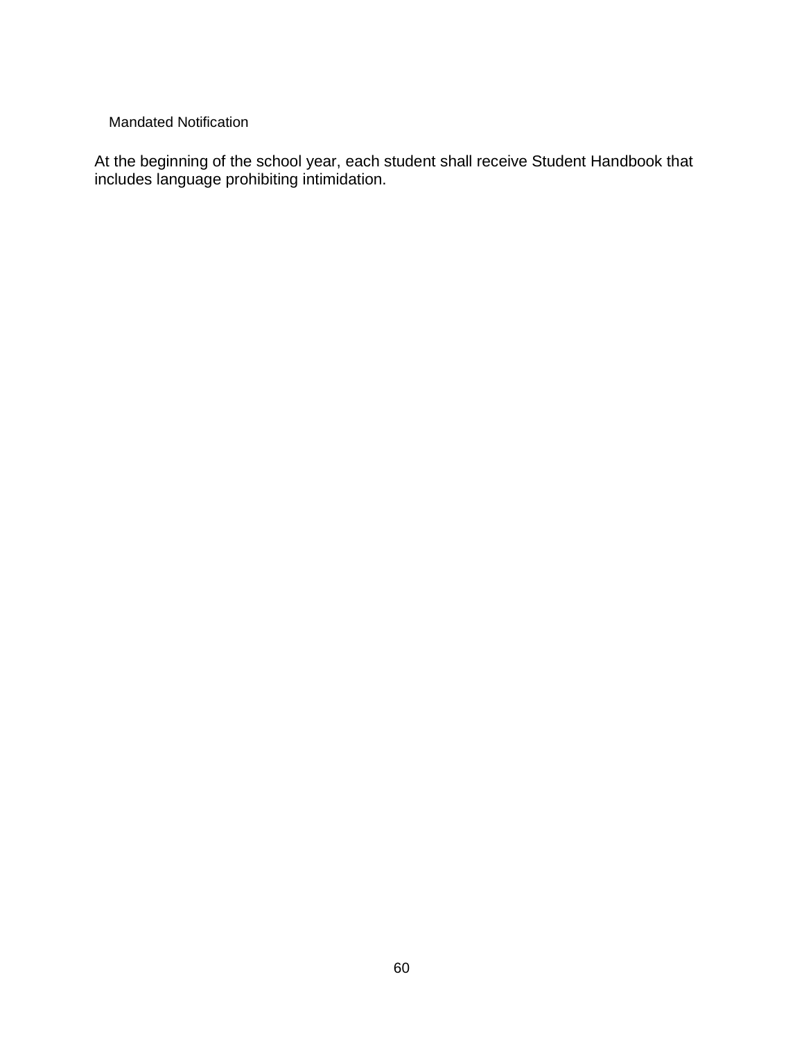## Mandated Notification

At the beginning of the school year, each student shall receive Student Handbook that includes language prohibiting intimidation.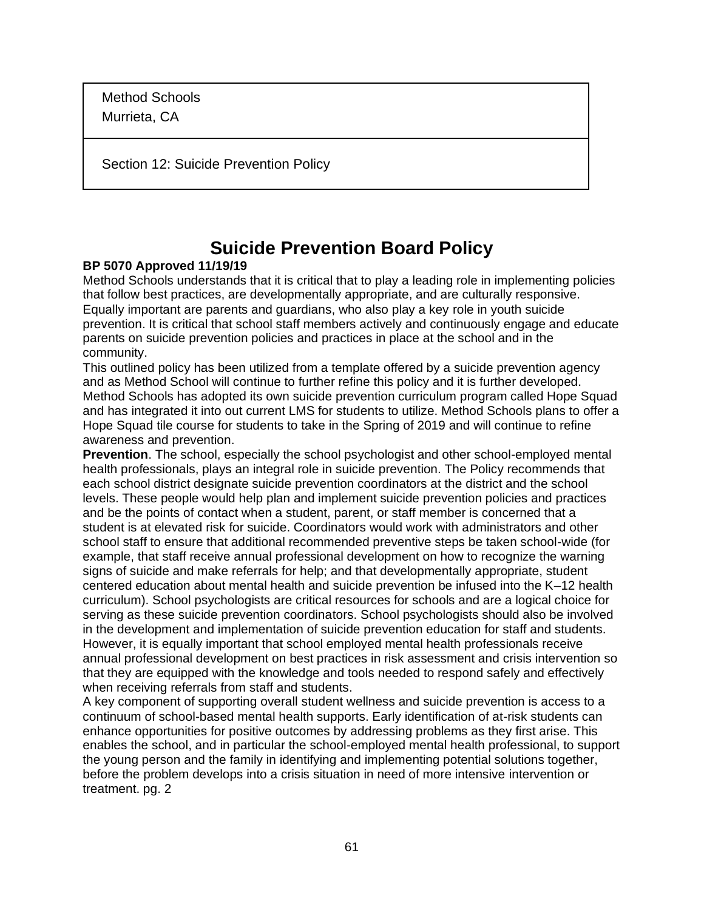| Method Schools<br>Murrieta, CA |
| --- |
| Section 12: Suicide Prevention Policy |

# Suicide Prevention Board Policy

**BP 5070 Approved 11/19/19**

Method Schools understands that it is critical that to play a leading role in implementing policies that follow best practices, are developmentally appropriate, and are culturally responsive. Equally important are parents and guardians, who also play a key role in youth suicide prevention. It is critical that school staff members actively and continuously engage and educate parents on suicide prevention policies and practices in place at the school and in the community.

This outlined policy has been utilized from a template offered by a suicide prevention agency and as Method School will continue to further refine this policy and it is further developed. Method Schools has adopted its own suicide prevention curriculum program called Hope Squad and has integrated it into out current LMS for students to utilize. Method Schools plans to offer a Hope Squad tile course for students to take in the Spring of 2019 and will continue to refine awareness and prevention.

**Prevention**. The school, especially the school psychologist and other school-employed mental health professionals, plays an integral role in suicide prevention. The Policy recommends that each school district designate suicide prevention coordinators at the district and the school levels. These people would help plan and implement suicide prevention policies and practices and be the points of contact when a student, parent, or staff member is concerned that a student is at elevated risk for suicide. Coordinators would work with administrators and other school staff to ensure that additional recommended preventive steps be taken school-wide (for example, that staff receive annual professional development on how to recognize the warning signs of suicide and make referrals for help; and that developmentally appropriate, student centered education about mental health and suicide prevention be infused into the K–12 health curriculum). School psychologists are critical resources for schools and are a logical choice for serving as these suicide prevention coordinators. School psychologists should also be involved in the development and implementation of suicide prevention education for staff and students. However, it is equally important that school employed mental health professionals receive annual professional development on best practices in risk assessment and crisis intervention so that they are equipped with the knowledge and tools needed to respond safely and effectively when receiving referrals from staff and students.

A key component of supporting overall student wellness and suicide prevention is access to a continuum of school-based mental health supports. Early identification of at-risk students can enhance opportunities for positive outcomes by addressing problems as they first arise. This enables the school, and in particular the school-employed mental health professional, to support the young person and the family in identifying and implementing potential solutions together, before the problem develops into a crisis situation in need of more intensive intervention or treatment. pg. 2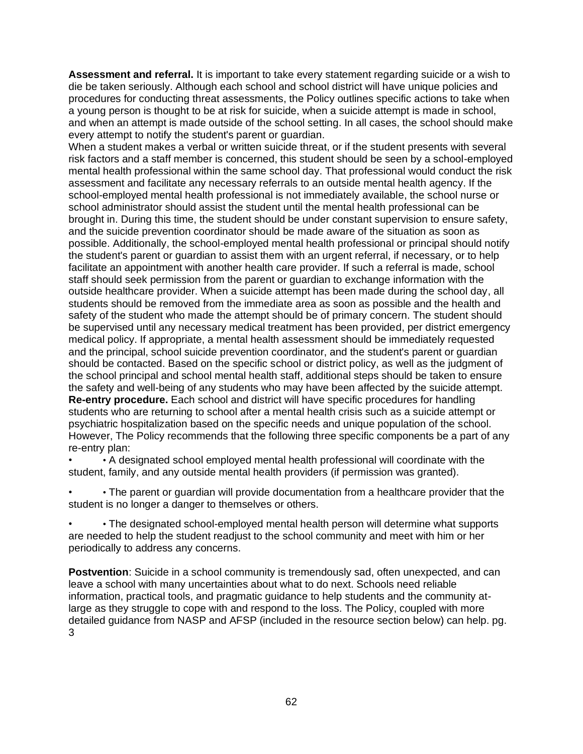**Assessment and referral.** It is important to take every statement regarding suicide or a wish to die be taken seriously. Although each school and school district will have unique policies and procedures for conducting threat assessments, the Policy outlines specific actions to take when a young person is thought to be at risk for suicide, when a suicide attempt is made in school, and when an attempt is made outside of the school setting. In all cases, the school should make every attempt to notify the student's parent or guardian.

When a student makes a verbal or written suicide threat, or if the student presents with several risk factors and a staff member is concerned, this student should be seen by a school-employed mental health professional within the same school day. That professional would conduct the risk assessment and facilitate any necessary referrals to an outside mental health agency. If the school-employed mental health professional is not immediately available, the school nurse or school administrator should assist the student until the mental health professional can be brought in. During this time, the student should be under constant supervision to ensure safety, and the suicide prevention coordinator should be made aware of the situation as soon as possible. Additionally, the school-employed mental health professional or principal should notify the student's parent or guardian to assist them with an urgent referral, if necessary, or to help facilitate an appointment with another health care provider. If such a referral is made, school staff should seek permission from the parent or guardian to exchange information with the outside healthcare provider. When a suicide attempt has been made during the school day, all students should be removed from the immediate area as soon as possible and the health and safety of the student who made the attempt should be of primary concern. The student should be supervised until any necessary medical treatment has been provided, per district emergency medical policy. If appropriate, a mental health assessment should be immediately requested and the principal, school suicide prevention coordinator, and the student's parent or guardian should be contacted. Based on the specific school or district policy, as well as the judgment of the school principal and school mental health staff, additional steps should be taken to ensure the safety and well-being of any students who may have been affected by the suicide attempt.

**Re-entry procedure.** Each school and district will have specific procedures for handling students who are returning to school after a mental health crisis such as a suicide attempt or psychiatric hospitalization based on the specific needs and unique population of the school. However, The Policy recommends that the following three specific components be a part of any re-entry plan:

- • A designated school employed mental health professional will coordinate with the student, family, and any outside mental health providers (if permission was granted).
- • The parent or guardian will provide documentation from a healthcare provider that the student is no longer a danger to themselves or others.
- • The designated school-employed mental health person will determine what supports are needed to help the student readjust to the school community and meet with him or her periodically to address any concerns.

**Postvention**: Suicide in a school community is tremendously sad, often unexpected, and can leave a school with many uncertainties about what to do next. Schools need reliable information, practical tools, and pragmatic guidance to help students and the community at-large as they struggle to cope with and respond to the loss. The Policy, coupled with more detailed guidance from NASP and AFSP (included in the resource section below) can help. pg. 3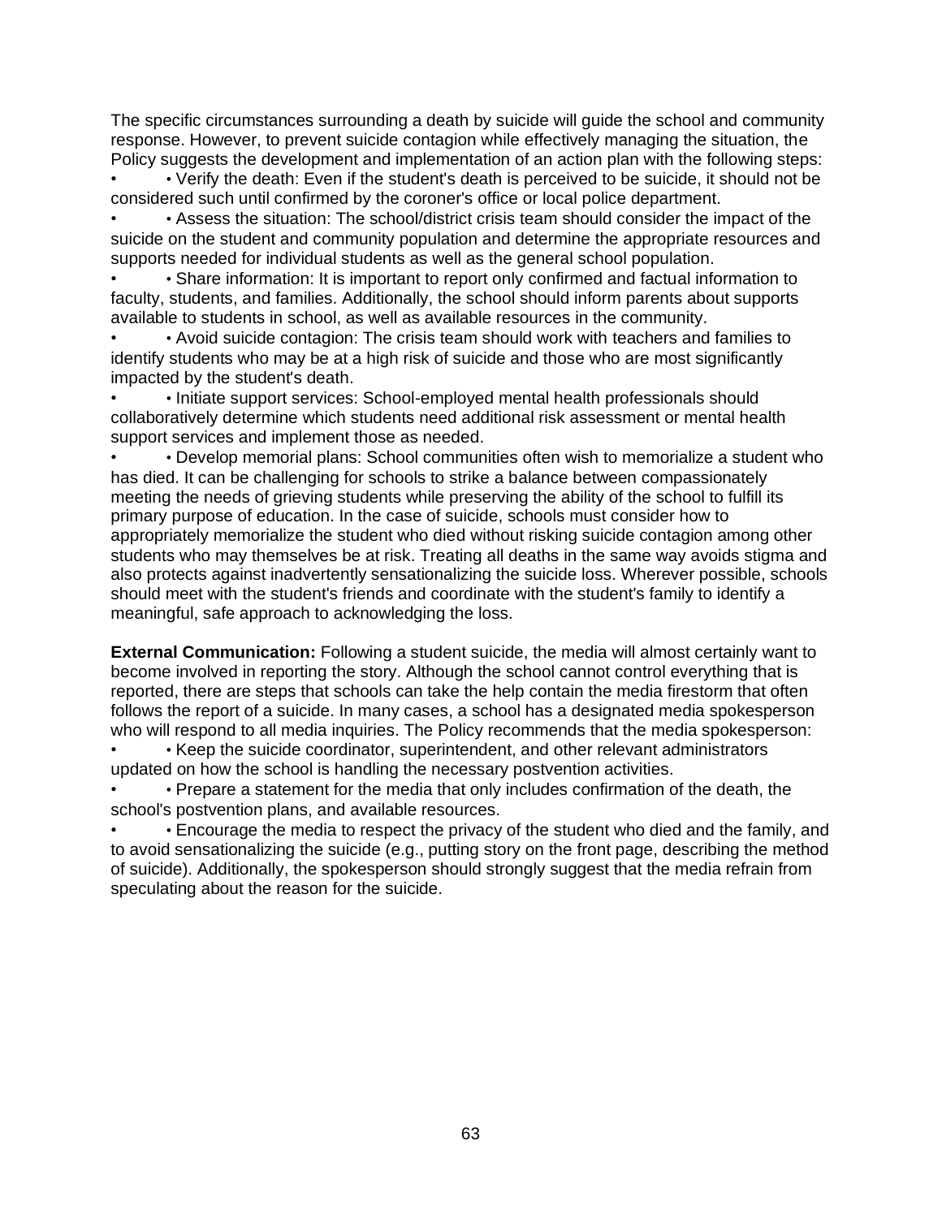The specific circumstances surrounding a death by suicide will guide the school and community response. However, to prevent suicide contagion while effectively managing the situation, the Policy suggests the development and implementation of an action plan with the following steps:

- • Verify the death: Even if the student's death is perceived to be suicide, it should not be considered such until confirmed by the coroner's office or local police department.
- • Assess the situation: The school/district crisis team should consider the impact of the suicide on the student and community population and determine the appropriate resources and supports needed for individual students as well as the general school population.
- • Share information: It is important to report only confirmed and factual information to faculty, students, and families. Additionally, the school should inform parents about supports available to students in school, as well as available resources in the community.
- • Avoid suicide contagion: The crisis team should work with teachers and families to identify students who may be at a high risk of suicide and those who are most significantly impacted by the student's death.
- • Initiate support services: School-employed mental health professionals should collaboratively determine which students need additional risk assessment or mental health support services and implement those as needed.
- • Develop memorial plans: School communities often wish to memorialize a student who has died. It can be challenging for schools to strike a balance between compassionately meeting the needs of grieving students while preserving the ability of the school to fulfill its primary purpose of education. In the case of suicide, schools must consider how to appropriately memorialize the student who died without risking suicide contagion among other students who may themselves be at risk. Treating all deaths in the same way avoids stigma and also protects against inadvertently sensationalizing the suicide loss. Wherever possible, schools should meet with the student's friends and coordinate with the student's family to identify a meaningful, safe approach to acknowledging the loss.

**External Communication:** Following a student suicide, the media will almost certainly want to become involved in reporting the story. Although the school cannot control everything that is reported, there are steps that schools can take the help contain the media firestorm that often follows the report of a suicide. In many cases, a school has a designated media spokesperson who will respond to all media inquiries. The Policy recommends that the media spokesperson:

- • Keep the suicide coordinator, superintendent, and other relevant administrators updated on how the school is handling the necessary postvention activities.
- • Prepare a statement for the media that only includes confirmation of the death, the school's postvention plans, and available resources.
- • Encourage the media to respect the privacy of the student who died and the family, and to avoid sensationalizing the suicide (e.g., putting story on the front page, describing the method of suicide). Additionally, the spokesperson should strongly suggest that the media refrain from speculating about the reason for the suicide.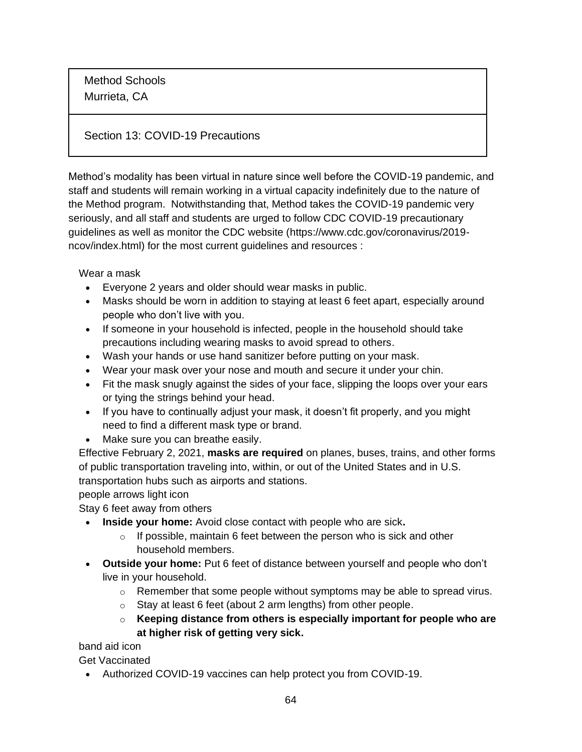Method Schools
Murrieta, CA

Section 13: COVID-19 Precautions

Method's modality has been virtual in nature since well before the COVID-19 pandemic, and staff and students will remain working in a virtual capacity indefinitely due to the nature of the Method program. Notwithstanding that, Method takes the COVID-19 pandemic very seriously, and all staff and students are urged to follow CDC COVID-19 precautionary guidelines as well as monitor the CDC website (https://www.cdc.gov/coronavirus/2019-ncov/index.html) for the most current guidelines and resources :

Wear a mask

- Everyone 2 years and older should wear masks in public.
- Masks should be worn in addition to staying at least 6 feet apart, especially around people who don't live with you.
- If someone in your household is infected, people in the household should take precautions including wearing masks to avoid spread to others.
- Wash your hands or use hand sanitizer before putting on your mask.
- Wear your mask over your nose and mouth and secure it under your chin.
- Fit the mask snugly against the sides of your face, slipping the loops over your ears or tying the strings behind your head.
- If you have to continually adjust your mask, it doesn't fit properly, and you might need to find a different mask type or brand.
- Make sure you can breathe easily.

Effective February 2, 2021, **masks are required** on planes, buses, trains, and other forms of public transportation traveling into, within, or out of the United States and in U.S. transportation hubs such as airports and stations.

people arrows light icon

Stay 6 feet away from others

- **Inside your home:** Avoid close contact with people who are sick**.**
  - If possible, maintain 6 feet between the person who is sick and other household members.
- **Outside your home:** Put 6 feet of distance between yourself and people who don't live in your household.
  - Remember that some people without symptoms may be able to spread virus.
  - Stay at least 6 feet (about 2 arm lengths) from other people.
  - **Keeping distance from others is especially important for people who are at higher risk of getting very sick.**

band aid icon

Get Vaccinated

- Authorized COVID-19 vaccines can help protect you from COVID-19.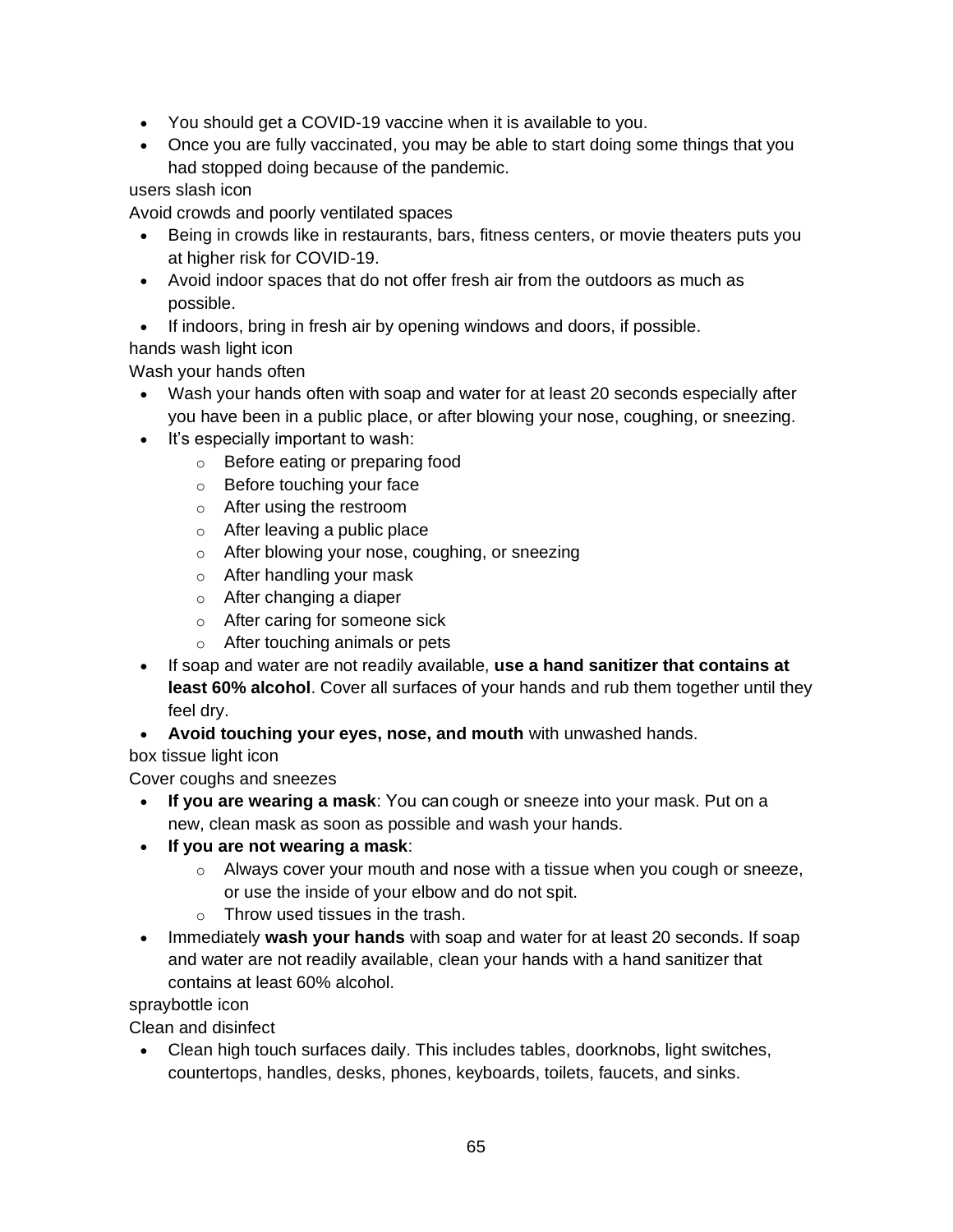- You should get a COVID-19 vaccine when it is available to you.
- Once you are fully vaccinated, you may be able to start doing some things that you had stopped doing because of the pandemic.

users slash icon

Avoid crowds and poorly ventilated spaces

- Being in crowds like in restaurants, bars, fitness centers, or movie theaters puts you at higher risk for COVID-19.
- Avoid indoor spaces that do not offer fresh air from the outdoors as much as possible.
- If indoors, bring in fresh air by opening windows and doors, if possible.

hands wash light icon

Wash your hands often

- Wash your hands often with soap and water for at least 20 seconds especially after you have been in a public place, or after blowing your nose, coughing, or sneezing.
- It's especially important to wash:
  - Before eating or preparing food
  - Before touching your face
  - After using the restroom
  - After leaving a public place
  - After blowing your nose, coughing, or sneezing
  - After handling your mask
  - After changing a diaper
  - After caring for someone sick
  - After touching animals or pets
- If soap and water are not readily available, **use a hand sanitizer that contains at least 60% alcohol**. Cover all surfaces of your hands and rub them together until they feel dry.
- **Avoid touching your eyes, nose, and mouth** with unwashed hands.

box tissue light icon

Cover coughs and sneezes

- **If you are wearing a mask**: You can cough or sneeze into your mask. Put on a new, clean mask as soon as possible and wash your hands.
- **If you are not wearing a mask**:
  - Always cover your mouth and nose with a tissue when you cough or sneeze, or use the inside of your elbow and do not spit.
  - Throw used tissues in the trash.
- Immediately **wash your hands** with soap and water for at least 20 seconds. If soap and water are not readily available, clean your hands with a hand sanitizer that contains at least 60% alcohol.

spraybottle icon

Clean and disinfect

- Clean high touch surfaces daily. This includes tables, doorknobs, light switches, countertops, handles, desks, phones, keyboards, toilets, faucets, and sinks.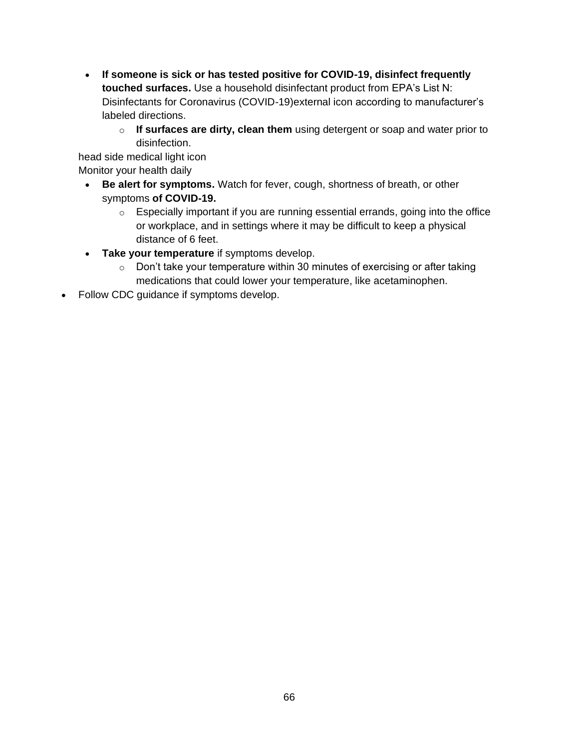- **If someone is sick or has tested positive for COVID-19, disinfect frequently touched surfaces.** Use a household disinfectant product from EPA's List N: Disinfectants for Coronavirus (COVID-19)external icon according to manufacturer's labeled directions.
  - **If surfaces are dirty, clean them** using detergent or soap and water prior to disinfection.

head side medical light icon
Monitor your health daily

- **Be alert for symptoms.** Watch for fever, cough, shortness of breath, or other symptoms **of COVID-19.**
  - Especially important if you are running essential errands, going into the office or workplace, and in settings where it may be difficult to keep a physical distance of 6 feet.
- **Take your temperature** if symptoms develop.
  - Don't take your temperature within 30 minutes of exercising or after taking medications that could lower your temperature, like acetaminophen.

- Follow CDC guidance if symptoms develop.